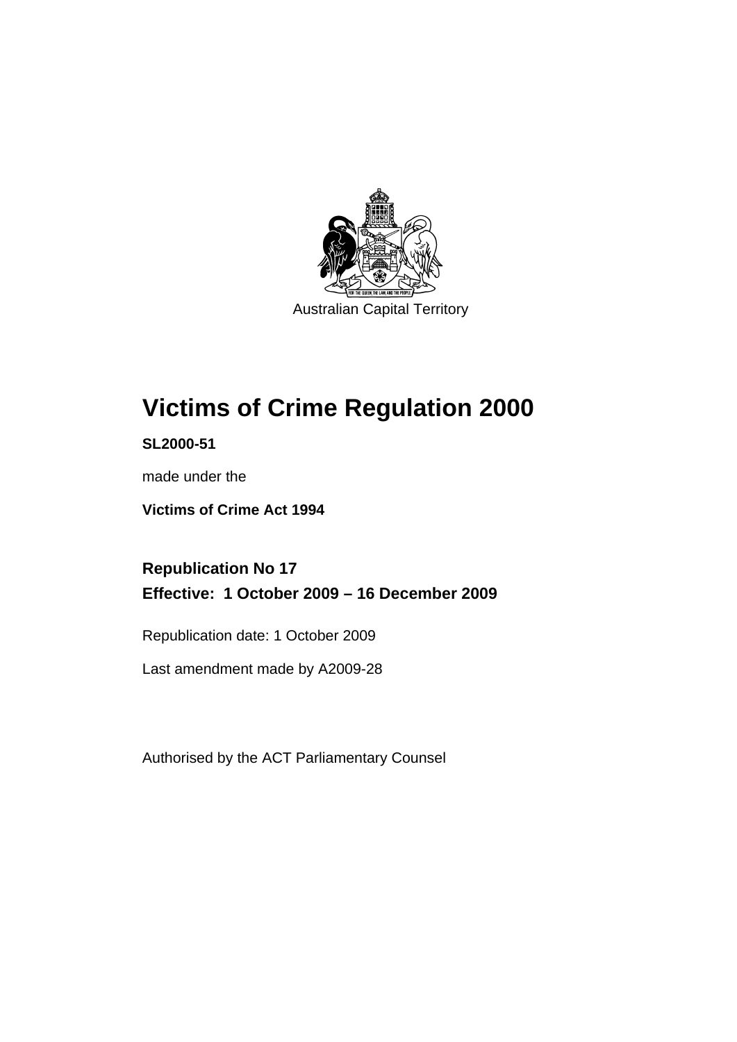Australian Capital Territory

# Victims of Crime Regulation 2000

**SL2000-51**

made under the

**Victims of Crime Act 1994**

## Republication No 17
## Effective: 1 October 2009 – 16 December 2009

Republication date: 1 October 2009

Last amendment made by A2009-28

Authorised by the ACT Parliamentary Counsel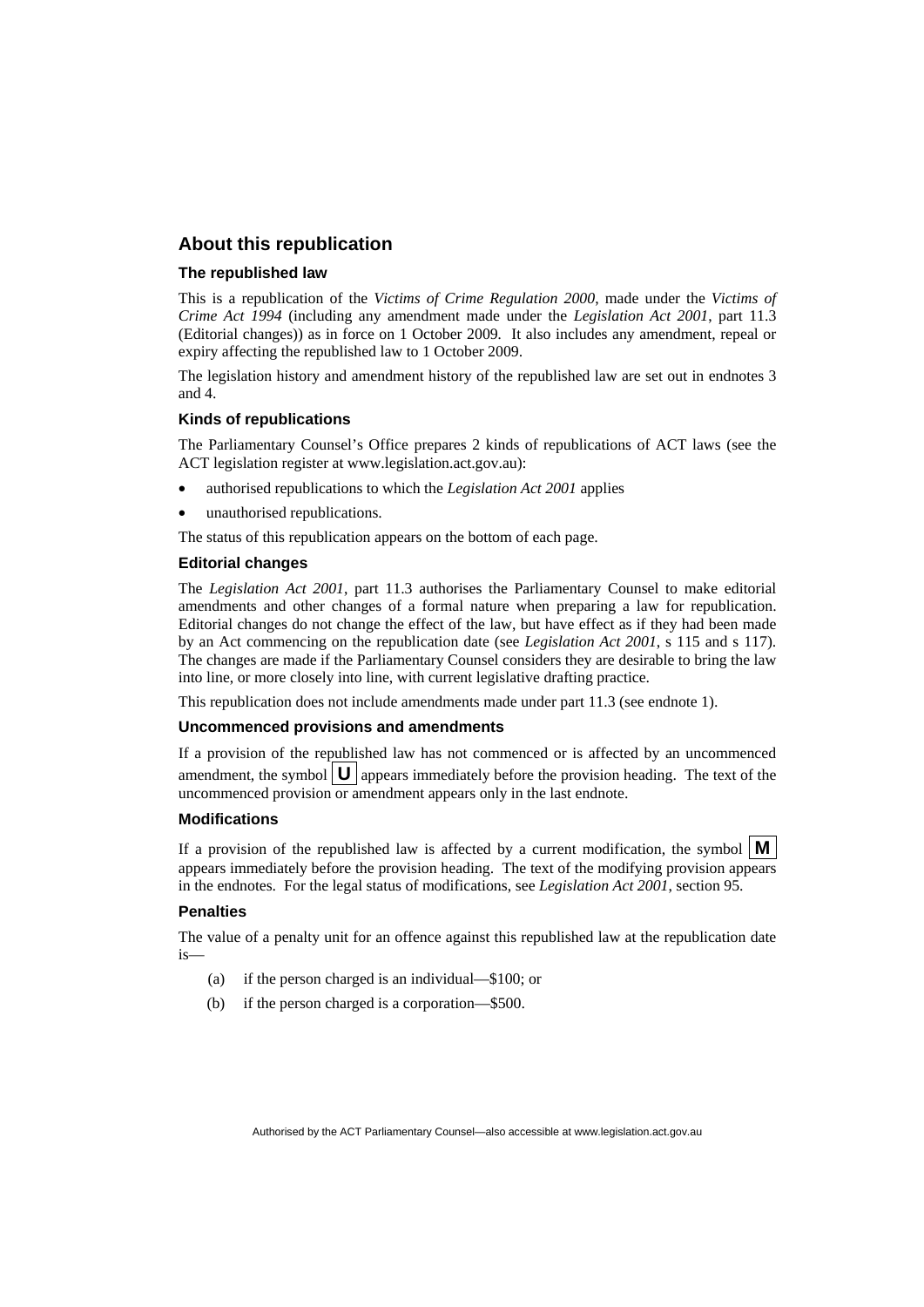## About this republication

### The republished law

This is a republication of the *Victims of Crime Regulation 2000*, made under the *Victims of Crime Act 1994* (including any amendment made under the *Legislation Act 2001*, part 11.3 (Editorial changes)) as in force on 1 October 2009*.* It also includes any amendment, repeal or expiry affecting the republished law to 1 October 2009.

The legislation history and amendment history of the republished law are set out in endnotes 3 and 4.

### Kinds of republications

The Parliamentary Counsel's Office prepares 2 kinds of republications of ACT laws (see the ACT legislation register at www.legislation.act.gov.au):

- authorised republications to which the *Legislation Act 2001* applies
- unauthorised republications.

The status of this republication appears on the bottom of each page.

### Editorial changes

The *Legislation Act 2001*, part 11.3 authorises the Parliamentary Counsel to make editorial amendments and other changes of a formal nature when preparing a law for republication. Editorial changes do not change the effect of the law, but have effect as if they had been made by an Act commencing on the republication date (see *Legislation Act 2001*, s 115 and s 117). The changes are made if the Parliamentary Counsel considers they are desirable to bring the law into line, or more closely into line, with current legislative drafting practice.

This republication does not include amendments made under part 11.3 (see endnote 1).

### Uncommenced provisions and amendments

If a provision of the republished law has not commenced or is affected by an uncommenced amendment, the symbol **U** appears immediately before the provision heading. The text of the uncommenced provision or amendment appears only in the last endnote.

### Modifications

If a provision of the republished law is affected by a current modification, the symbol **M** appears immediately before the provision heading. The text of the modifying provision appears in the endnotes. For the legal status of modifications, see *Legislation Act 2001*, section 95.

### Penalties

The value of a penalty unit for an offence against this republished law at the republication date is—

(a) if the person charged is an individual—$100; or

(b) if the person charged is a corporation—$500.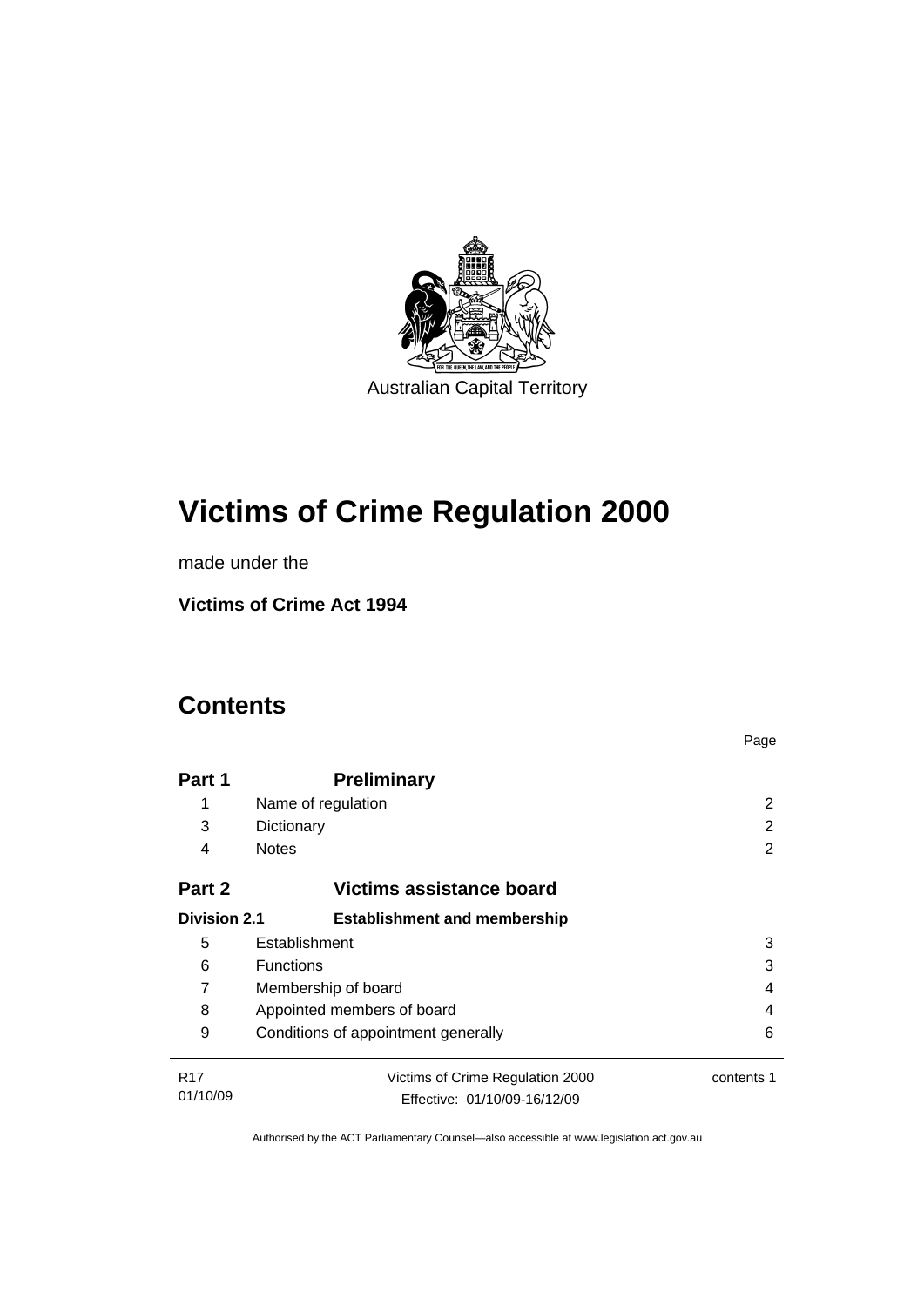Australian Capital Territory

# Victims of Crime Regulation 2000

made under the

**Victims of Crime Act 1994**

## Contents

| | | Page |
|---|---|---|
| **Part 1** | **Preliminary** | |
| 1 | Name of regulation | 2 |
| 3 | Dictionary | 2 |
| 4 | Notes | 2 |
| **Part 2** | **Victims assistance board** | |
| **Division 2.1** | **Establishment and membership** | |
| 5 | Establishment | 3 |
| 6 | Functions | 3 |
| 7 | Membership of board | 4 |
| 8 | Appointed members of board | 4 |
| 9 | Conditions of appointment generally | 6 |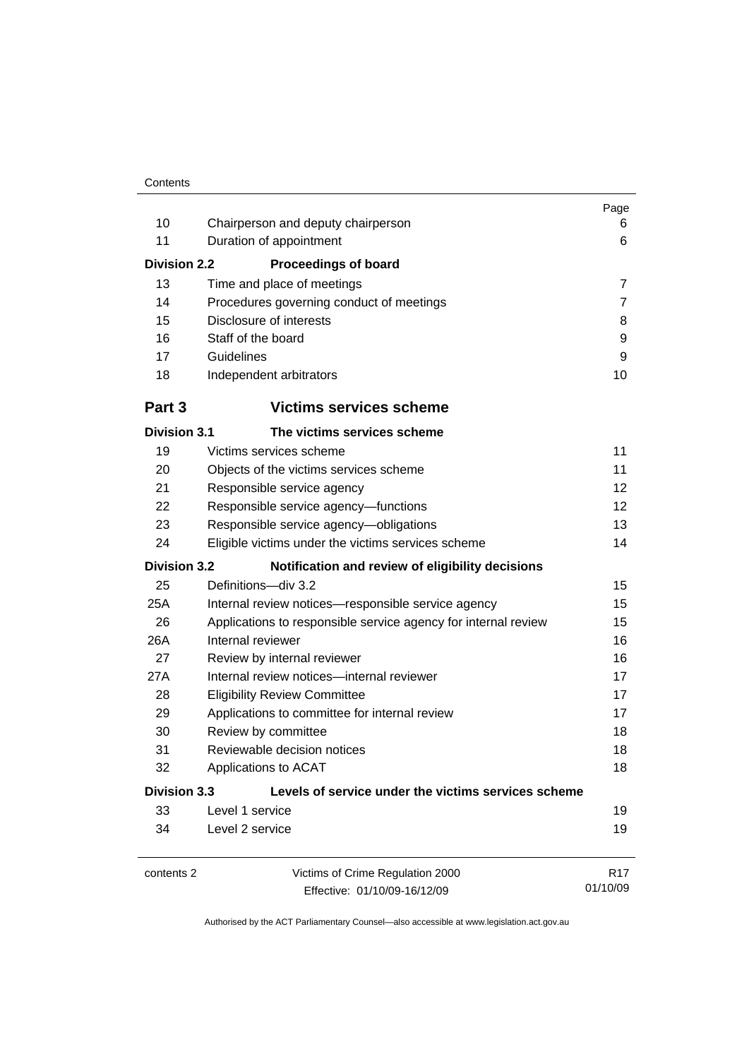| | | Page |
|---|---|---|
| 10 | Chairperson and deputy chairperson | 6 |
| 11 | Duration of appointment | 6 |
| **Division 2.2** | **Proceedings of board** | |
| 13 | Time and place of meetings | 7 |
| 14 | Procedures governing conduct of meetings | 7 |
| 15 | Disclosure of interests | 8 |
| 16 | Staff of the board | 9 |
| 17 | Guidelines | 9 |
| 18 | Independent arbitrators | 10 |
| **Part 3** | **Victims services scheme** | |
| **Division 3.1** | **The victims services scheme** | |
| 19 | Victims services scheme | 11 |
| 20 | Objects of the victims services scheme | 11 |
| 21 | Responsible service agency | 12 |
| 22 | Responsible service agency—functions | 12 |
| 23 | Responsible service agency—obligations | 13 |
| 24 | Eligible victims under the victims services scheme | 14 |
| **Division 3.2** | **Notification and review of eligibility decisions** | |
| 25 | Definitions—div 3.2 | 15 |
| 25A | Internal review notices—responsible service agency | 15 |
| 26 | Applications to responsible service agency for internal review | 15 |
| 26A | Internal reviewer | 16 |
| 27 | Review by internal reviewer | 16 |
| 27A | Internal review notices—internal reviewer | 17 |
| 28 | Eligibility Review Committee | 17 |
| 29 | Applications to committee for internal review | 17 |
| 30 | Review by committee | 18 |
| 31 | Reviewable decision notices | 18 |
| 32 | Applications to ACAT | 18 |
| **Division 3.3** | **Levels of service under the victims services scheme** | |
| 33 | Level 1 service | 19 |
| 34 | Level 2 service | 19 |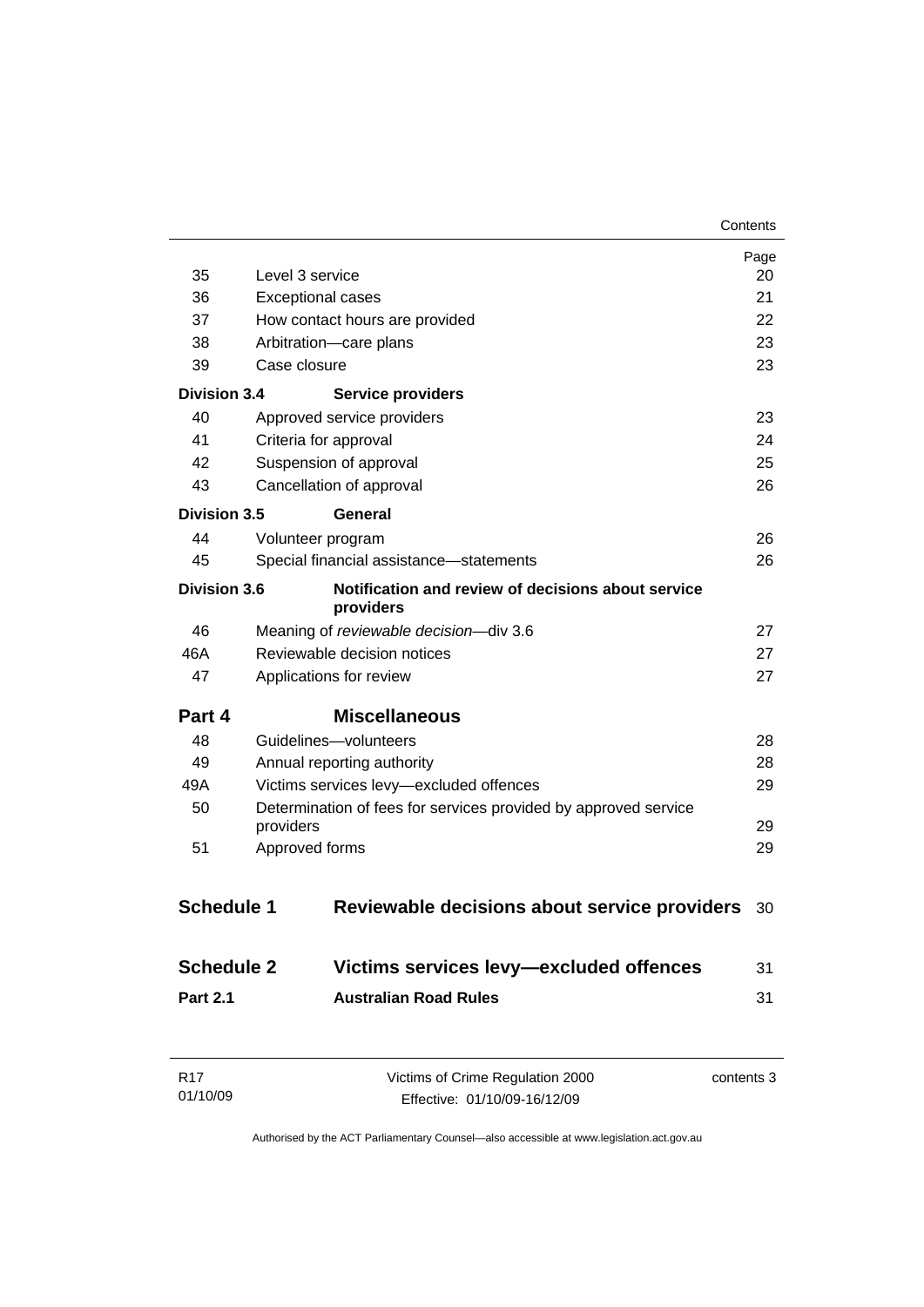| | | Page |
|---|---|---|
| 35 | Level 3 service | 20 |
| 36 | Exceptional cases | 21 |
| 37 | How contact hours are provided | 22 |
| 38 | Arbitration—care plans | 23 |
| 39 | Case closure | 23 |
| **Division 3.4** | **Service providers** | |
| 40 | Approved service providers | 23 |
| 41 | Criteria for approval | 24 |
| 42 | Suspension of approval | 25 |
| 43 | Cancellation of approval | 26 |
| **Division 3.5** | **General** | |
| 44 | Volunteer program | 26 |
| 45 | Special financial assistance—statements | 26 |
| **Division 3.6** | **Notification and review of decisions about service providers** | |
| 46 | Meaning of *reviewable decision*—div 3.6 | 27 |
| 46A | Reviewable decision notices | 27 |
| 47 | Applications for review | 27 |
| **Part 4** | **Miscellaneous** | |
| 48 | Guidelines—volunteers | 28 |
| 49 | Annual reporting authority | 28 |
| 49A | Victims services levy—excluded offences | 29 |
| 50 | Determination of fees for services provided by approved service providers | 29 |
| 51 | Approved forms | 29 |
| **Schedule 1** | **Reviewable decisions about service providers** | 30 |
| **Schedule 2** | **Victims services levy—excluded offences** | 31 |
| **Part 2.1** | **Australian Road Rules** | 31 |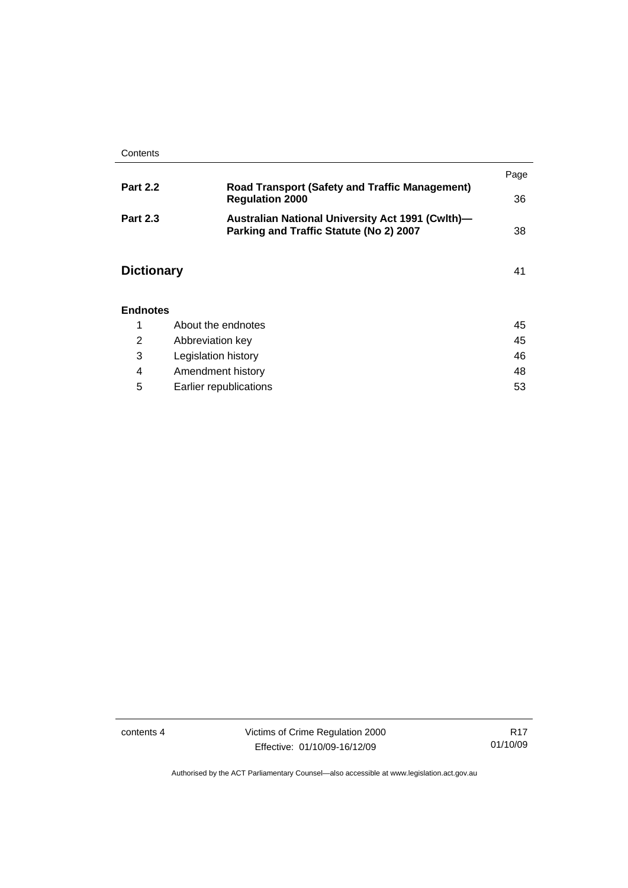| | | Page |
|---|---|---|
| **Part 2.2** | **Road Transport (Safety and Traffic Management) Regulation 2000** | 36 |
| **Part 2.3** | **Australian National University Act 1991 (Cwlth)—Parking and Traffic Statute (No 2) 2007** | 38 |

## Dictionary 41

### Endnotes

| | | |
|---|---|---|
| 1 | About the endnotes | 45 |
| 2 | Abbreviation key | 45 |
| 3 | Legislation history | 46 |
| 4 | Amendment history | 48 |
| 5 | Earlier republications | 53 |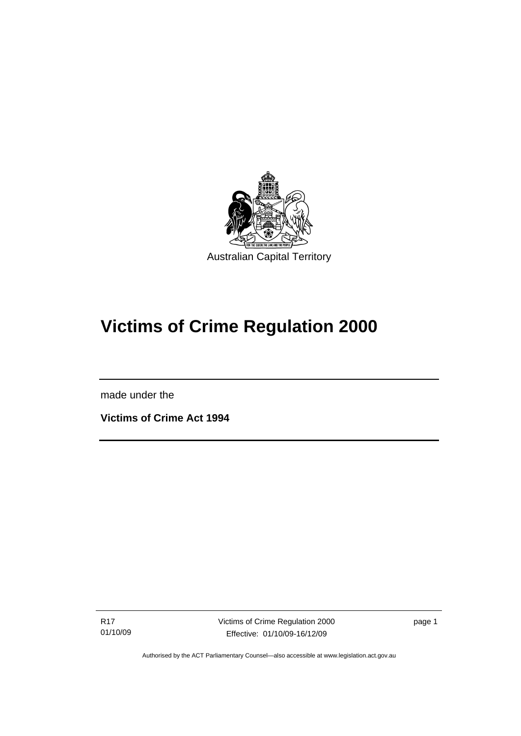Australian Capital Territory

# Victims of Crime Regulation 2000

made under the

**Victims of Crime Act 1994**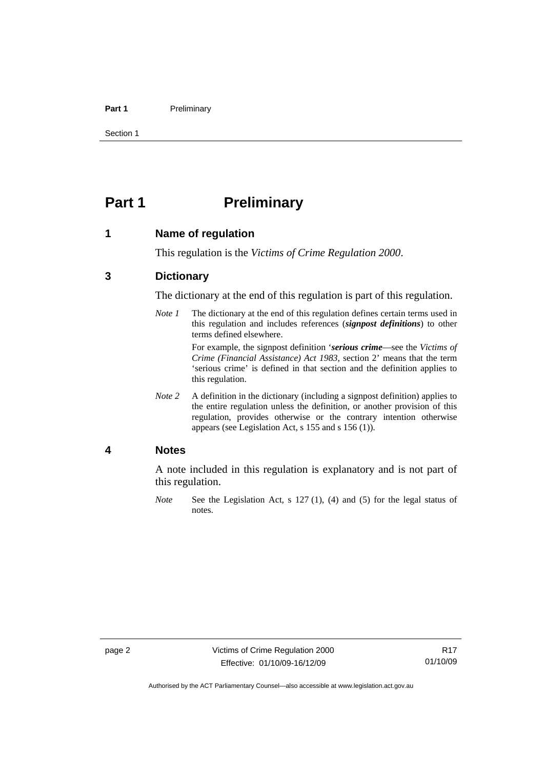# Part 1 Preliminary

## 1 Name of regulation

This regulation is the *Victims of Crime Regulation 2000*.

## 3 Dictionary

The dictionary at the end of this regulation is part of this regulation.

*Note 1* The dictionary at the end of this regulation defines certain terms used in this regulation and includes references (***signpost definitions***) to other terms defined elsewhere.

For example, the signpost definition '***serious crime***—see the *Victims of Crime (Financial Assistance) Act 1983*, section 2' means that the term 'serious crime' is defined in that section and the definition applies to this regulation.

*Note 2* A definition in the dictionary (including a signpost definition) applies to the entire regulation unless the definition, or another provision of this regulation, provides otherwise or the contrary intention otherwise appears (see Legislation Act, s 155 and s 156 (1)).

## 4 Notes

A note included in this regulation is explanatory and is not part of this regulation.

*Note* See the Legislation Act, s 127 (1), (4) and (5) for the legal status of notes.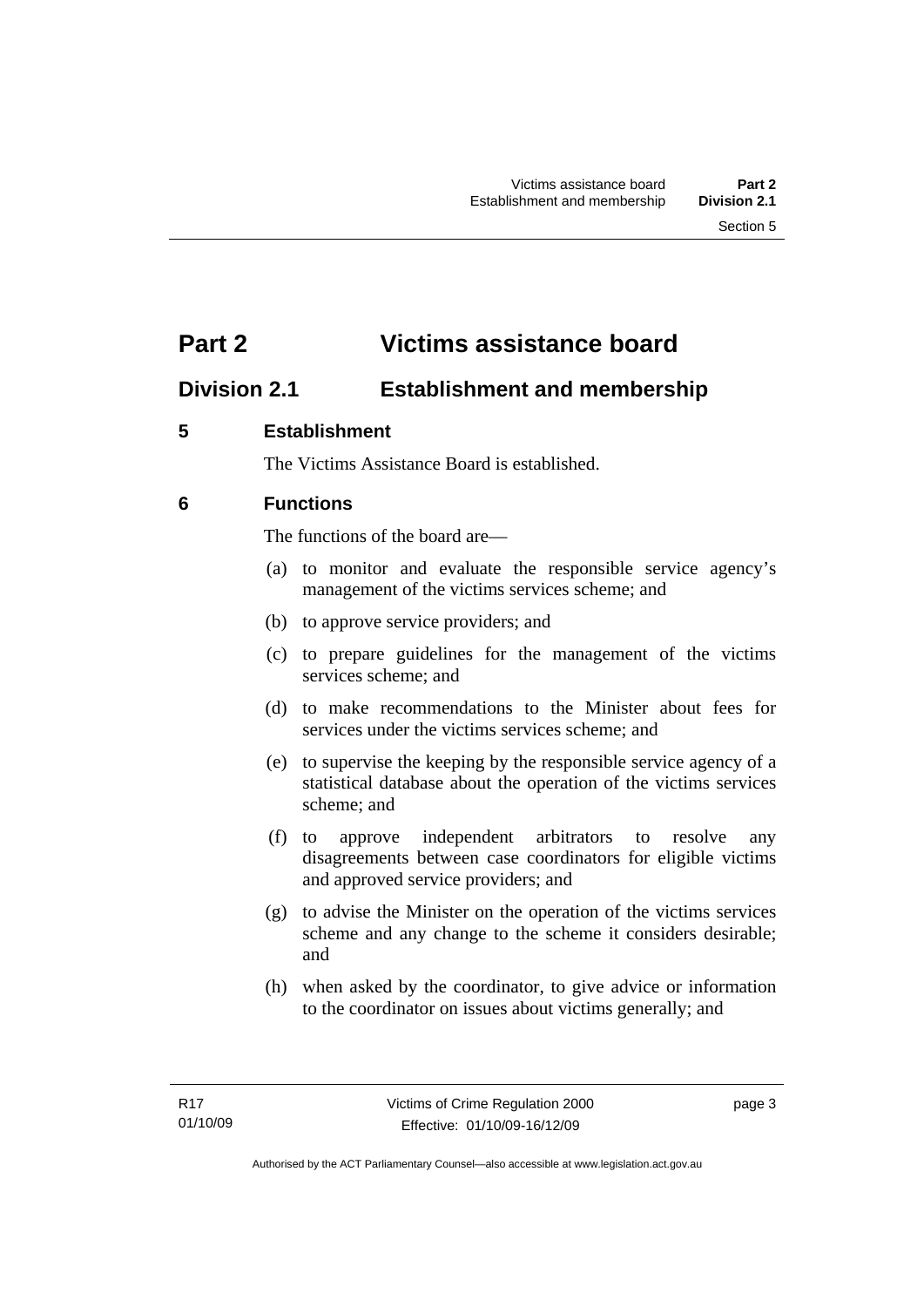# Part 2 Victims assistance board

## Division 2.1 Establishment and membership

### 5 Establishment

The Victims Assistance Board is established.

### 6 Functions

The functions of the board are—

(a) to monitor and evaluate the responsible service agency's management of the victims services scheme; and

(b) to approve service providers; and

(c) to prepare guidelines for the management of the victims services scheme; and

(d) to make recommendations to the Minister about fees for services under the victims services scheme; and

(e) to supervise the keeping by the responsible service agency of a statistical database about the operation of the victims services scheme; and

(f) to approve independent arbitrators to resolve any disagreements between case coordinators for eligible victims and approved service providers; and

(g) to advise the Minister on the operation of the victims services scheme and any change to the scheme it considers desirable; and

(h) when asked by the coordinator, to give advice or information to the coordinator on issues about victims generally; and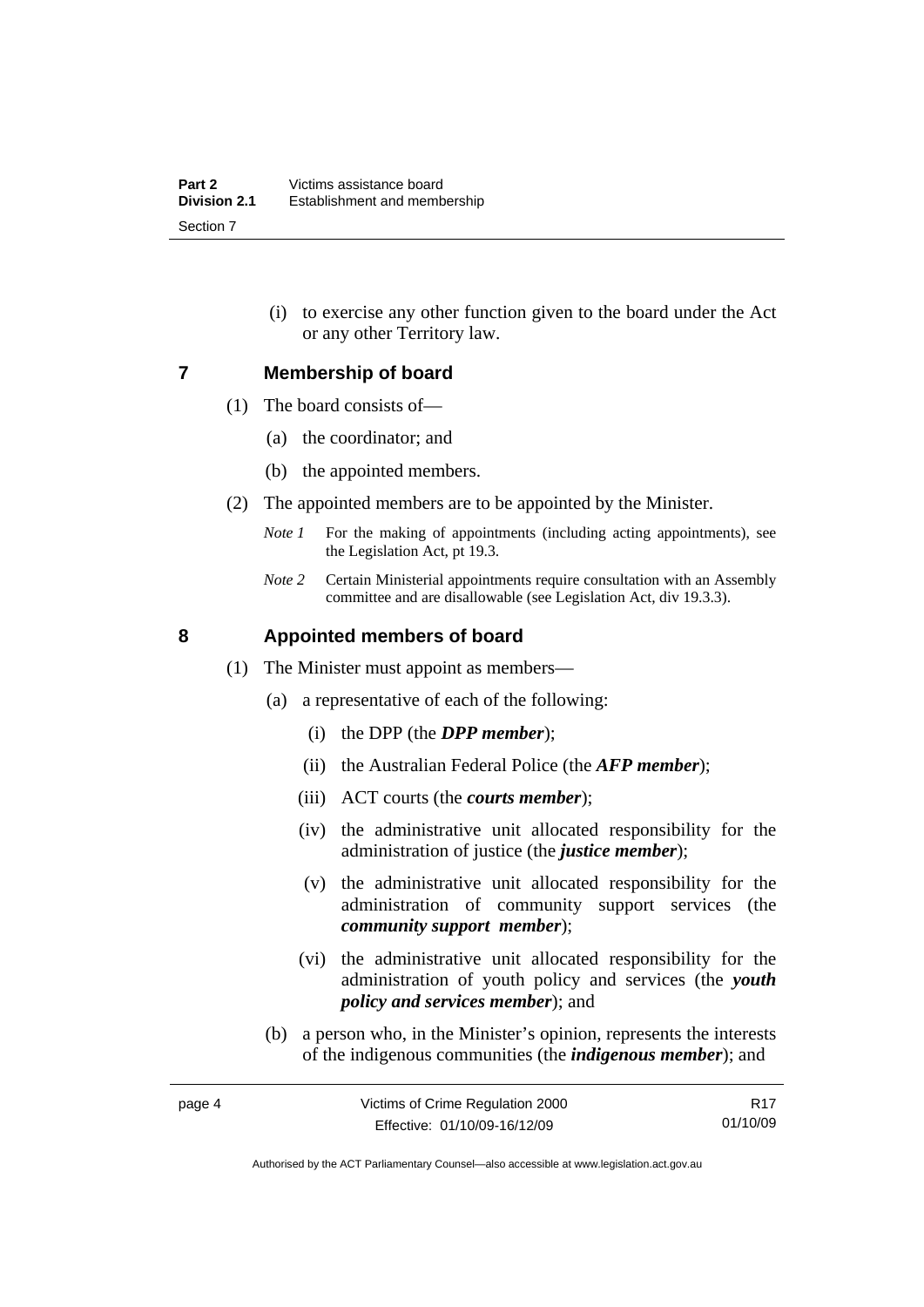(i) to exercise any other function given to the board under the Act or any other Territory law.

## 7 Membership of board

(1) The board consists of—

(a) the coordinator; and

(b) the appointed members.

(2) The appointed members are to be appointed by the Minister.

*Note 1* For the making of appointments (including acting appointments), see the Legislation Act, pt 19.3.

*Note 2* Certain Ministerial appointments require consultation with an Assembly committee and are disallowable (see Legislation Act, div 19.3.3).

## 8 Appointed members of board

(1) The Minister must appoint as members—

(a) a representative of each of the following:

(i) the DPP (the ***DPP member***);

(ii) the Australian Federal Police (the ***AFP member***);

(iii) ACT courts (the ***courts member***);

(iv) the administrative unit allocated responsibility for the administration of justice (the ***justice member***);

(v) the administrative unit allocated responsibility for the administration of community support services (the ***community support member***);

(vi) the administrative unit allocated responsibility for the administration of youth policy and services (the ***youth policy and services member***); and

(b) a person who, in the Minister's opinion, represents the interests of the indigenous communities (the ***indigenous member***); and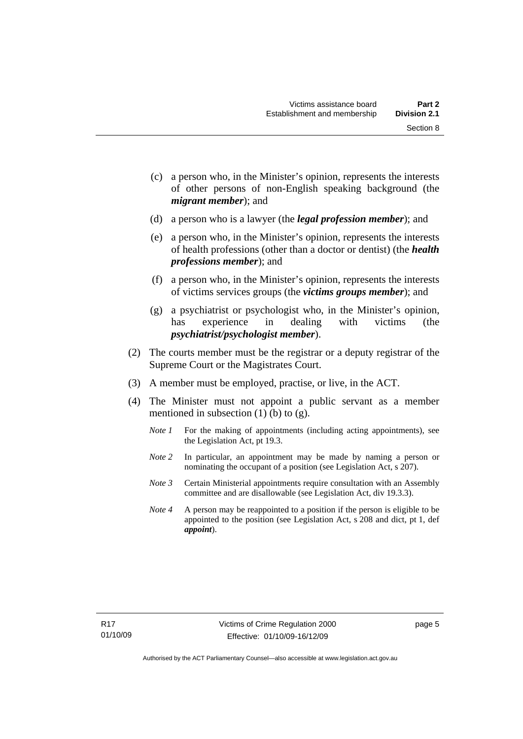(c) a person who, in the Minister's opinion, represents the interests of other persons of non-English speaking background (the ***migrant member***); and

(d) a person who is a lawyer (the ***legal profession member***); and

(e) a person who, in the Minister's opinion, represents the interests of health professions (other than a doctor or dentist) (the ***health professions member***); and

(f) a person who, in the Minister's opinion, represents the interests of victims services groups (the ***victims groups member***); and

(g) a psychiatrist or psychologist who, in the Minister's opinion, has experience in dealing with victims (the ***psychiatrist/psychologist member***).

(2) The courts member must be the registrar or a deputy registrar of the Supreme Court or the Magistrates Court.

(3) A member must be employed, practise, or live, in the ACT.

(4) The Minister must not appoint a public servant as a member mentioned in subsection (1) (b) to (g).

*Note 1* For the making of appointments (including acting appointments), see the Legislation Act, pt 19.3.

*Note 2* In particular, an appointment may be made by naming a person or nominating the occupant of a position (see Legislation Act, s 207).

*Note 3* Certain Ministerial appointments require consultation with an Assembly committee and are disallowable (see Legislation Act, div 19.3.3).

*Note 4* A person may be reappointed to a position if the person is eligible to be appointed to the position (see Legislation Act, s 208 and dict, pt 1, def ***appoint***).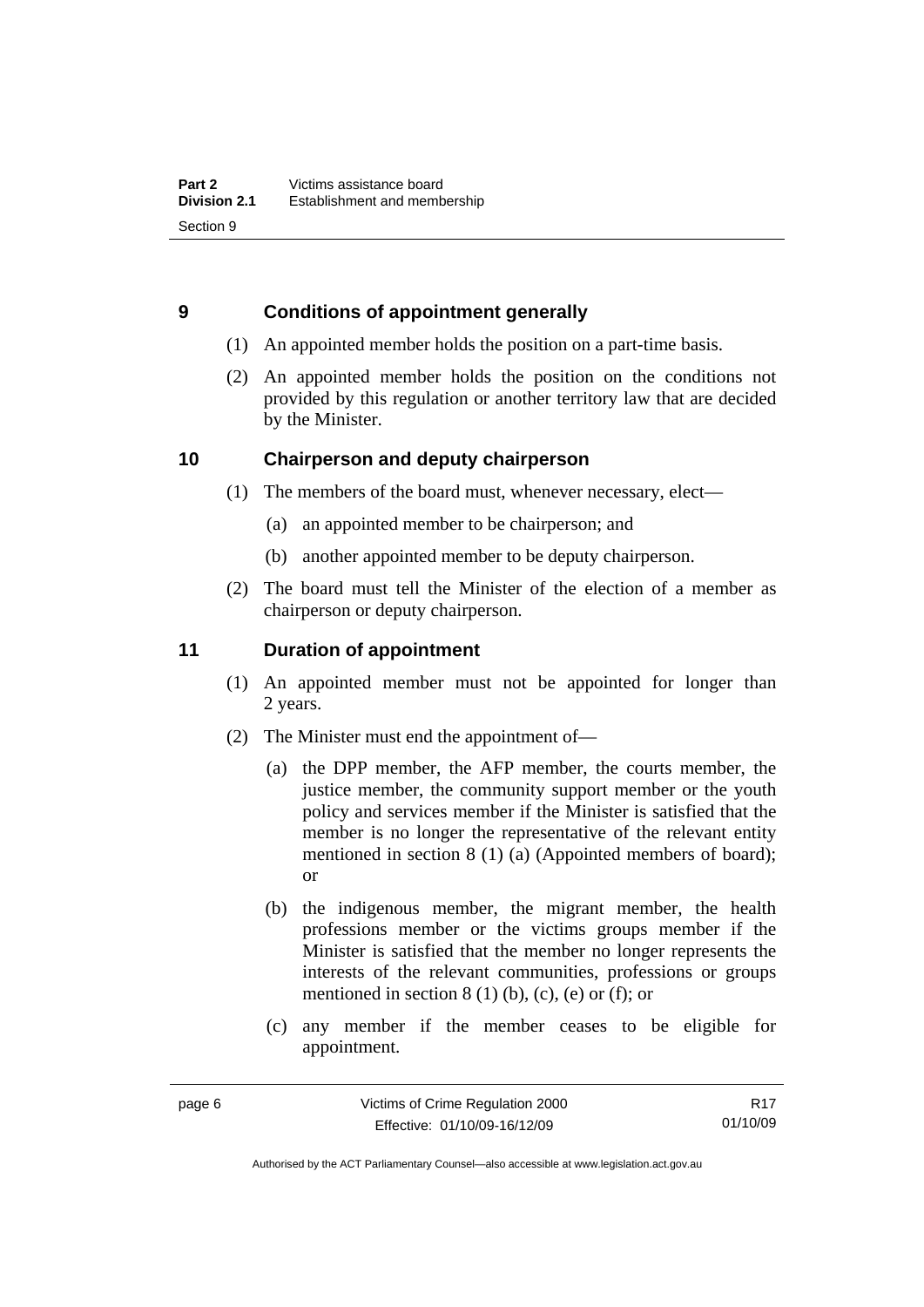## 9 Conditions of appointment generally

(1) An appointed member holds the position on a part-time basis.

(2) An appointed member holds the position on the conditions not provided by this regulation or another territory law that are decided by the Minister.

## 10 Chairperson and deputy chairperson

(1) The members of the board must, whenever necessary, elect—

(a) an appointed member to be chairperson; and

(b) another appointed member to be deputy chairperson.

(2) The board must tell the Minister of the election of a member as chairperson or deputy chairperson.

## 11 Duration of appointment

(1) An appointed member must not be appointed for longer than 2 years.

(2) The Minister must end the appointment of—

(a) the DPP member, the AFP member, the courts member, the justice member, the community support member or the youth policy and services member if the Minister is satisfied that the member is no longer the representative of the relevant entity mentioned in section 8 (1) (a) (Appointed members of board); or

(b) the indigenous member, the migrant member, the health professions member or the victims groups member if the Minister is satisfied that the member no longer represents the interests of the relevant communities, professions or groups mentioned in section 8 (1) (b), (c), (e) or (f); or

(c) any member if the member ceases to be eligible for appointment.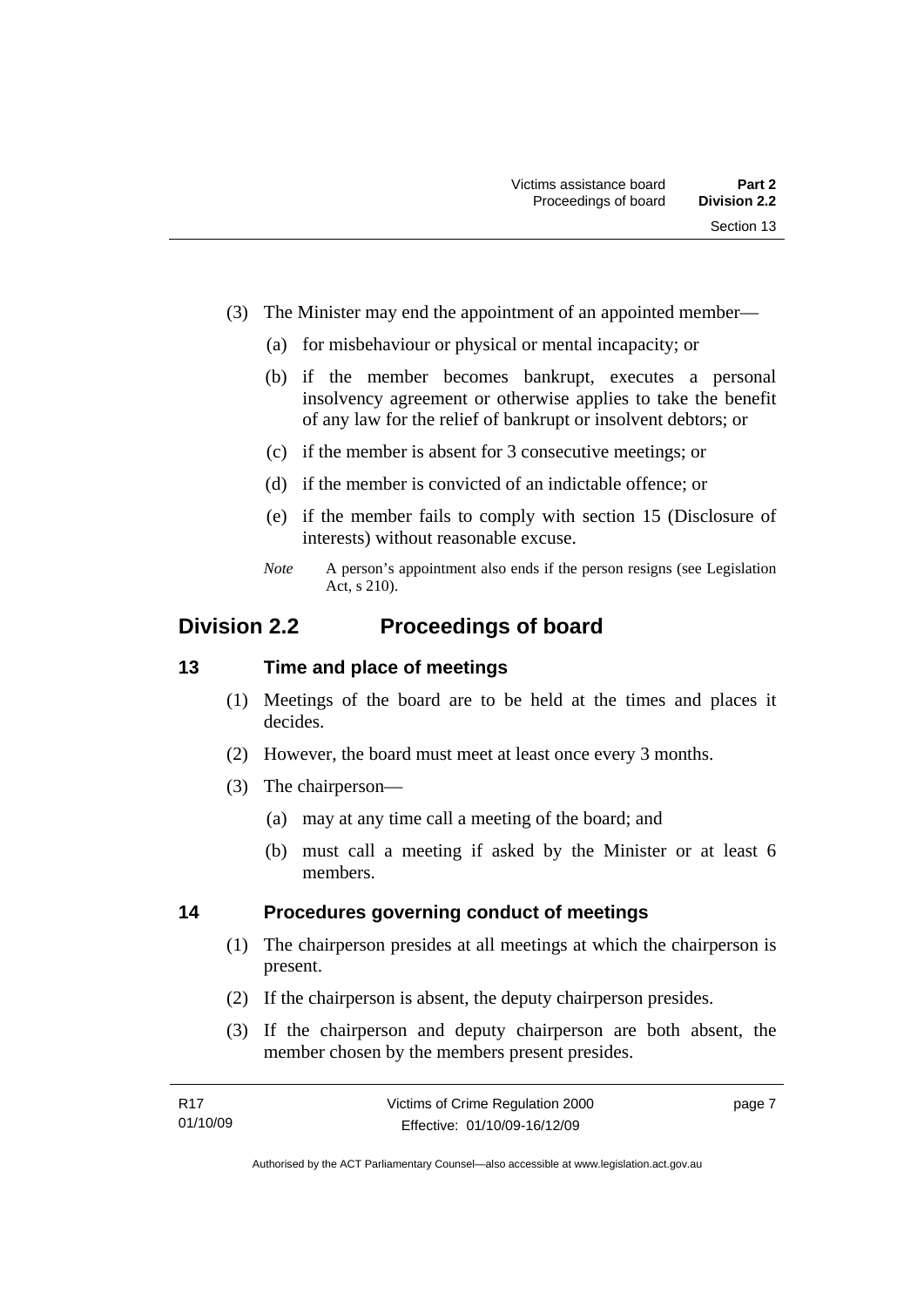(3) The Minister may end the appointment of an appointed member—

(a) for misbehaviour or physical or mental incapacity; or

(b) if the member becomes bankrupt, executes a personal insolvency agreement or otherwise applies to take the benefit of any law for the relief of bankrupt or insolvent debtors; or

(c) if the member is absent for 3 consecutive meetings; or

(d) if the member is convicted of an indictable offence; or

(e) if the member fails to comply with section 15 (Disclosure of interests) without reasonable excuse.

*Note* A person's appointment also ends if the person resigns (see Legislation Act, s 210).

## Division 2.2 Proceedings of board

### 13 Time and place of meetings

(1) Meetings of the board are to be held at the times and places it decides.

(2) However, the board must meet at least once every 3 months.

(3) The chairperson—

(a) may at any time call a meeting of the board; and

(b) must call a meeting if asked by the Minister or at least 6 members.

### 14 Procedures governing conduct of meetings

(1) The chairperson presides at all meetings at which the chairperson is present.

(2) If the chairperson is absent, the deputy chairperson presides.

(3) If the chairperson and deputy chairperson are both absent, the member chosen by the members present presides.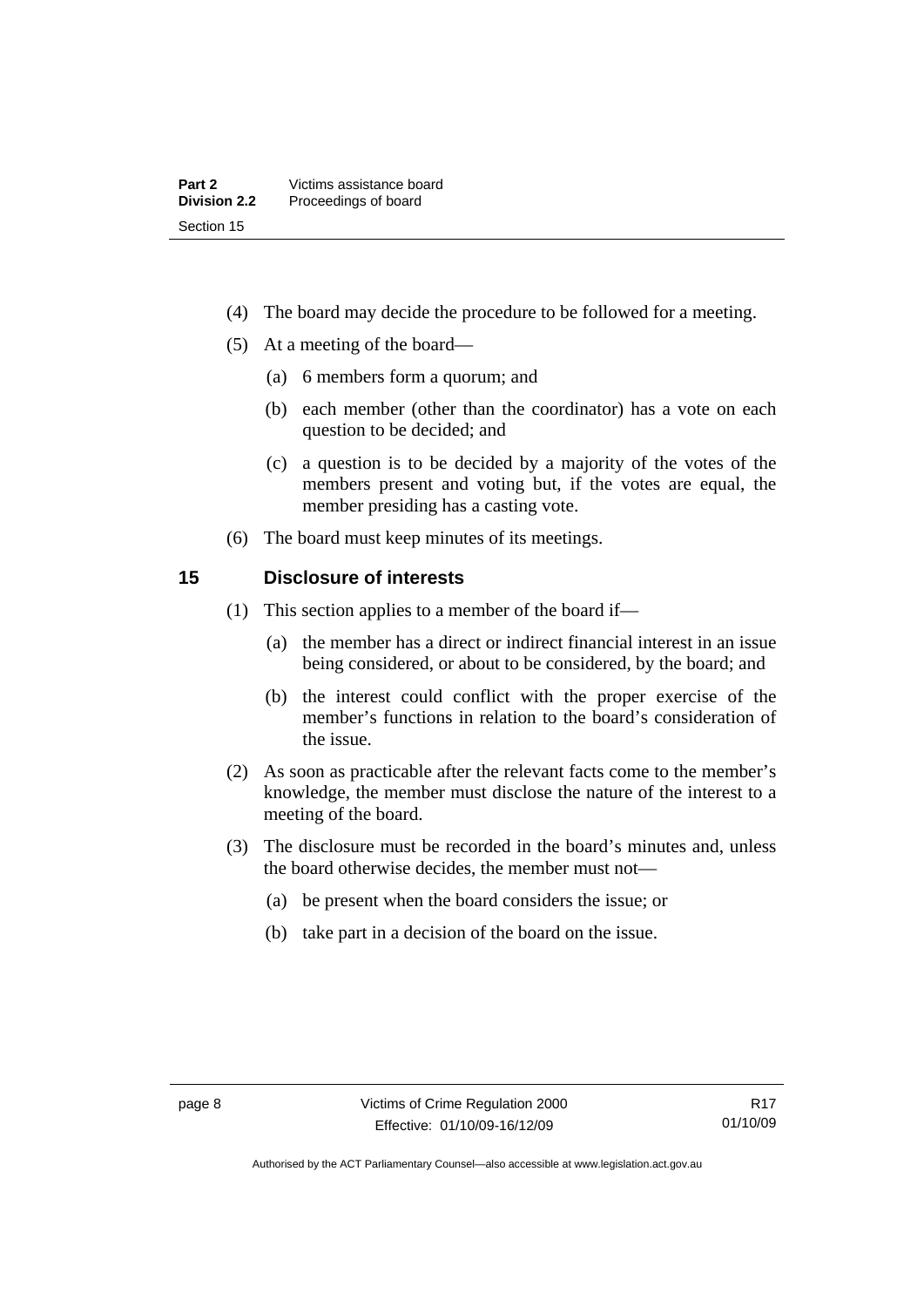(4) The board may decide the procedure to be followed for a meeting.

(5) At a meeting of the board—

(a) 6 members form a quorum; and

(b) each member (other than the coordinator) has a vote on each question to be decided; and

(c) a question is to be decided by a majority of the votes of the members present and voting but, if the votes are equal, the member presiding has a casting vote.

(6) The board must keep minutes of its meetings.

## 15 Disclosure of interests

(1) This section applies to a member of the board if—

(a) the member has a direct or indirect financial interest in an issue being considered, or about to be considered, by the board; and

(b) the interest could conflict with the proper exercise of the member's functions in relation to the board's consideration of the issue.

(2) As soon as practicable after the relevant facts come to the member's knowledge, the member must disclose the nature of the interest to a meeting of the board.

(3) The disclosure must be recorded in the board's minutes and, unless the board otherwise decides, the member must not—

(a) be present when the board considers the issue; or

(b) take part in a decision of the board on the issue.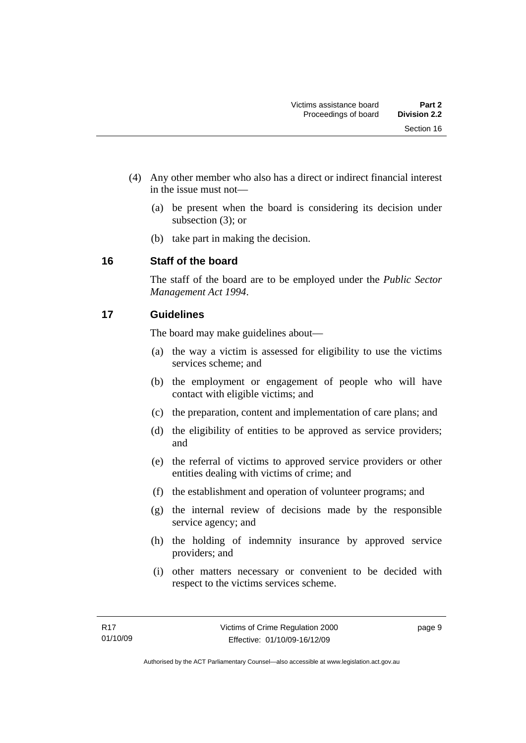(4) Any other member who also has a direct or indirect financial interest in the issue must not—

(a) be present when the board is considering its decision under subsection (3); or

(b) take part in making the decision.

## 16 Staff of the board

The staff of the board are to be employed under the *Public Sector Management Act 1994*.

## 17 Guidelines

The board may make guidelines about—

(a) the way a victim is assessed for eligibility to use the victims services scheme; and

(b) the employment or engagement of people who will have contact with eligible victims; and

(c) the preparation, content and implementation of care plans; and

(d) the eligibility of entities to be approved as service providers; and

(e) the referral of victims to approved service providers or other entities dealing with victims of crime; and

(f) the establishment and operation of volunteer programs; and

(g) the internal review of decisions made by the responsible service agency; and

(h) the holding of indemnity insurance by approved service providers; and

(i) other matters necessary or convenient to be decided with respect to the victims services scheme.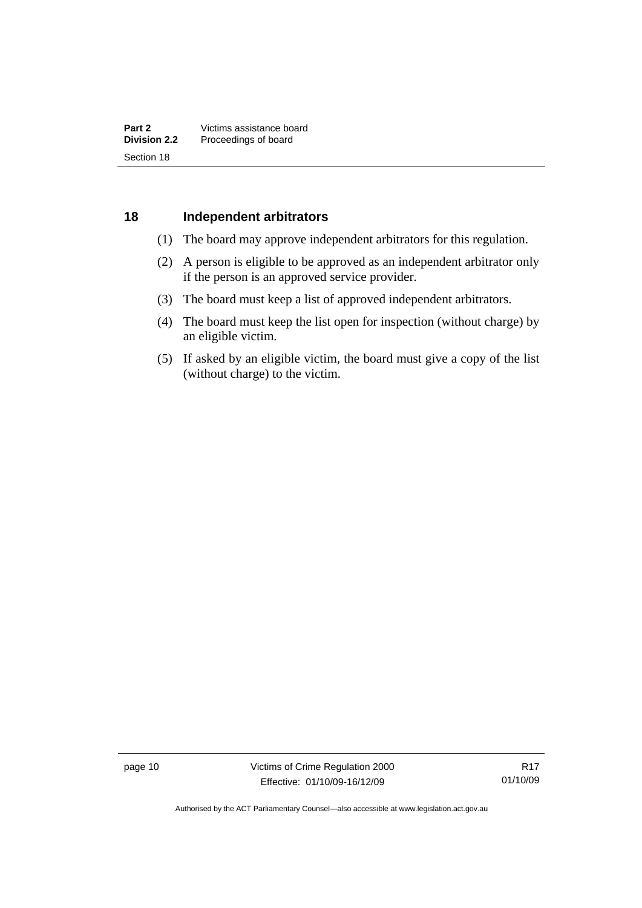## 18 Independent arbitrators

(1) The board may approve independent arbitrators for this regulation.

(2) A person is eligible to be approved as an independent arbitrator only if the person is an approved service provider.

(3) The board must keep a list of approved independent arbitrators.

(4) The board must keep the list open for inspection (without charge) by an eligible victim.

(5) If asked by an eligible victim, the board must give a copy of the list (without charge) to the victim.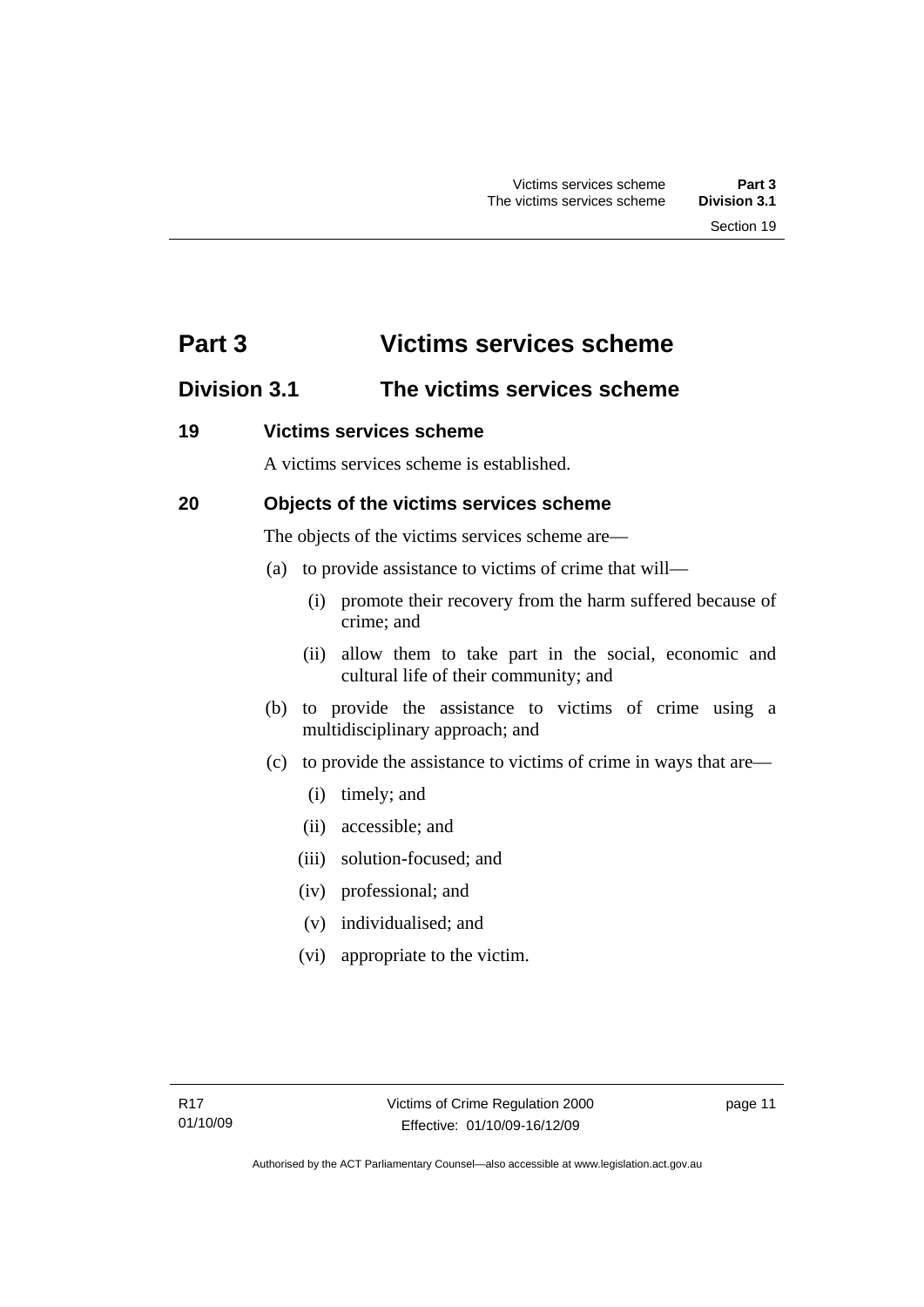# Part 3 Victims services scheme

## Division 3.1 The victims services scheme

### 19 Victims services scheme

A victims services scheme is established.

### 20 Objects of the victims services scheme

The objects of the victims services scheme are—

(a) to provide assistance to victims of crime that will—

  (i) promote their recovery from the harm suffered because of crime; and

  (ii) allow them to take part in the social, economic and cultural life of their community; and

(b) to provide the assistance to victims of crime using a multidisciplinary approach; and

(c) to provide the assistance to victims of crime in ways that are—

  (i) timely; and

  (ii) accessible; and

  (iii) solution-focused; and

  (iv) professional; and

  (v) individualised; and

  (vi) appropriate to the victim.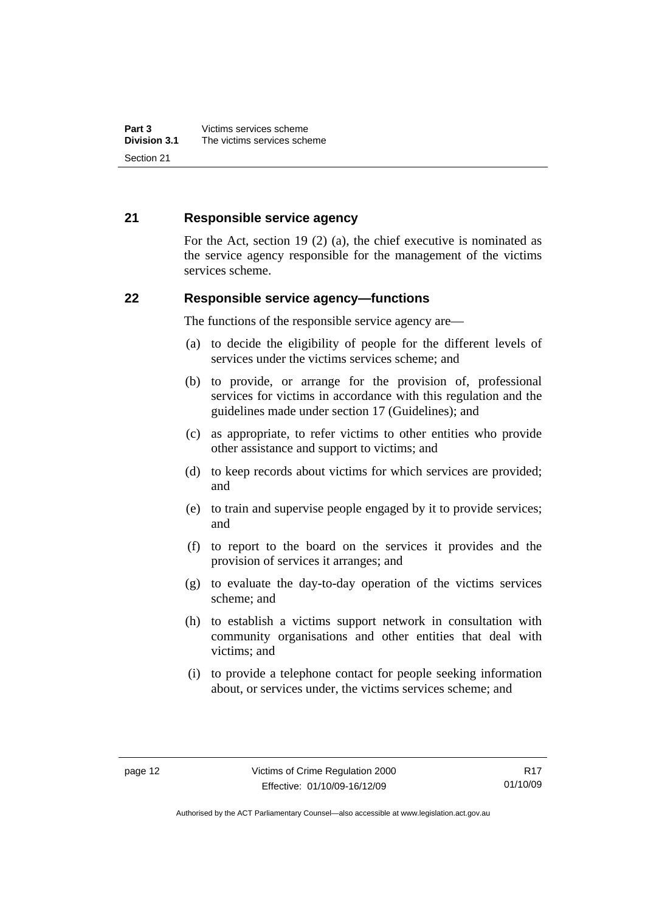## 21 Responsible service agency

For the Act, section 19 (2) (a), the chief executive is nominated as the service agency responsible for the management of the victims services scheme.

## 22 Responsible service agency—functions

The functions of the responsible service agency are—

(a) to decide the eligibility of people for the different levels of services under the victims services scheme; and

(b) to provide, or arrange for the provision of, professional services for victims in accordance with this regulation and the guidelines made under section 17 (Guidelines); and

(c) as appropriate, to refer victims to other entities who provide other assistance and support to victims; and

(d) to keep records about victims for which services are provided; and

(e) to train and supervise people engaged by it to provide services; and

(f) to report to the board on the services it provides and the provision of services it arranges; and

(g) to evaluate the day-to-day operation of the victims services scheme; and

(h) to establish a victims support network in consultation with community organisations and other entities that deal with victims; and

(i) to provide a telephone contact for people seeking information about, or services under, the victims services scheme; and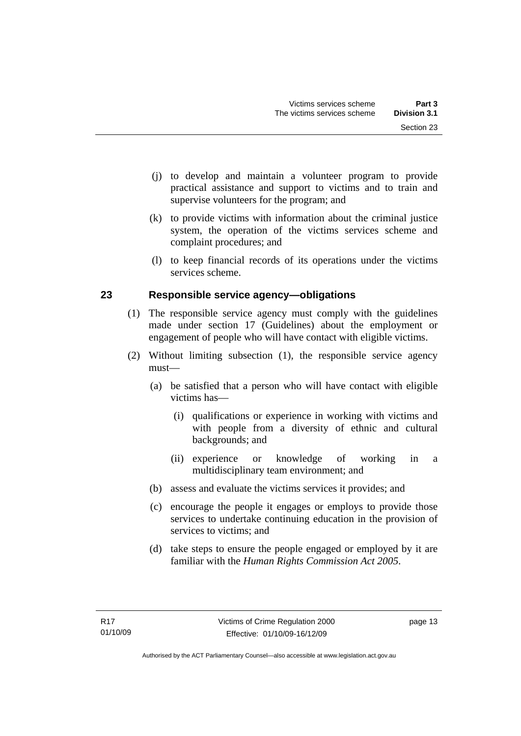(j) to develop and maintain a volunteer program to provide practical assistance and support to victims and to train and supervise volunteers for the program; and

(k) to provide victims with information about the criminal justice system, the operation of the victims services scheme and complaint procedures; and

(l) to keep financial records of its operations under the victims services scheme.

### 23 Responsible service agency—obligations

(1) The responsible service agency must comply with the guidelines made under section 17 (Guidelines) about the employment or engagement of people who will have contact with eligible victims.

(2) Without limiting subsection (1), the responsible service agency must—

(a) be satisfied that a person who will have contact with eligible victims has—

(i) qualifications or experience in working with victims and with people from a diversity of ethnic and cultural backgrounds; and

(ii) experience or knowledge of working in a multidisciplinary team environment; and

(b) assess and evaluate the victims services it provides; and

(c) encourage the people it engages or employs to provide those services to undertake continuing education in the provision of services to victims; and

(d) take steps to ensure the people engaged or employed by it are familiar with the *Human Rights Commission Act 2005*.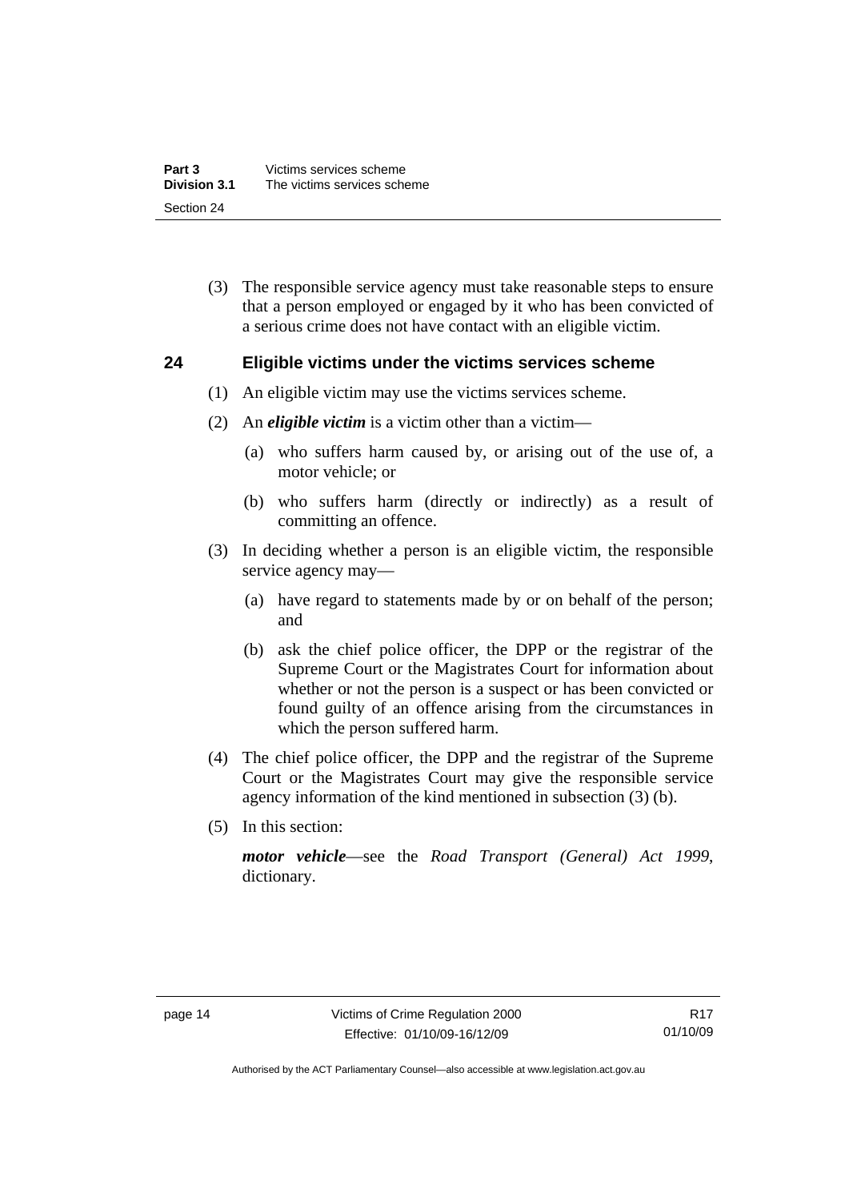(3) The responsible service agency must take reasonable steps to ensure that a person employed or engaged by it who has been convicted of a serious crime does not have contact with an eligible victim.

## 24 Eligible victims under the victims services scheme

(1) An eligible victim may use the victims services scheme.

(2) An ***eligible victim*** is a victim other than a victim—

(a) who suffers harm caused by, or arising out of the use of, a motor vehicle; or

(b) who suffers harm (directly or indirectly) as a result of committing an offence.

(3) In deciding whether a person is an eligible victim, the responsible service agency may—

(a) have regard to statements made by or on behalf of the person; and

(b) ask the chief police officer, the DPP or the registrar of the Supreme Court or the Magistrates Court for information about whether or not the person is a suspect or has been convicted or found guilty of an offence arising from the circumstances in which the person suffered harm.

(4) The chief police officer, the DPP and the registrar of the Supreme Court or the Magistrates Court may give the responsible service agency information of the kind mentioned in subsection (3) (b).

(5) In this section:

***motor vehicle***—see the *Road Transport (General) Act 1999*, dictionary.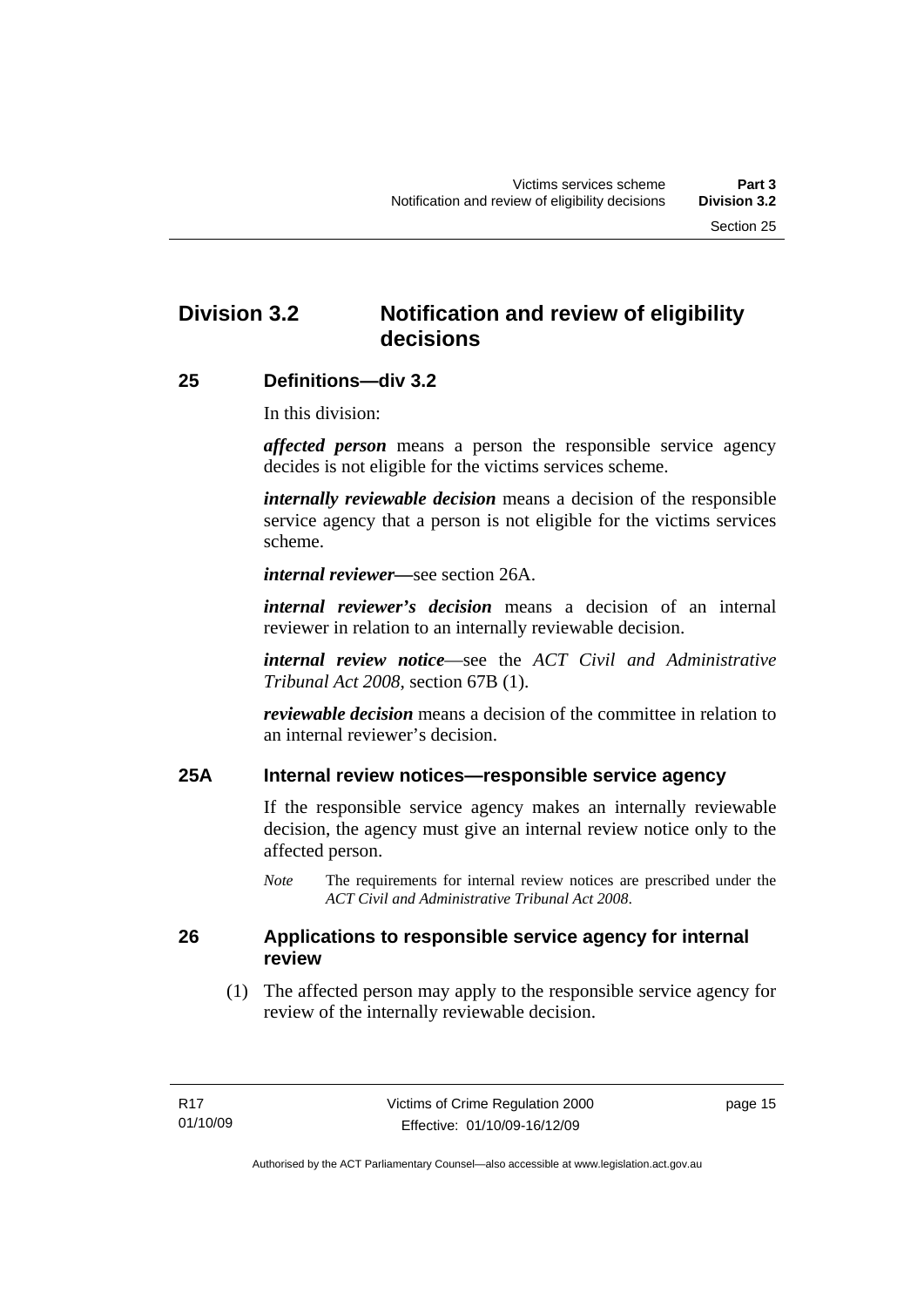## Division 3.2 Notification and review of eligibility decisions

### 25 Definitions—div 3.2

In this division:

***affected person*** means a person the responsible service agency decides is not eligible for the victims services scheme.

***internally reviewable decision*** means a decision of the responsible service agency that a person is not eligible for the victims services scheme.

***internal reviewer***—see section 26A.

***internal reviewer's decision*** means a decision of an internal reviewer in relation to an internally reviewable decision.

***internal review notice***—see the *ACT Civil and Administrative Tribunal Act 2008*, section 67B (1).

***reviewable decision*** means a decision of the committee in relation to an internal reviewer's decision.

### 25A Internal review notices—responsible service agency

If the responsible service agency makes an internally reviewable decision, the agency must give an internal review notice only to the affected person.

*Note* The requirements for internal review notices are prescribed under the *ACT Civil and Administrative Tribunal Act 2008*.

### 26 Applications to responsible service agency for internal review

(1) The affected person may apply to the responsible service agency for review of the internally reviewable decision.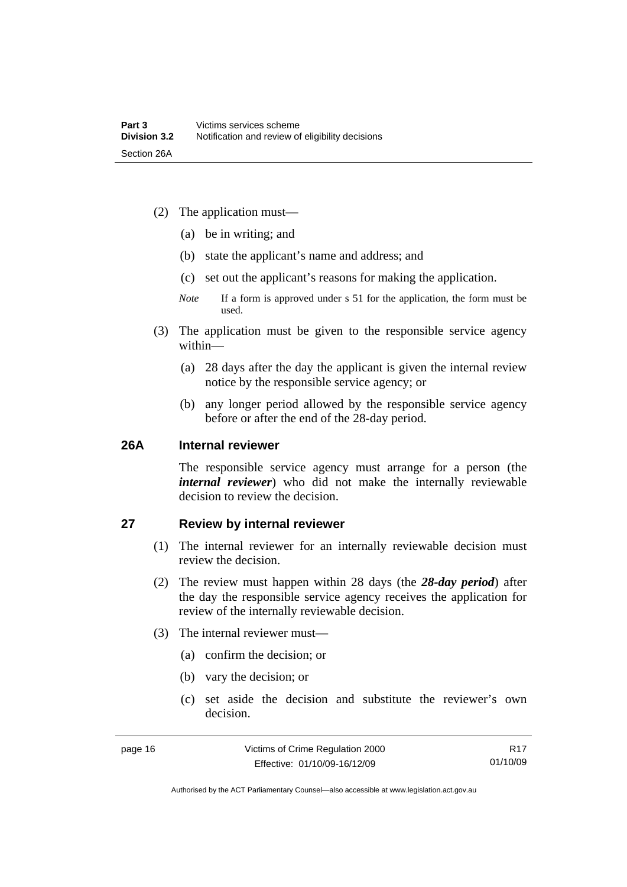(2) The application must—

(a) be in writing; and

(b) state the applicant's name and address; and

(c) set out the applicant's reasons for making the application.

*Note* If a form is approved under s 51 for the application, the form must be used.

(3) The application must be given to the responsible service agency within—

(a) 28 days after the day the applicant is given the internal review notice by the responsible service agency; or

(b) any longer period allowed by the responsible service agency before or after the end of the 28-day period.

### 26A Internal reviewer

The responsible service agency must arrange for a person (the ***internal reviewer***) who did not make the internally reviewable decision to review the decision.

### 27 Review by internal reviewer

(1) The internal reviewer for an internally reviewable decision must review the decision.

(2) The review must happen within 28 days (the ***28-day period***) after the day the responsible service agency receives the application for review of the internally reviewable decision.

(3) The internal reviewer must—

(a) confirm the decision; or

(b) vary the decision; or

(c) set aside the decision and substitute the reviewer's own decision.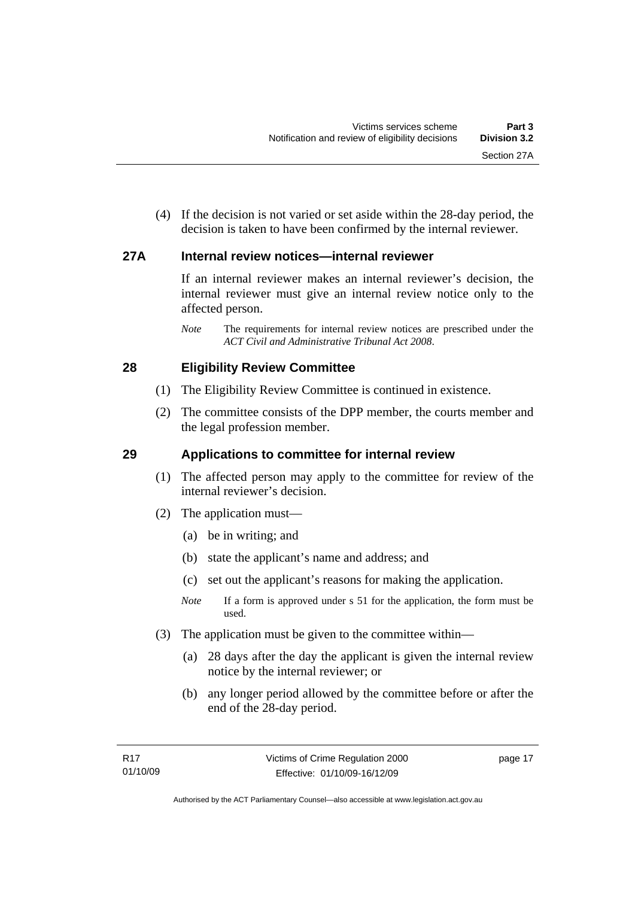(4) If the decision is not varied or set aside within the 28-day period, the decision is taken to have been confirmed by the internal reviewer.

### 27A Internal review notices—internal reviewer

If an internal reviewer makes an internal reviewer's decision, the internal reviewer must give an internal review notice only to the affected person.

*Note* The requirements for internal review notices are prescribed under the *ACT Civil and Administrative Tribunal Act 2008*.

### 28 Eligibility Review Committee

(1) The Eligibility Review Committee is continued in existence.

(2) The committee consists of the DPP member, the courts member and the legal profession member.

### 29 Applications to committee for internal review

(1) The affected person may apply to the committee for review of the internal reviewer's decision.

(2) The application must—

(a) be in writing; and

(b) state the applicant's name and address; and

(c) set out the applicant's reasons for making the application.

*Note* If a form is approved under s 51 for the application, the form must be used.

(3) The application must be given to the committee within—

(a) 28 days after the day the applicant is given the internal review notice by the internal reviewer; or

(b) any longer period allowed by the committee before or after the end of the 28-day period.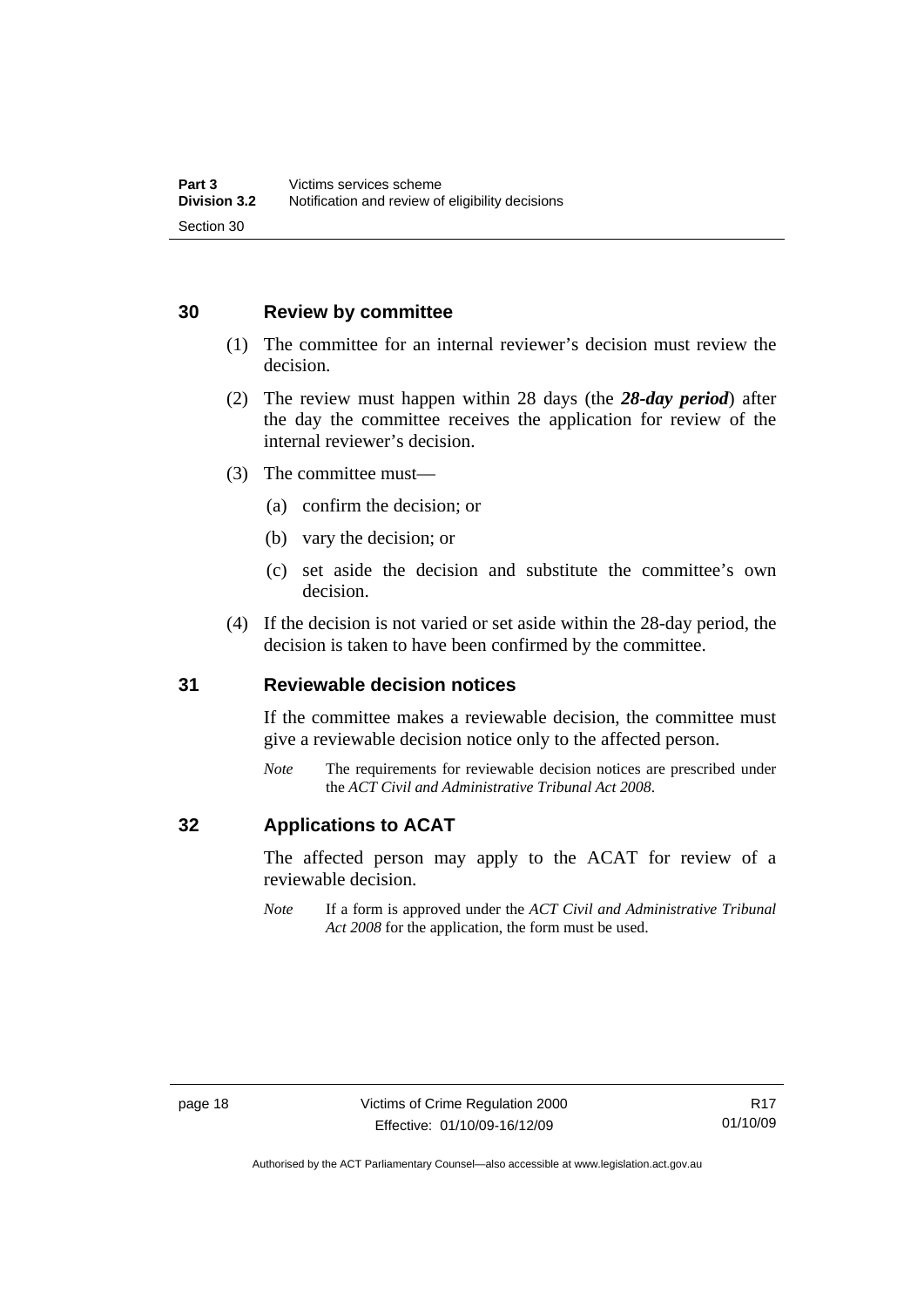## 30 Review by committee

(1) The committee for an internal reviewer's decision must review the decision.

(2) The review must happen within 28 days (the ***28-day period***) after the day the committee receives the application for review of the internal reviewer's decision.

(3) The committee must—

(a) confirm the decision; or

(b) vary the decision; or

(c) set aside the decision and substitute the committee's own decision.

(4) If the decision is not varied or set aside within the 28-day period, the decision is taken to have been confirmed by the committee.

## 31 Reviewable decision notices

If the committee makes a reviewable decision, the committee must give a reviewable decision notice only to the affected person.

*Note* The requirements for reviewable decision notices are prescribed under the *ACT Civil and Administrative Tribunal Act 2008*.

## 32 Applications to ACAT

The affected person may apply to the ACAT for review of a reviewable decision.

*Note* If a form is approved under the *ACT Civil and Administrative Tribunal Act 2008* for the application, the form must be used.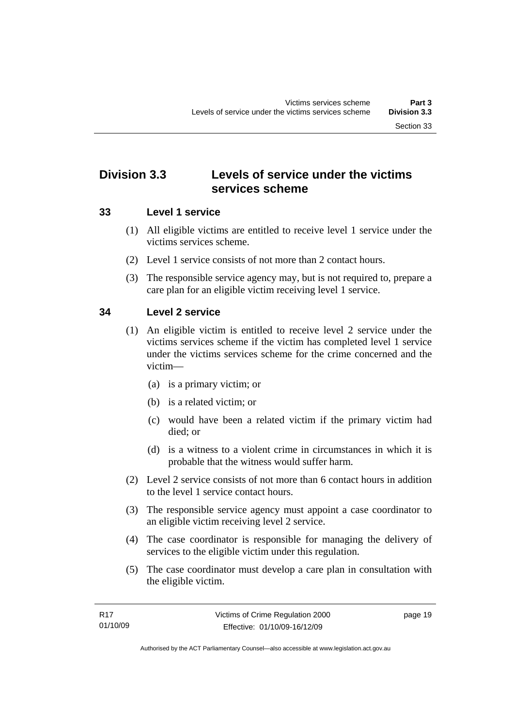## Division 3.3 Levels of service under the victims services scheme

### 33 Level 1 service

(1) All eligible victims are entitled to receive level 1 service under the victims services scheme.

(2) Level 1 service consists of not more than 2 contact hours.

(3) The responsible service agency may, but is not required to, prepare a care plan for an eligible victim receiving level 1 service.

### 34 Level 2 service

(1) An eligible victim is entitled to receive level 2 service under the victims services scheme if the victim has completed level 1 service under the victims services scheme for the crime concerned and the victim—

(a) is a primary victim; or

(b) is a related victim; or

(c) would have been a related victim if the primary victim had died; or

(d) is a witness to a violent crime in circumstances in which it is probable that the witness would suffer harm.

(2) Level 2 service consists of not more than 6 contact hours in addition to the level 1 service contact hours.

(3) The responsible service agency must appoint a case coordinator to an eligible victim receiving level 2 service.

(4) The case coordinator is responsible for managing the delivery of services to the eligible victim under this regulation.

(5) The case coordinator must develop a care plan in consultation with the eligible victim.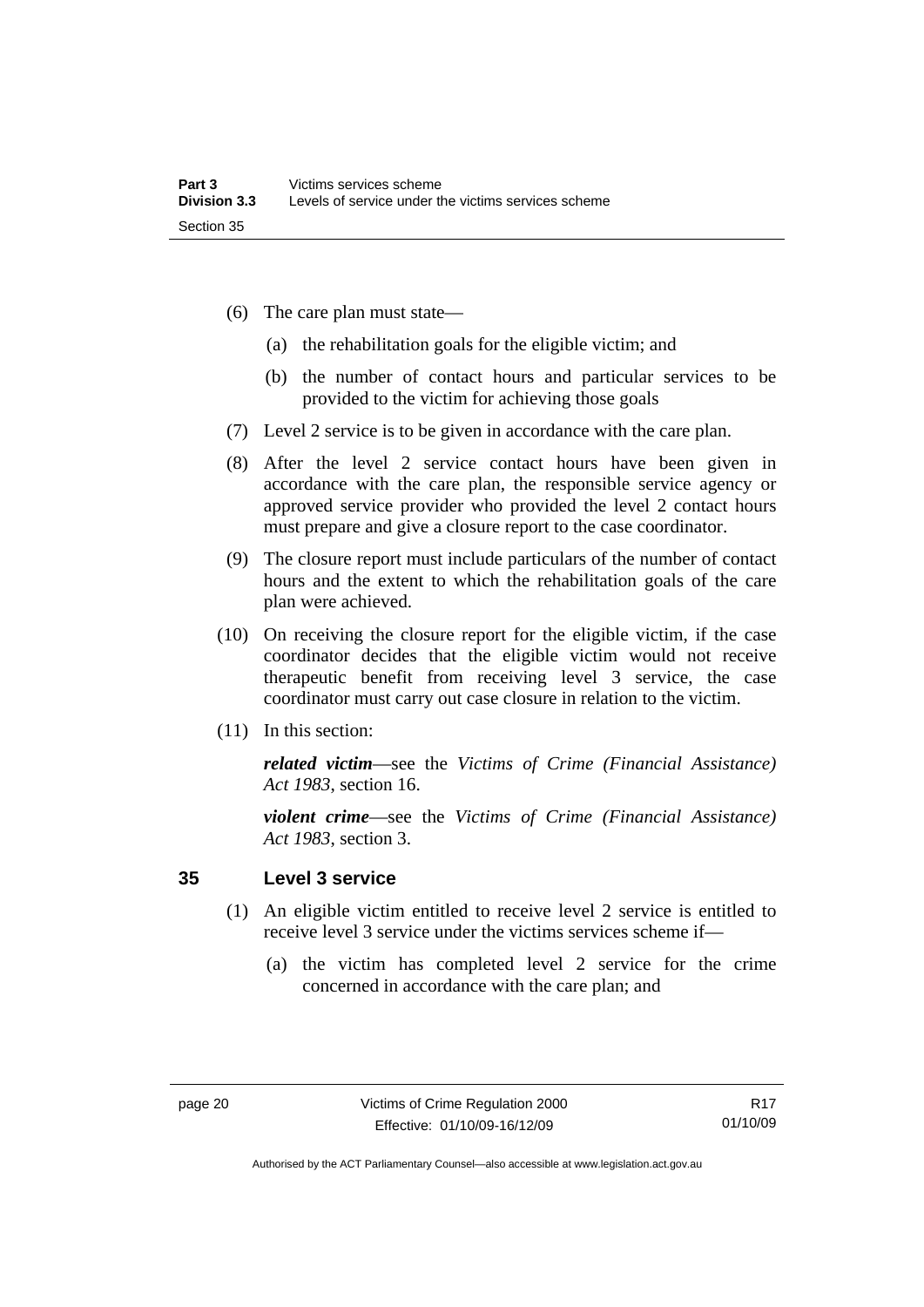(6) The care plan must state—

(a) the rehabilitation goals for the eligible victim; and

(b) the number of contact hours and particular services to be provided to the victim for achieving those goals

(7) Level 2 service is to be given in accordance with the care plan.

(8) After the level 2 service contact hours have been given in accordance with the care plan, the responsible service agency or approved service provider who provided the level 2 contact hours must prepare and give a closure report to the case coordinator.

(9) The closure report must include particulars of the number of contact hours and the extent to which the rehabilitation goals of the care plan were achieved.

(10) On receiving the closure report for the eligible victim, if the case coordinator decides that the eligible victim would not receive therapeutic benefit from receiving level 3 service, the case coordinator must carry out case closure in relation to the victim.

(11) In this section:

***related victim***—see the *Victims of Crime (Financial Assistance) Act 1983*, section 16.

***violent crime***—see the *Victims of Crime (Financial Assistance) Act 1983*, section 3.

## 35 Level 3 service

(1) An eligible victim entitled to receive level 2 service is entitled to receive level 3 service under the victims services scheme if—

(a) the victim has completed level 2 service for the crime concerned in accordance with the care plan; and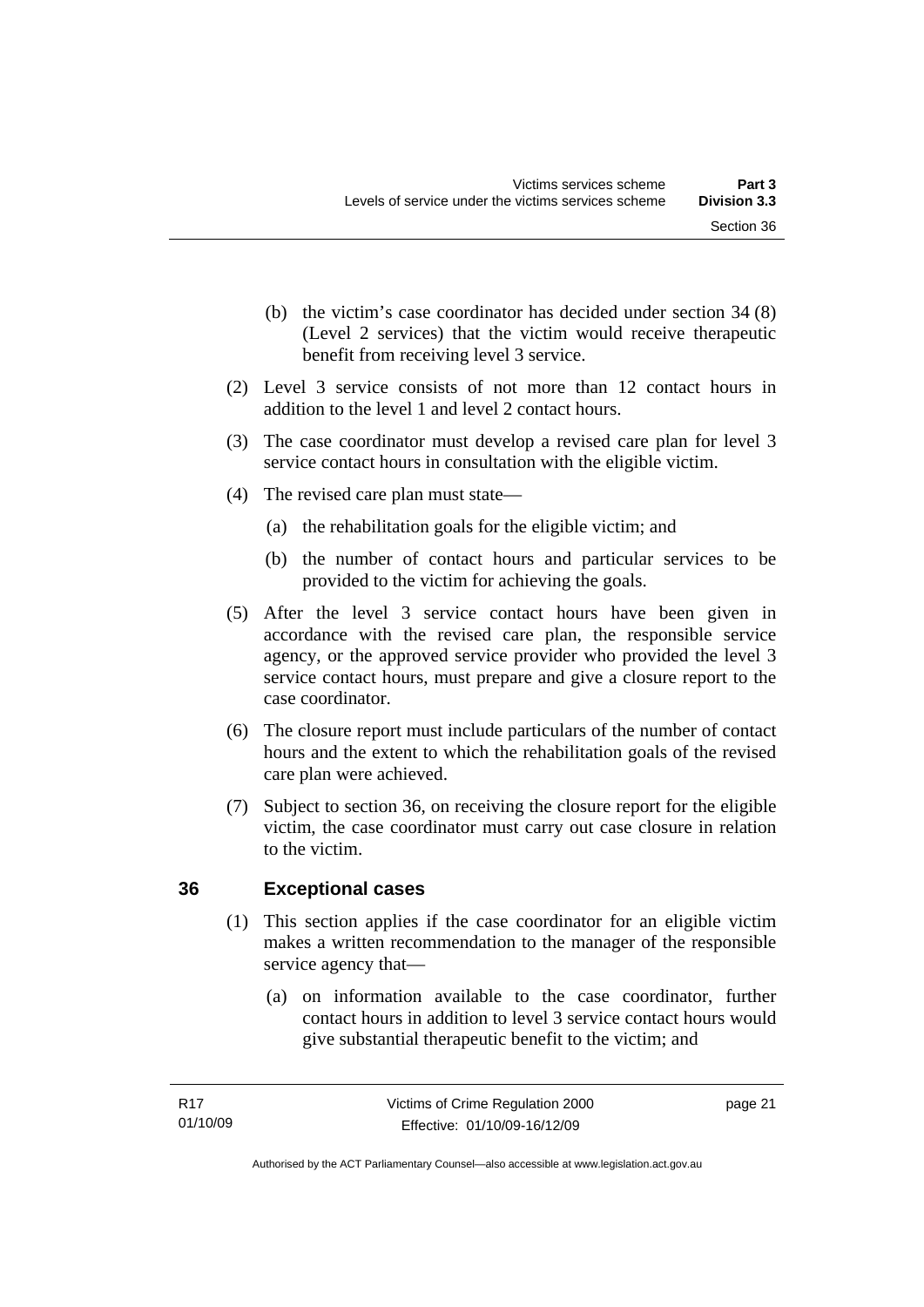(b) the victim's case coordinator has decided under section 34 (8) (Level 2 services) that the victim would receive therapeutic benefit from receiving level 3 service.

(2) Level 3 service consists of not more than 12 contact hours in addition to the level 1 and level 2 contact hours.

(3) The case coordinator must develop a revised care plan for level 3 service contact hours in consultation with the eligible victim.

(4) The revised care plan must state—

(a) the rehabilitation goals for the eligible victim; and

(b) the number of contact hours and particular services to be provided to the victim for achieving the goals.

(5) After the level 3 service contact hours have been given in accordance with the revised care plan, the responsible service agency, or the approved service provider who provided the level 3 service contact hours, must prepare and give a closure report to the case coordinator.

(6) The closure report must include particulars of the number of contact hours and the extent to which the rehabilitation goals of the revised care plan were achieved.

(7) Subject to section 36, on receiving the closure report for the eligible victim, the case coordinator must carry out case closure in relation to the victim.

## 36 Exceptional cases

(1) This section applies if the case coordinator for an eligible victim makes a written recommendation to the manager of the responsible service agency that—

(a) on information available to the case coordinator, further contact hours in addition to level 3 service contact hours would give substantial therapeutic benefit to the victim; and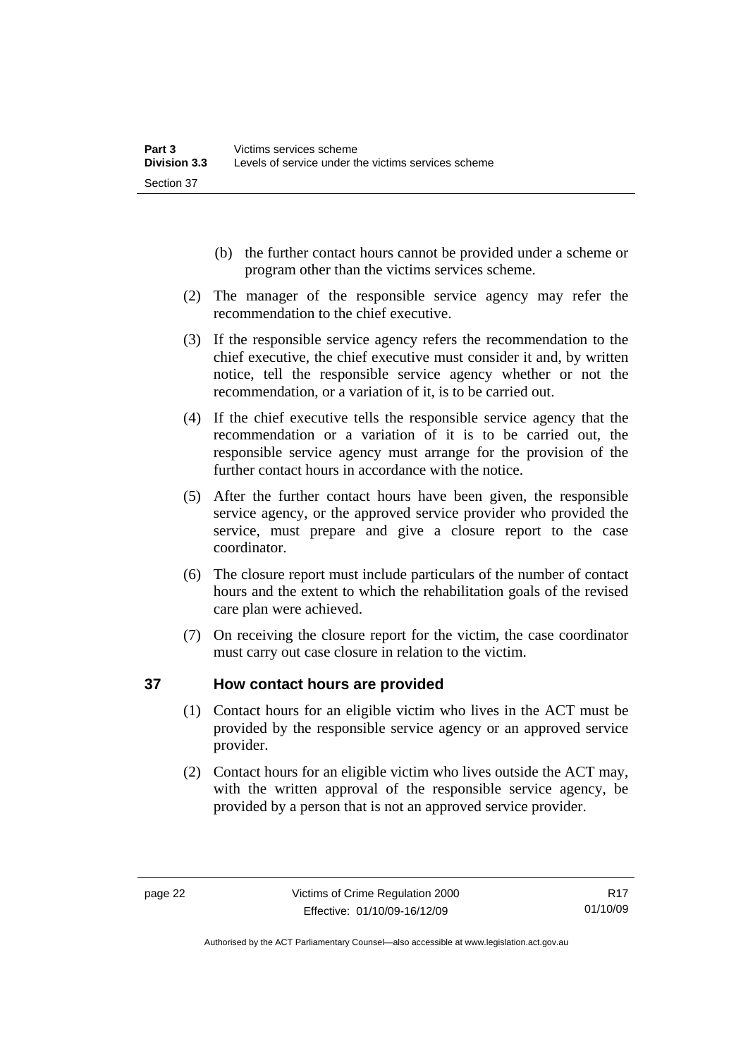(b) the further contact hours cannot be provided under a scheme or program other than the victims services scheme.

(2) The manager of the responsible service agency may refer the recommendation to the chief executive.

(3) If the responsible service agency refers the recommendation to the chief executive, the chief executive must consider it and, by written notice, tell the responsible service agency whether or not the recommendation, or a variation of it, is to be carried out.

(4) If the chief executive tells the responsible service agency that the recommendation or a variation of it is to be carried out, the responsible service agency must arrange for the provision of the further contact hours in accordance with the notice.

(5) After the further contact hours have been given, the responsible service agency, or the approved service provider who provided the service, must prepare and give a closure report to the case coordinator.

(6) The closure report must include particulars of the number of contact hours and the extent to which the rehabilitation goals of the revised care plan were achieved.

(7) On receiving the closure report for the victim, the case coordinator must carry out case closure in relation to the victim.

## 37 How contact hours are provided

(1) Contact hours for an eligible victim who lives in the ACT must be provided by the responsible service agency or an approved service provider.

(2) Contact hours for an eligible victim who lives outside the ACT may, with the written approval of the responsible service agency, be provided by a person that is not an approved service provider.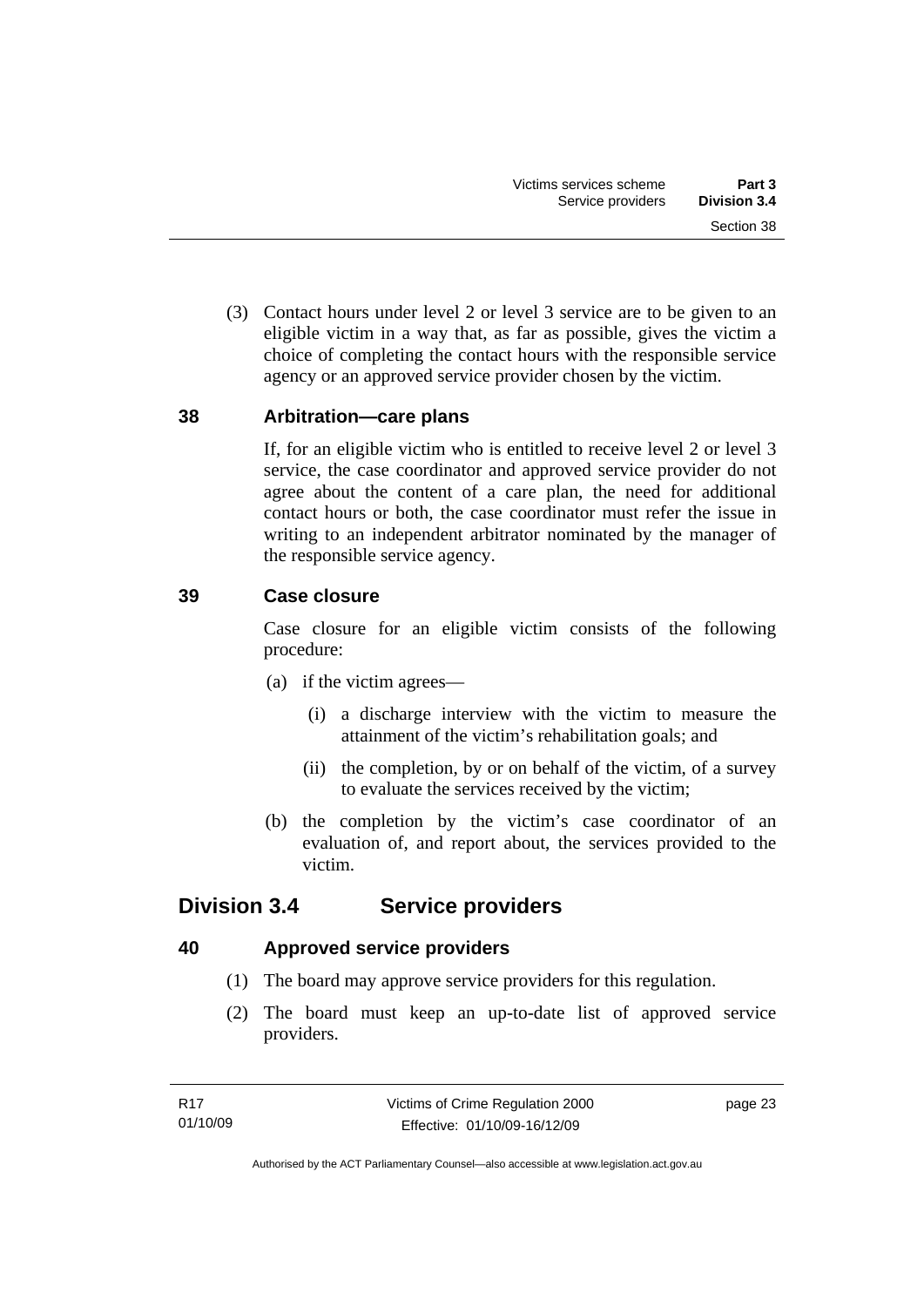(3) Contact hours under level 2 or level 3 service are to be given to an eligible victim in a way that, as far as possible, gives the victim a choice of completing the contact hours with the responsible service agency or an approved service provider chosen by the victim.

### 38 Arbitration—care plans

If, for an eligible victim who is entitled to receive level 2 or level 3 service, the case coordinator and approved service provider do not agree about the content of a care plan, the need for additional contact hours or both, the case coordinator must refer the issue in writing to an independent arbitrator nominated by the manager of the responsible service agency.

### 39 Case closure

Case closure for an eligible victim consists of the following procedure:

(a) if the victim agrees—

(i) a discharge interview with the victim to measure the attainment of the victim's rehabilitation goals; and

(ii) the completion, by or on behalf of the victim, of a survey to evaluate the services received by the victim;

(b) the completion by the victim's case coordinator of an evaluation of, and report about, the services provided to the victim.

## Division 3.4 Service providers

### 40 Approved service providers

(1) The board may approve service providers for this regulation.

(2) The board must keep an up-to-date list of approved service providers.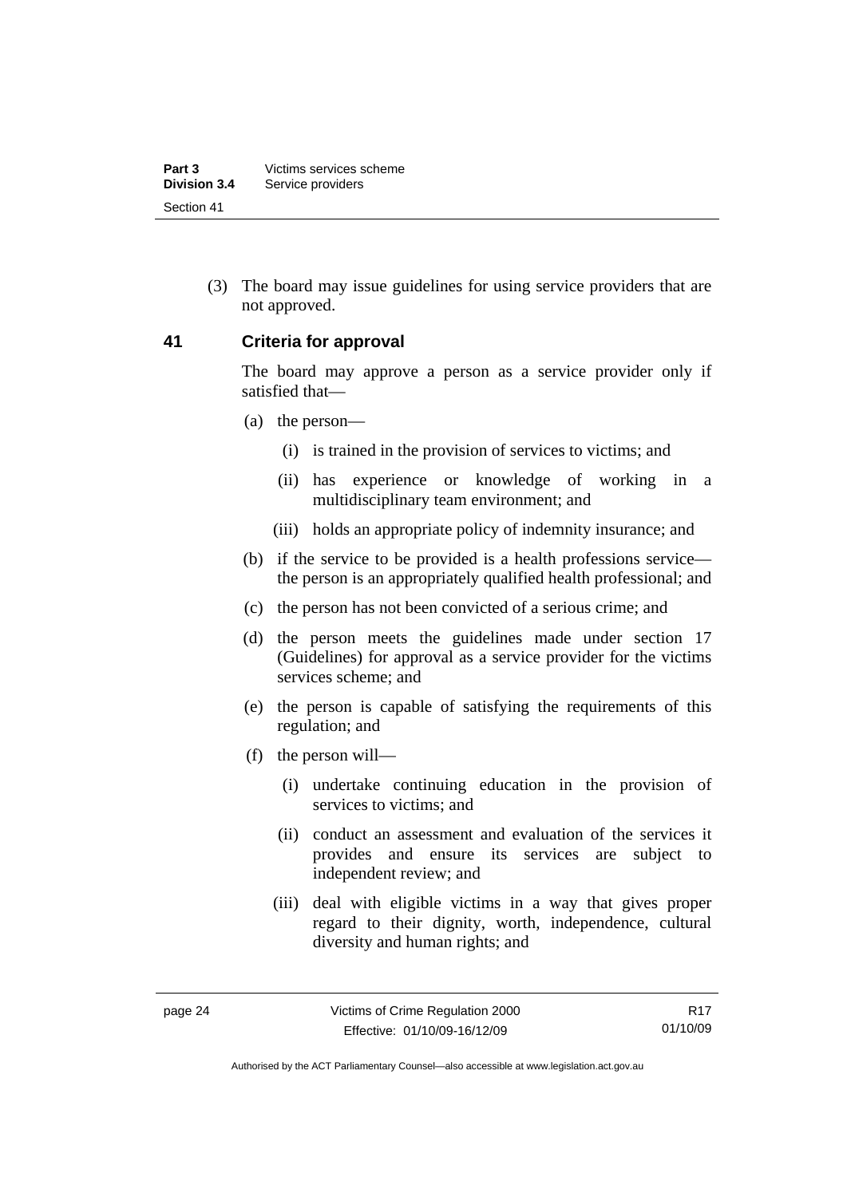(3) The board may issue guidelines for using service providers that are not approved.

## 41 Criteria for approval

The board may approve a person as a service provider only if satisfied that—

(a) the person—

(i) is trained in the provision of services to victims; and

(ii) has experience or knowledge of working in a multidisciplinary team environment; and

(iii) holds an appropriate policy of indemnity insurance; and

(b) if the service to be provided is a health professions service—the person is an appropriately qualified health professional; and

(c) the person has not been convicted of a serious crime; and

(d) the person meets the guidelines made under section 17 (Guidelines) for approval as a service provider for the victims services scheme; and

(e) the person is capable of satisfying the requirements of this regulation; and

(f) the person will—

(i) undertake continuing education in the provision of services to victims; and

(ii) conduct an assessment and evaluation of the services it provides and ensure its services are subject to independent review; and

(iii) deal with eligible victims in a way that gives proper regard to their dignity, worth, independence, cultural diversity and human rights; and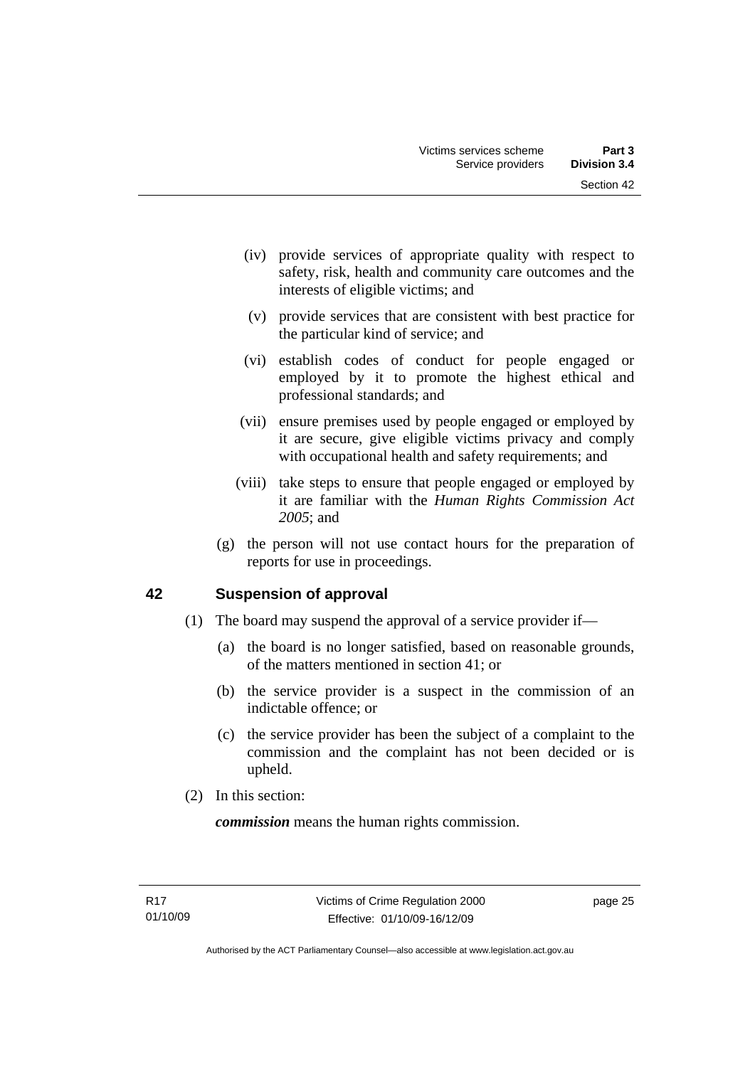(iv) provide services of appropriate quality with respect to safety, risk, health and community care outcomes and the interests of eligible victims; and

(v) provide services that are consistent with best practice for the particular kind of service; and

(vi) establish codes of conduct for people engaged or employed by it to promote the highest ethical and professional standards; and

(vii) ensure premises used by people engaged or employed by it are secure, give eligible victims privacy and comply with occupational health and safety requirements; and

(viii) take steps to ensure that people engaged or employed by it are familiar with the *Human Rights Commission Act 2005*; and

(g) the person will not use contact hours for the preparation of reports for use in proceedings.

## 42 Suspension of approval

(1) The board may suspend the approval of a service provider if—

(a) the board is no longer satisfied, based on reasonable grounds, of the matters mentioned in section 41; or

(b) the service provider is a suspect in the commission of an indictable offence; or

(c) the service provider has been the subject of a complaint to the commission and the complaint has not been decided or is upheld.

(2) In this section:

***commission*** means the human rights commission.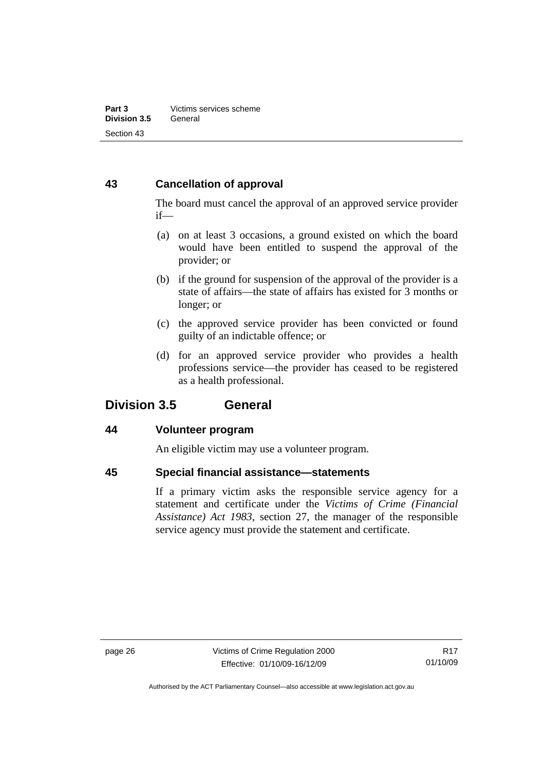### 43 Cancellation of approval

The board must cancel the approval of an approved service provider if—

(a) on at least 3 occasions, a ground existed on which the board would have been entitled to suspend the approval of the provider; or

(b) if the ground for suspension of the approval of the provider is a state of affairs—the state of affairs has existed for 3 months or longer; or

(c) the approved service provider has been convicted or found guilty of an indictable offence; or

(d) for an approved service provider who provides a health professions service—the provider has ceased to be registered as a health professional.

## Division 3.5 General

### 44 Volunteer program

An eligible victim may use a volunteer program.

### 45 Special financial assistance—statements

If a primary victim asks the responsible service agency for a statement and certificate under the *Victims of Crime (Financial Assistance) Act 1983*, section 27, the manager of the responsible service agency must provide the statement and certificate.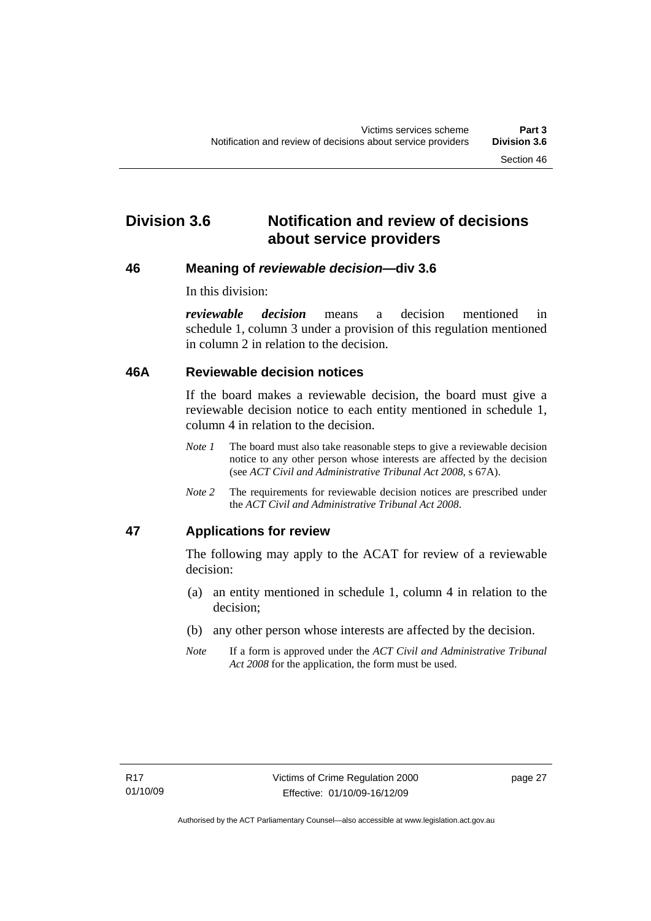## Division 3.6 Notification and review of decisions about service providers

### 46 Meaning of *reviewable decision*—div 3.6

In this division:

***reviewable decision*** means a decision mentioned in schedule 1, column 3 under a provision of this regulation mentioned in column 2 in relation to the decision.

### 46A Reviewable decision notices

If the board makes a reviewable decision, the board must give a reviewable decision notice to each entity mentioned in schedule 1, column 4 in relation to the decision.

*Note 1* The board must also take reasonable steps to give a reviewable decision notice to any other person whose interests are affected by the decision (see *ACT Civil and Administrative Tribunal Act 2008*, s 67A).

*Note 2* The requirements for reviewable decision notices are prescribed under the *ACT Civil and Administrative Tribunal Act 2008*.

### 47 Applications for review

The following may apply to the ACAT for review of a reviewable decision:

(a) an entity mentioned in schedule 1, column 4 in relation to the decision;

(b) any other person whose interests are affected by the decision.

*Note* If a form is approved under the *ACT Civil and Administrative Tribunal Act 2008* for the application, the form must be used.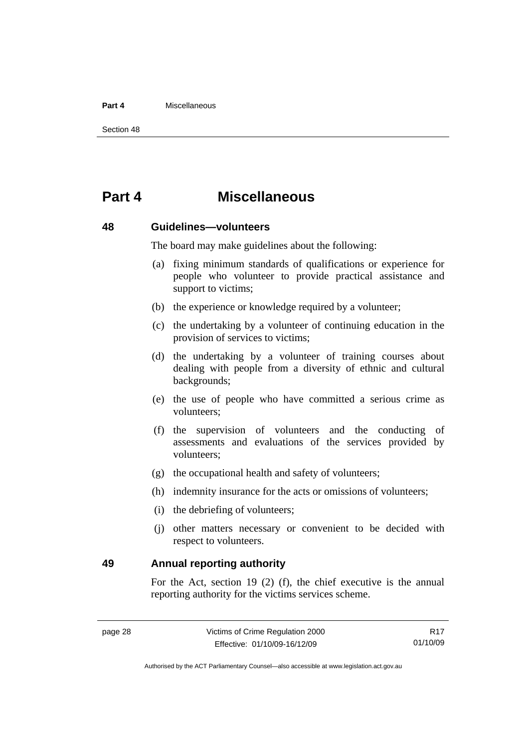# Part 4 Miscellaneous

## 48 Guidelines—volunteers

The board may make guidelines about the following:

(a) fixing minimum standards of qualifications or experience for people who volunteer to provide practical assistance and support to victims;

(b) the experience or knowledge required by a volunteer;

(c) the undertaking by a volunteer of continuing education in the provision of services to victims;

(d) the undertaking by a volunteer of training courses about dealing with people from a diversity of ethnic and cultural backgrounds;

(e) the use of people who have committed a serious crime as volunteers;

(f) the supervision of volunteers and the conducting of assessments and evaluations of the services provided by volunteers;

(g) the occupational health and safety of volunteers;

(h) indemnity insurance for the acts or omissions of volunteers;

(i) the debriefing of volunteers;

(j) other matters necessary or convenient to be decided with respect to volunteers.

## 49 Annual reporting authority

For the Act, section 19 (2) (f), the chief executive is the annual reporting authority for the victims services scheme.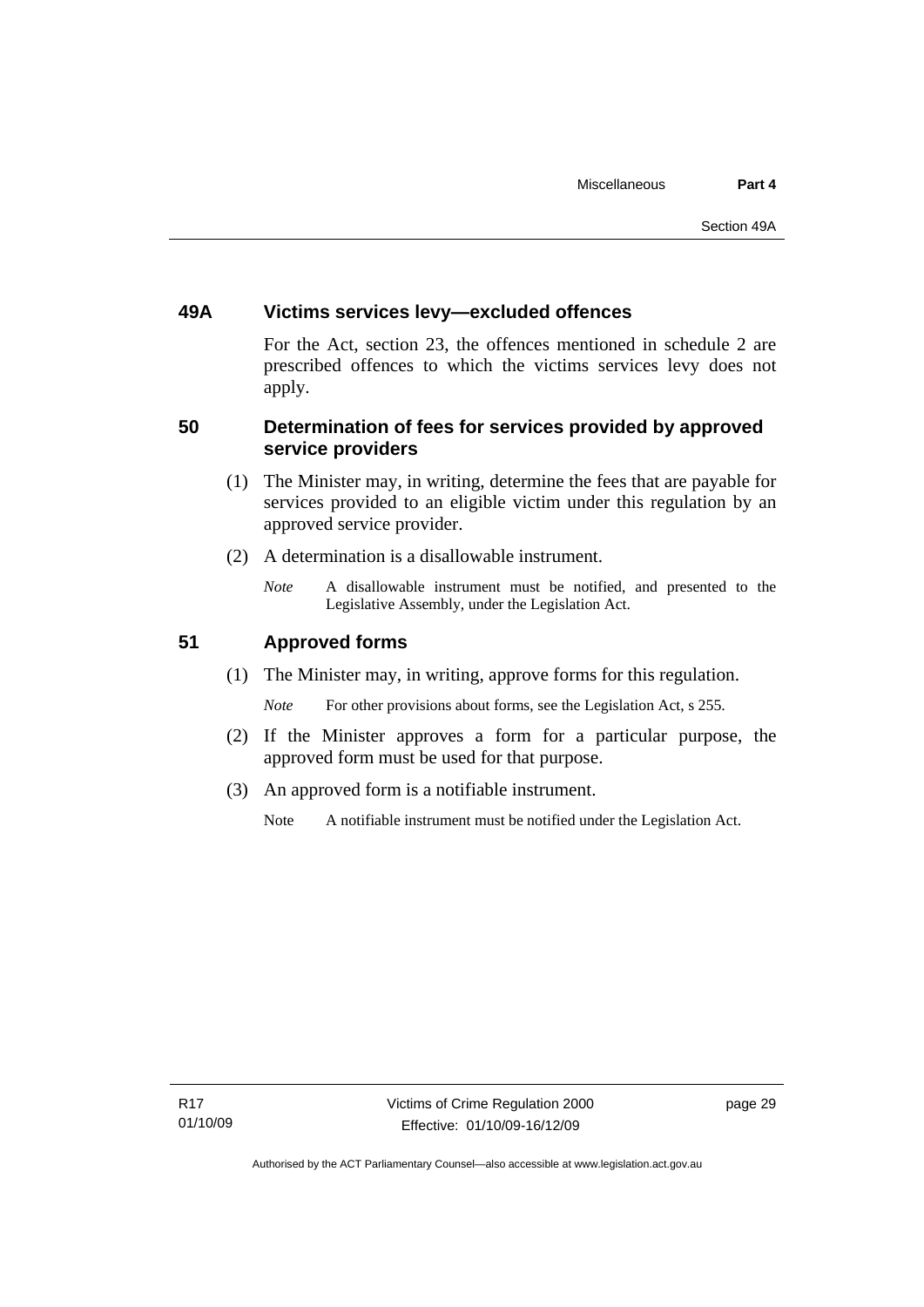## 49A Victims services levy—excluded offences

For the Act, section 23, the offences mentioned in schedule 2 are prescribed offences to which the victims services levy does not apply.

## 50 Determination of fees for services provided by approved service providers

(1) The Minister may, in writing, determine the fees that are payable for services provided to an eligible victim under this regulation by an approved service provider.

(2) A determination is a disallowable instrument.

*Note* A disallowable instrument must be notified, and presented to the Legislative Assembly, under the Legislation Act.

## 51 Approved forms

(1) The Minister may, in writing, approve forms for this regulation.

*Note* For other provisions about forms, see the Legislation Act, s 255.

(2) If the Minister approves a form for a particular purpose, the approved form must be used for that purpose.

(3) An approved form is a notifiable instrument.

Note A notifiable instrument must be notified under the Legislation Act.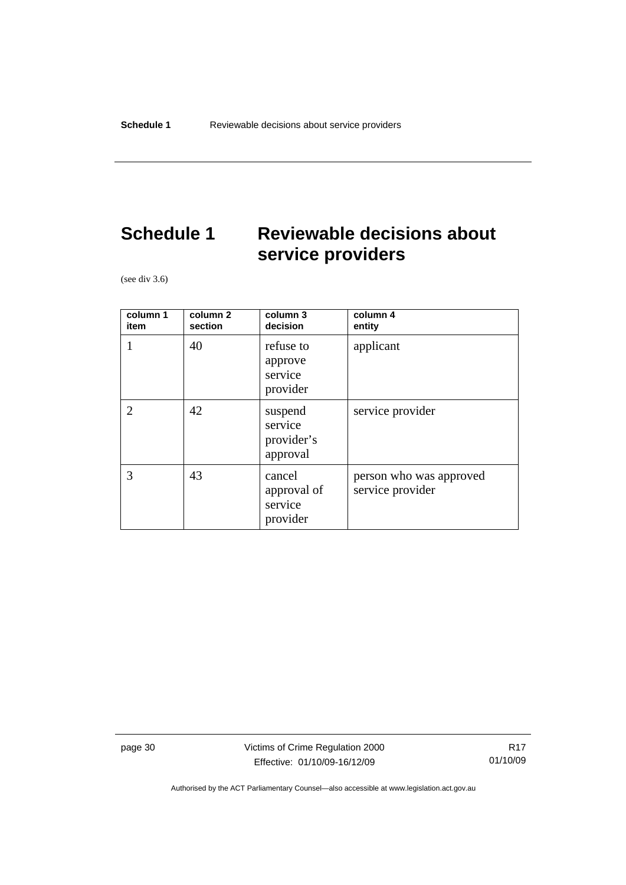# Schedule 1 Reviewable decisions about service providers

(see div 3.6)

| column 1 item | column 2 section | column 3 decision | column 4 entity |
|---|---|---|---|
| 1 | 40 | refuse to approve service provider | applicant |
| 2 | 42 | suspend service provider's approval | service provider |
| 3 | 43 | cancel approval of service provider | person who was approved service provider |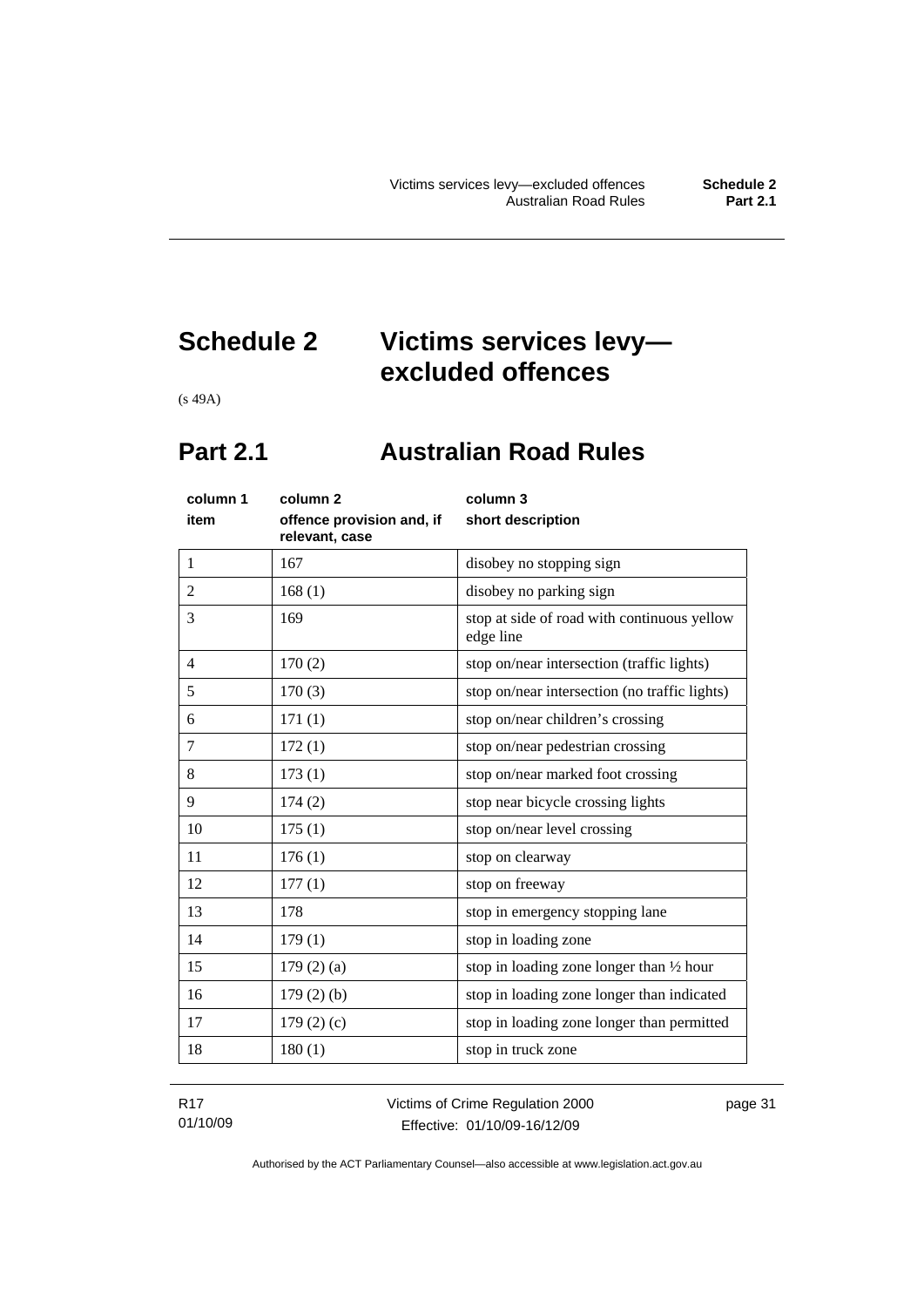# Schedule 2 Victims services levy—excluded offences

(s 49A)

## Part 2.1 Australian Road Rules

| column 1<br>item | column 2<br>offence provision and, if relevant, case | column 3<br>short description |
|---|---|---|
| 1 | 167 | disobey no stopping sign |
| 2 | 168 (1) | disobey no parking sign |
| 3 | 169 | stop at side of road with continuous yellow edge line |
| 4 | 170 (2) | stop on/near intersection (traffic lights) |
| 5 | 170 (3) | stop on/near intersection (no traffic lights) |
| 6 | 171 (1) | stop on/near children's crossing |
| 7 | 172 (1) | stop on/near pedestrian crossing |
| 8 | 173 (1) | stop on/near marked foot crossing |
| 9 | 174 (2) | stop near bicycle crossing lights |
| 10 | 175 (1) | stop on/near level crossing |
| 11 | 176 (1) | stop on clearway |
| 12 | 177 (1) | stop on freeway |
| 13 | 178 | stop in emergency stopping lane |
| 14 | 179 (1) | stop in loading zone |
| 15 | 179 (2) (a) | stop in loading zone longer than ½ hour |
| 16 | 179 (2) (b) | stop in loading zone longer than indicated |
| 17 | 179 (2) (c) | stop in loading zone longer than permitted |
| 18 | 180 (1) | stop in truck zone |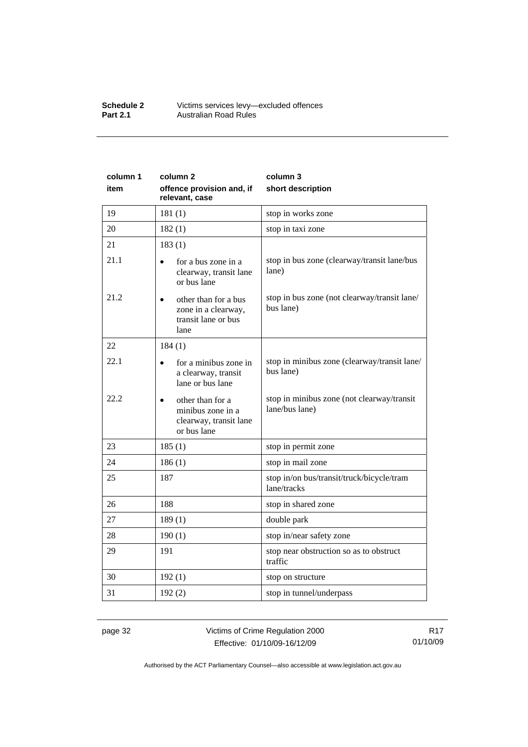| column 1 item | column 2 offence provision and, if relevant, case | column 3 short description |
| --- | --- | --- |
| 19 | 181 (1) | stop in works zone |
| 20 | 182 (1) | stop in taxi zone |
| 21 | 183 (1) | |
| 21.1 | • for a bus zone in a clearway, transit lane or bus lane | stop in bus zone (clearway/transit lane/bus lane) |
| 21.2 | • other than for a bus zone in a clearway, transit lane or bus lane | stop in bus zone (not clearway/transit lane/ bus lane) |
| 22 | 184 (1) | |
| 22.1 | • for a minibus zone in a clearway, transit lane or bus lane | stop in minibus zone (clearway/transit lane/ bus lane) |
| 22.2 | • other than for a minibus zone in a clearway, transit lane or bus lane | stop in minibus zone (not clearway/transit lane/bus lane) |
| 23 | 185 (1) | stop in permit zone |
| 24 | 186 (1) | stop in mail zone |
| 25 | 187 | stop in/on bus/transit/truck/bicycle/tram lane/tracks |
| 26 | 188 | stop in shared zone |
| 27 | 189 (1) | double park |
| 28 | 190 (1) | stop in/near safety zone |
| 29 | 191 | stop near obstruction so as to obstruct traffic |
| 30 | 192 (1) | stop on structure |
| 31 | 192 (2) | stop in tunnel/underpass |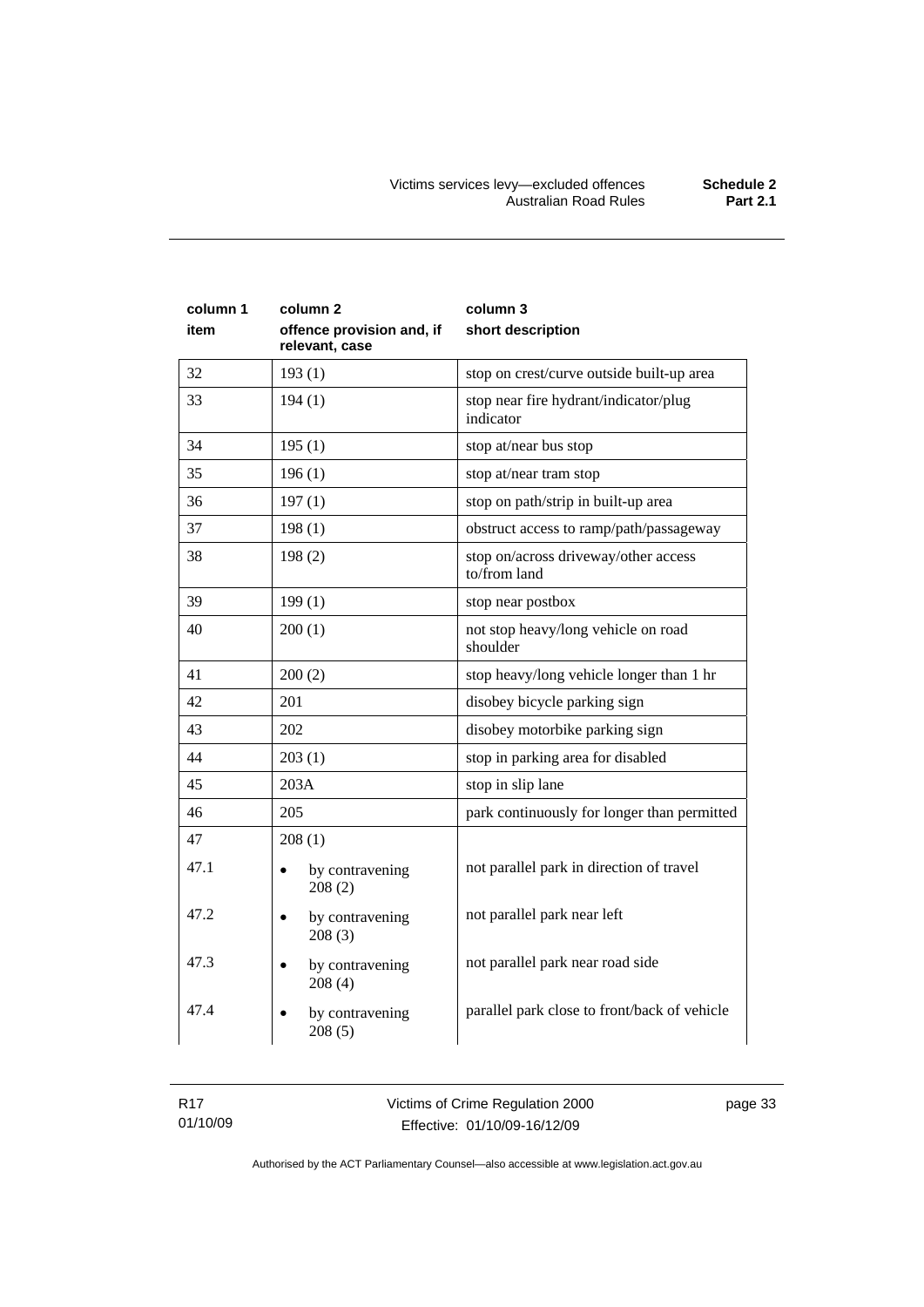| column 1 item | column 2 offence provision and, if relevant, case | column 3 short description |
|---|---|---|
| 32 | 193 (1) | stop on crest/curve outside built-up area |
| 33 | 194 (1) | stop near fire hydrant/indicator/plug indicator |
| 34 | 195 (1) | stop at/near bus stop |
| 35 | 196 (1) | stop at/near tram stop |
| 36 | 197 (1) | stop on path/strip in built-up area |
| 37 | 198 (1) | obstruct access to ramp/path/passageway |
| 38 | 198 (2) | stop on/across driveway/other access to/from land |
| 39 | 199 (1) | stop near postbox |
| 40 | 200 (1) | not stop heavy/long vehicle on road shoulder |
| 41 | 200 (2) | stop heavy/long vehicle longer than 1 hr |
| 42 | 201 | disobey bicycle parking sign |
| 43 | 202 | disobey motorbike parking sign |
| 44 | 203 (1) | stop in parking area for disabled |
| 45 | 203A | stop in slip lane |
| 46 | 205 | park continuously for longer than permitted |
| 47 | 208 (1) | |
| 47.1 | • by contravening 208 (2) | not parallel park in direction of travel |
| 47.2 | • by contravening 208 (3) | not parallel park near left |
| 47.3 | • by contravening 208 (4) | not parallel park near road side |
| 47.4 | • by contravening 208 (5) | parallel park close to front/back of vehicle |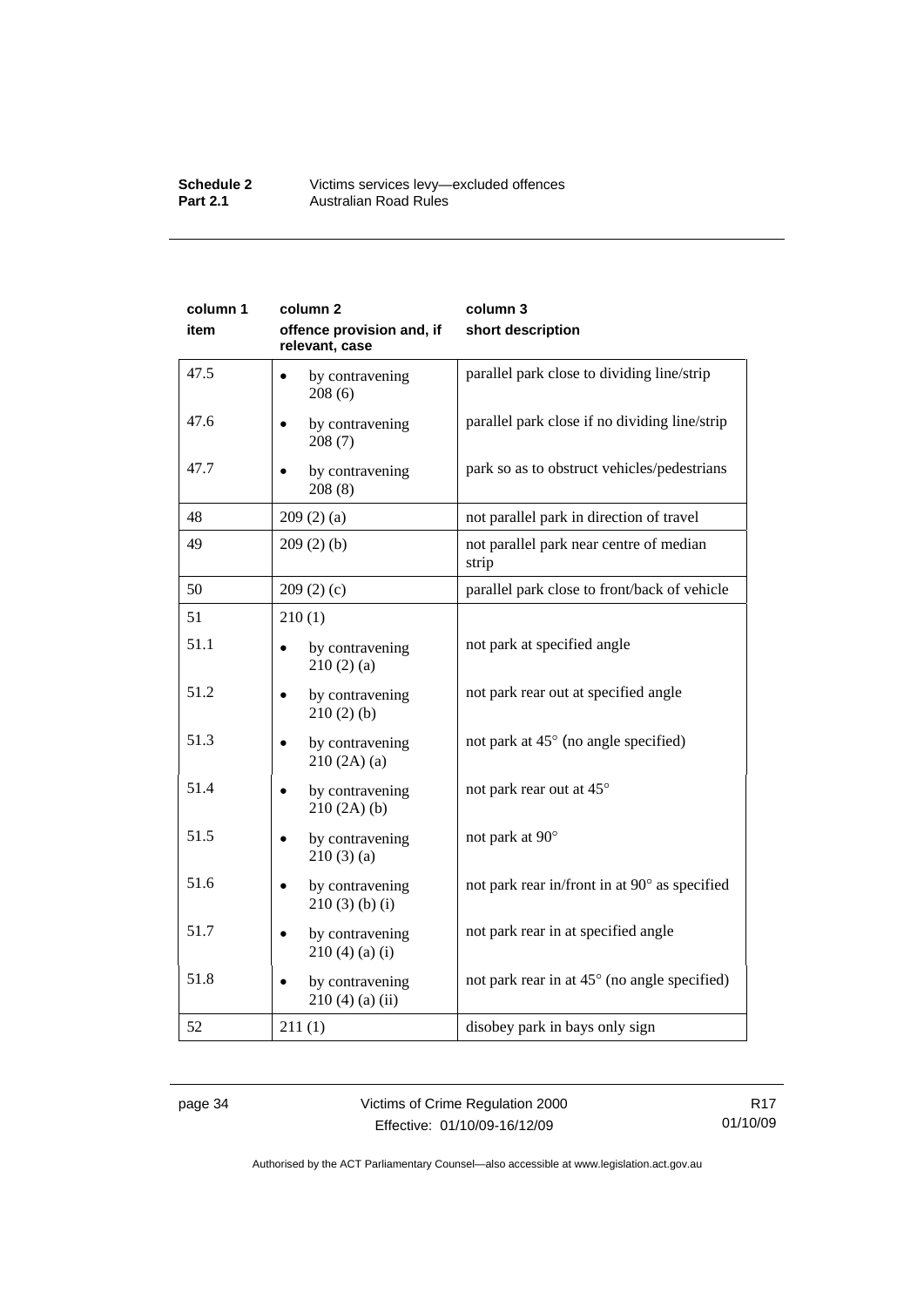| column 1 item | column 2 offence provision and, if relevant, case | column 3 short description |
|---|---|---|
| 47.5 | • by contravening 208 (6) | parallel park close to dividing line/strip |
| 47.6 | • by contravening 208 (7) | parallel park close if no dividing line/strip |
| 47.7 | • by contravening 208 (8) | park so as to obstruct vehicles/pedestrians |
| 48 | 209 (2) (a) | not parallel park in direction of travel |
| 49 | 209 (2) (b) | not parallel park near centre of median strip |
| 50 | 209 (2) (c) | parallel park close to front/back of vehicle |
| 51 | 210 (1) | |
| 51.1 | • by contravening 210 (2) (a) | not park at specified angle |
| 51.2 | • by contravening 210 (2) (b) | not park rear out at specified angle |
| 51.3 | • by contravening 210 (2A) (a) | not park at 45° (no angle specified) |
| 51.4 | • by contravening 210 (2A) (b) | not park rear out at 45° |
| 51.5 | • by contravening 210 (3) (a) | not park at 90° |
| 51.6 | • by contravening 210 (3) (b) (i) | not park rear in/front in at 90° as specified |
| 51.7 | • by contravening 210 (4) (a) (i) | not park rear in at specified angle |
| 51.8 | • by contravening 210 (4) (a) (ii) | not park rear in at 45° (no angle specified) |
| 52 | 211 (1) | disobey park in bays only sign |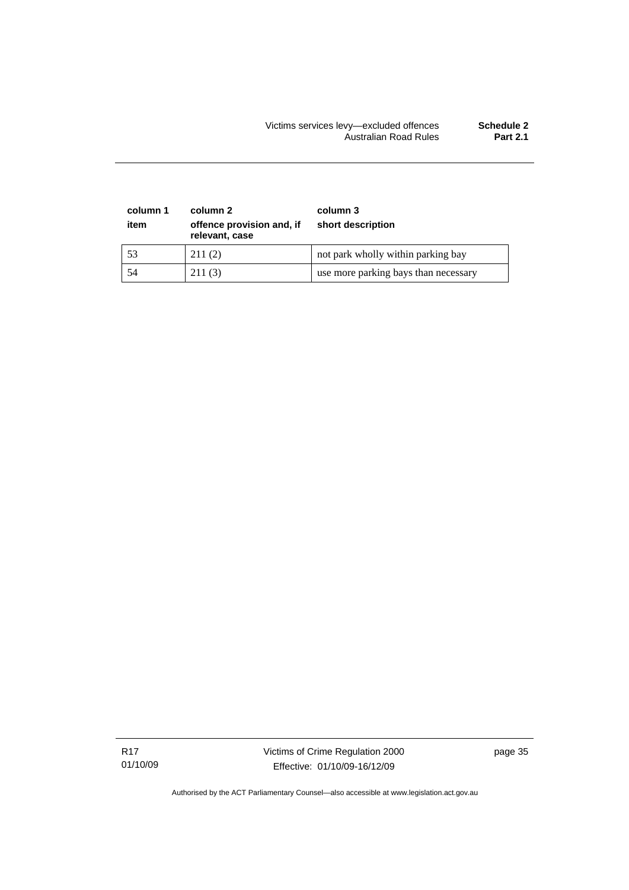| column 1 item | column 2 offence provision and, if relevant, case | column 3 short description |
|---|---|---|
| 53 | 211 (2) | not park wholly within parking bay |
| 54 | 211 (3) | use more parking bays than necessary |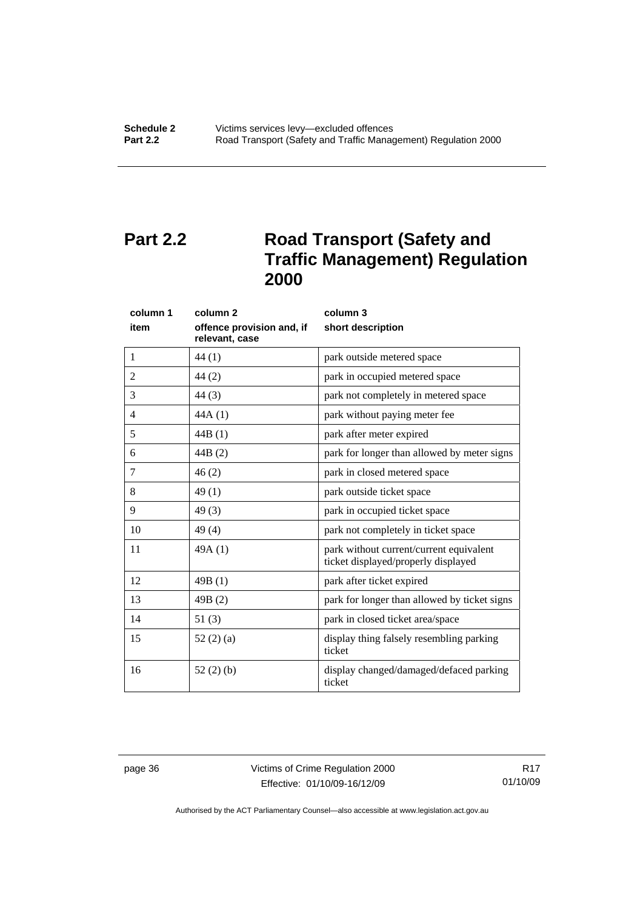# Part 2.2 Road Transport (Safety and Traffic Management) Regulation 2000

| column 1<br>item | column 2<br>offence provision and, if relevant, case | column 3<br>short description |
|---|---|---|
| 1 | 44 (1) | park outside metered space |
| 2 | 44 (2) | park in occupied metered space |
| 3 | 44 (3) | park not completely in metered space |
| 4 | 44A (1) | park without paying meter fee |
| 5 | 44B (1) | park after meter expired |
| 6 | 44B (2) | park for longer than allowed by meter signs |
| 7 | 46 (2) | park in closed metered space |
| 8 | 49 (1) | park outside ticket space |
| 9 | 49 (3) | park in occupied ticket space |
| 10 | 49 (4) | park not completely in ticket space |
| 11 | 49A (1) | park without current/current equivalent ticket displayed/properly displayed |
| 12 | 49B (1) | park after ticket expired |
| 13 | 49B (2) | park for longer than allowed by ticket signs |
| 14 | 51 (3) | park in closed ticket area/space |
| 15 | 52 (2) (a) | display thing falsely resembling parking ticket |
| 16 | 52 (2) (b) | display changed/damaged/defaced parking ticket |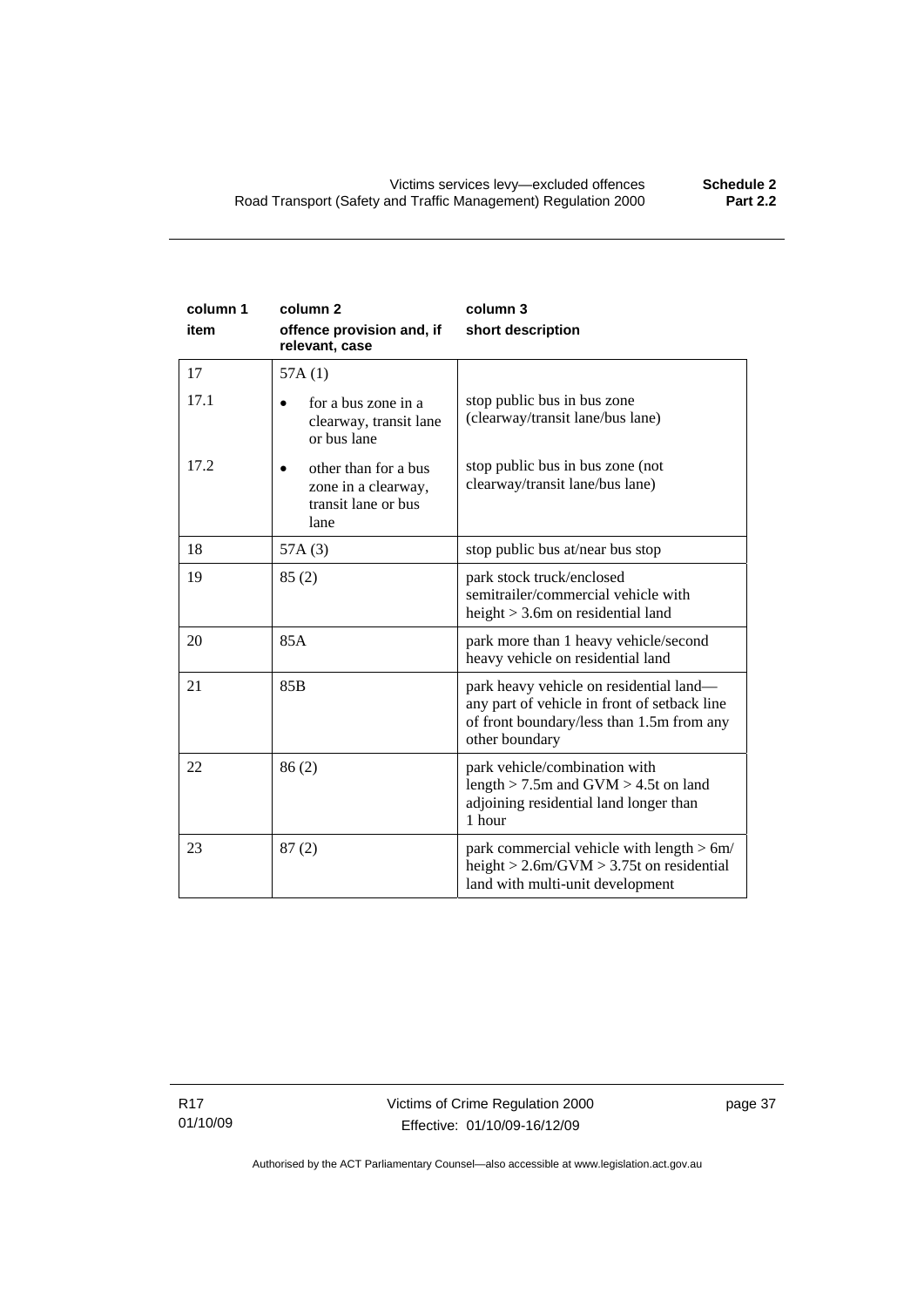| column 1<br>item | column 2<br>offence provision and, if relevant, case | column 3<br>short description |
|---|---|---|
| 17 | 57A (1) | |
| 17.1 | • for a bus zone in a clearway, transit lane or bus lane | stop public bus in bus zone (clearway/transit lane/bus lane) |
| 17.2 | • other than for a bus zone in a clearway, transit lane or bus lane | stop public bus in bus zone (not clearway/transit lane/bus lane) |
| 18 | 57A (3) | stop public bus at/near bus stop |
| 19 | 85 (2) | park stock truck/enclosed semitrailer/commercial vehicle with height > 3.6m on residential land |
| 20 | 85A | park more than 1 heavy vehicle/second heavy vehicle on residential land |
| 21 | 85B | park heavy vehicle on residential land—any part of vehicle in front of setback line of front boundary/less than 1.5m from any other boundary |
| 22 | 86 (2) | park vehicle/combination with length > 7.5m and GVM > 4.5t on land adjoining residential land longer than 1 hour |
| 23 | 87 (2) | park commercial vehicle with length > 6m/ height > 2.6m/GVM > 3.75t on residential land with multi-unit development |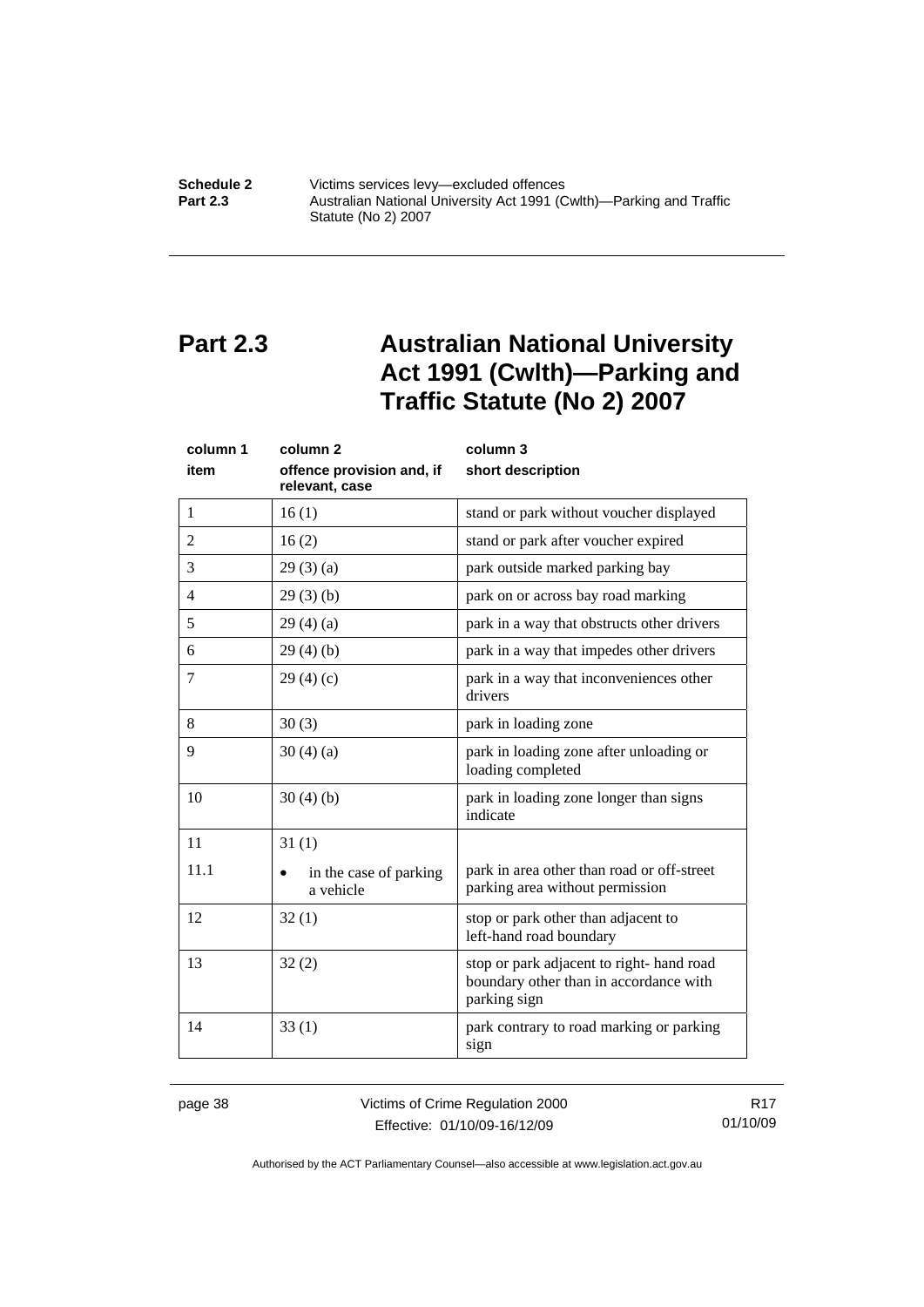# Part 2.3 Australian National University Act 1991 (Cwlth)—Parking and Traffic Statute (No 2) 2007

| column 1<br>item | column 2<br>offence provision and, if relevant, case | column 3<br>short description |
|---|---|---|
| 1 | 16 (1) | stand or park without voucher displayed |
| 2 | 16 (2) | stand or park after voucher expired |
| 3 | 29 (3) (a) | park outside marked parking bay |
| 4 | 29 (3) (b) | park on or across bay road marking |
| 5 | 29 (4) (a) | park in a way that obstructs other drivers |
| 6 | 29 (4) (b) | park in a way that impedes other drivers |
| 7 | 29 (4) (c) | park in a way that inconveniences other drivers |
| 8 | 30 (3) | park in loading zone |
| 9 | 30 (4) (a) | park in loading zone after unloading or loading completed |
| 10 | 30 (4) (b) | park in loading zone longer than signs indicate |
| 11 | 31 (1) | |
| 11.1 | • in the case of parking a vehicle | park in area other than road or off-street parking area without permission |
| 12 | 32 (1) | stop or park other than adjacent to left-hand road boundary |
| 13 | 32 (2) | stop or park adjacent to right- hand road boundary other than in accordance with parking sign |
| 14 | 33 (1) | park contrary to road marking or parking sign |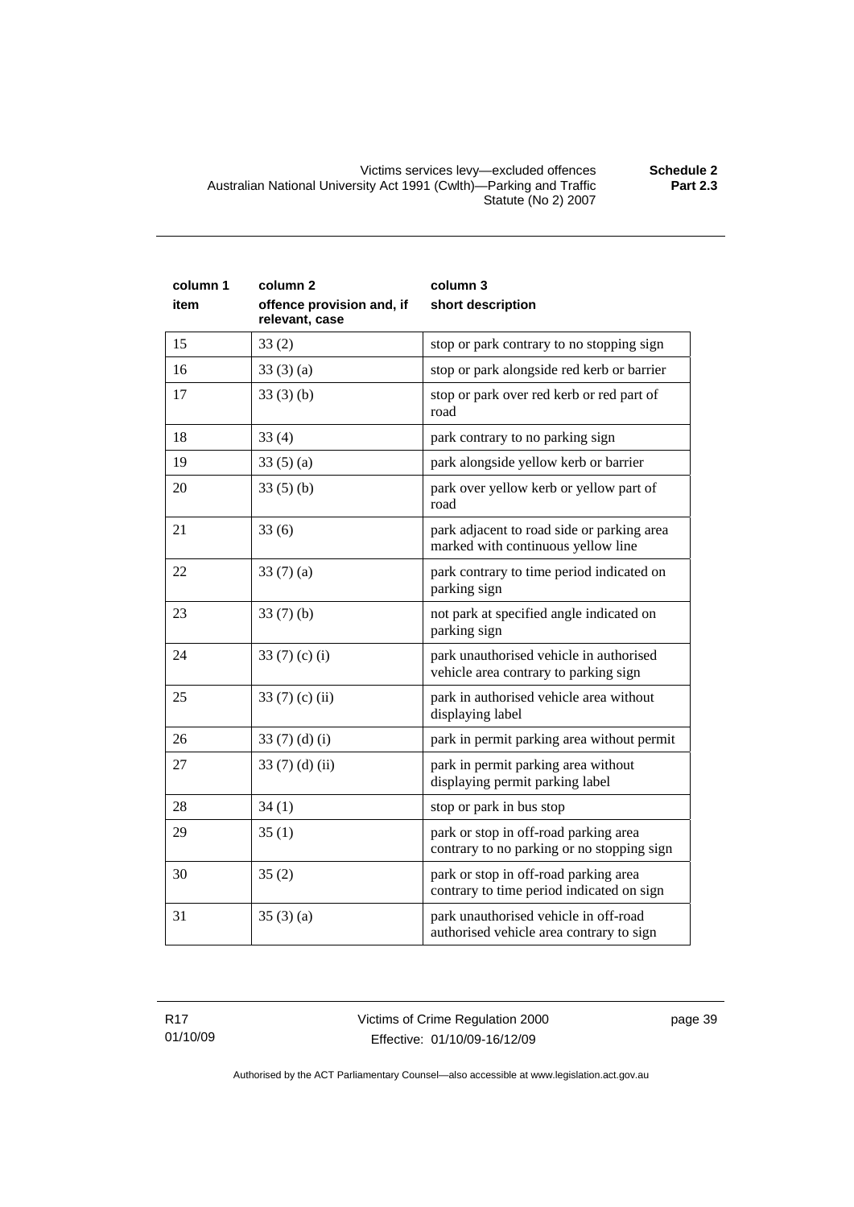| column 1<br>item | column 2<br>offence provision and, if relevant, case | column 3<br>short description |
|---|---|---|
| 15 | 33 (2) | stop or park contrary to no stopping sign |
| 16 | 33 (3) (a) | stop or park alongside red kerb or barrier |
| 17 | 33 (3) (b) | stop or park over red kerb or red part of road |
| 18 | 33 (4) | park contrary to no parking sign |
| 19 | 33 (5) (a) | park alongside yellow kerb or barrier |
| 20 | 33 (5) (b) | park over yellow kerb or yellow part of road |
| 21 | 33 (6) | park adjacent to road side or parking area marked with continuous yellow line |
| 22 | 33 (7) (a) | park contrary to time period indicated on parking sign |
| 23 | 33 (7) (b) | not park at specified angle indicated on parking sign |
| 24 | 33 (7) (c) (i) | park unauthorised vehicle in authorised vehicle area contrary to parking sign |
| 25 | 33 (7) (c) (ii) | park in authorised vehicle area without displaying label |
| 26 | 33 (7) (d) (i) | park in permit parking area without permit |
| 27 | 33 (7) (d) (ii) | park in permit parking area without displaying permit parking label |
| 28 | 34 (1) | stop or park in bus stop |
| 29 | 35 (1) | park or stop in off-road parking area contrary to no parking or no stopping sign |
| 30 | 35 (2) | park or stop in off-road parking area contrary to time period indicated on sign |
| 31 | 35 (3) (a) | park unauthorised vehicle in off-road authorised vehicle area contrary to sign |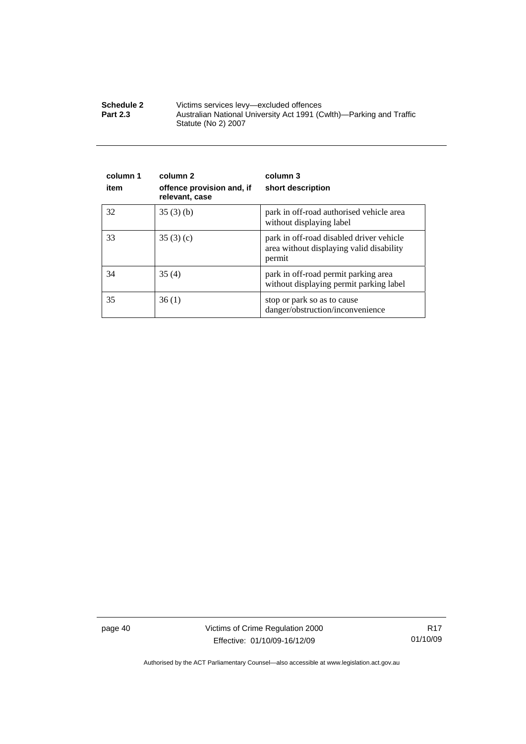| column 1<br>item | column 2<br>offence provision and, if relevant, case | column 3<br>short description |
|---|---|---|
| 32 | 35 (3) (b) | park in off-road authorised vehicle area without displaying label |
| 33 | 35 (3) (c) | park in off-road disabled driver vehicle area without displaying valid disability permit |
| 34 | 35 (4) | park in off-road permit parking area without displaying permit parking label |
| 35 | 36 (1) | stop or park so as to cause danger/obstruction/inconvenience |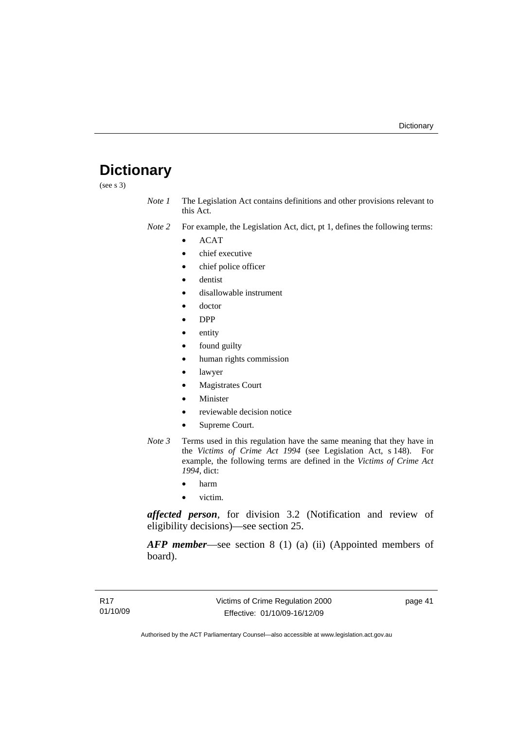# Dictionary

(see s 3)

*Note 1* The Legislation Act contains definitions and other provisions relevant to this Act.

*Note 2* For example, the Legislation Act, dict, pt 1, defines the following terms:

- ACAT
- chief executive
- chief police officer
- dentist
- disallowable instrument
- doctor
- DPP
- entity
- found guilty
- human rights commission
- lawyer
- Magistrates Court
- Minister
- reviewable decision notice
- Supreme Court.

*Note 3* Terms used in this regulation have the same meaning that they have in the *Victims of Crime Act 1994* (see Legislation Act, s 148). For example, the following terms are defined in the *Victims of Crime Act 1994*, dict:

- harm
- victim.

***affected person***, for division 3.2 (Notification and review of eligibility decisions)—see section 25.

***AFP member***—see section 8 (1) (a) (ii) (Appointed members of board).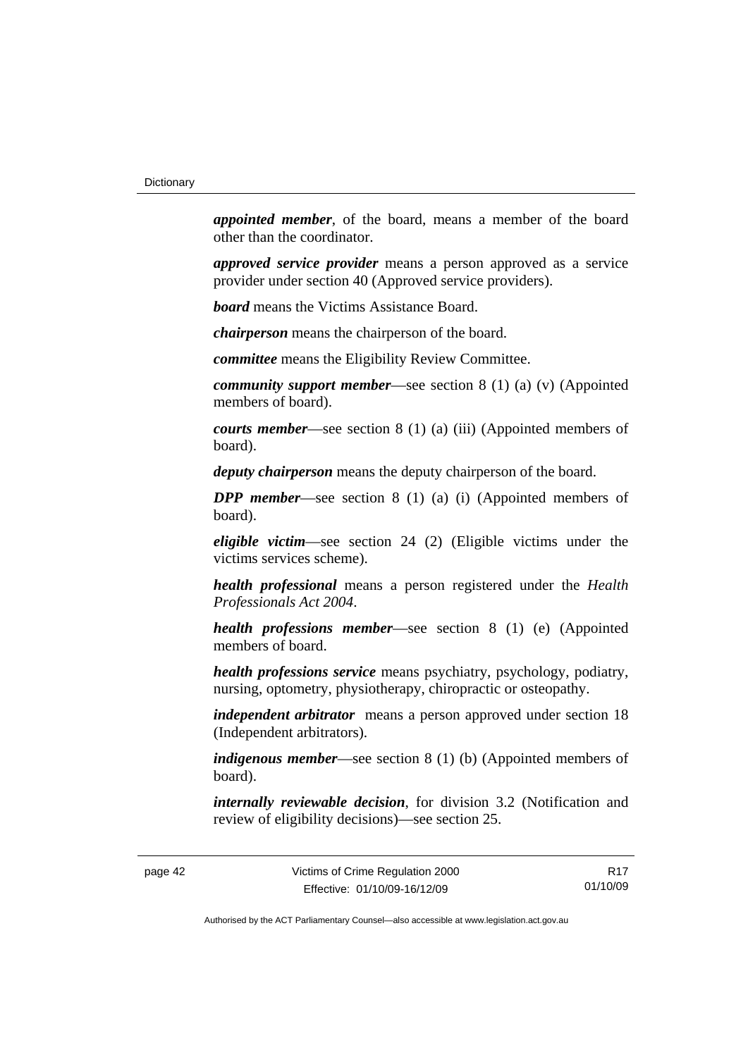***appointed member***, of the board, means a member of the board other than the coordinator.

***approved service provider*** means a person approved as a service provider under section 40 (Approved service providers).

***board*** means the Victims Assistance Board.

***chairperson*** means the chairperson of the board.

***committee*** means the Eligibility Review Committee.

***community support member***—see section 8 (1) (a) (v) (Appointed members of board).

***courts member***—see section 8 (1) (a) (iii) (Appointed members of board).

***deputy chairperson*** means the deputy chairperson of the board.

***DPP member***—see section 8 (1) (a) (i) (Appointed members of board).

***eligible victim***—see section 24 (2) (Eligible victims under the victims services scheme).

***health professional*** means a person registered under the *Health Professionals Act 2004*.

***health professions member***—see section 8 (1) (e) (Appointed members of board.

***health professions service*** means psychiatry, psychology, podiatry, nursing, optometry, physiotherapy, chiropractic or osteopathy.

***independent arbitrator*** means a person approved under section 18 (Independent arbitrators).

***indigenous member***—see section 8 (1) (b) (Appointed members of board).

***internally reviewable decision***, for division 3.2 (Notification and review of eligibility decisions)—see section 25.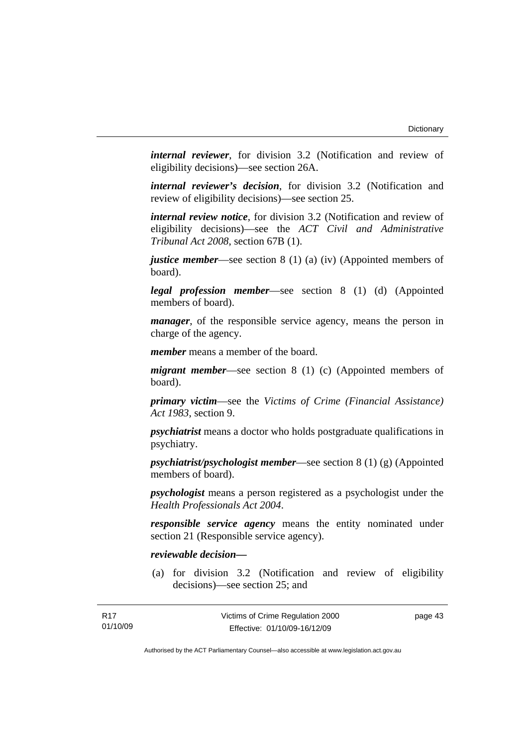***internal reviewer***, for division 3.2 (Notification and review of eligibility decisions)—see section 26A.

***internal reviewer's decision***, for division 3.2 (Notification and review of eligibility decisions)—see section 25.

***internal review notice***, for division 3.2 (Notification and review of eligibility decisions)—see the *ACT Civil and Administrative Tribunal Act 2008*, section 67B (1).

***justice member***—see section 8 (1) (a) (iv) (Appointed members of board).

***legal profession member***—see section 8 (1) (d) (Appointed members of board).

***manager***, of the responsible service agency, means the person in charge of the agency.

***member*** means a member of the board.

***migrant member***—see section 8 (1) (c) (Appointed members of board).

***primary victim***—see the *Victims of Crime (Financial Assistance) Act 1983*, section 9.

***psychiatrist*** means a doctor who holds postgraduate qualifications in psychiatry.

***psychiatrist/psychologist member***—see section 8 (1) (g) (Appointed members of board).

***psychologist*** means a person registered as a psychologist under the *Health Professionals Act 2004*.

***responsible service agency*** means the entity nominated under section 21 (Responsible service agency).

***reviewable decision—***

(a) for division 3.2 (Notification and review of eligibility decisions)—see section 25; and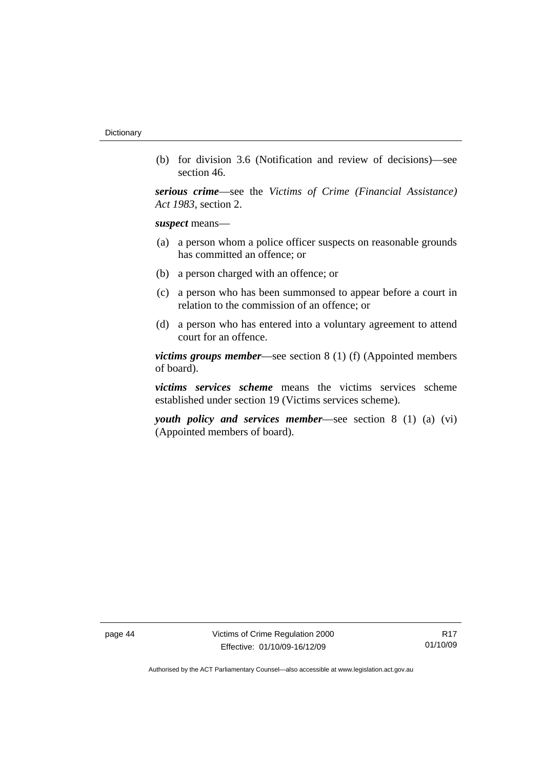(b) for division 3.6 (Notification and review of decisions)—see section 46.

***serious crime***—see the *Victims of Crime (Financial Assistance) Act 1983*, section 2.

***suspect*** means—

(a) a person whom a police officer suspects on reasonable grounds has committed an offence; or

(b) a person charged with an offence; or

(c) a person who has been summonsed to appear before a court in relation to the commission of an offence; or

(d) a person who has entered into a voluntary agreement to attend court for an offence.

***victims groups member***—see section 8 (1) (f) (Appointed members of board).

***victims services scheme*** means the victims services scheme established under section 19 (Victims services scheme).

***youth policy and services member***—see section 8 (1) (a) (vi) (Appointed members of board).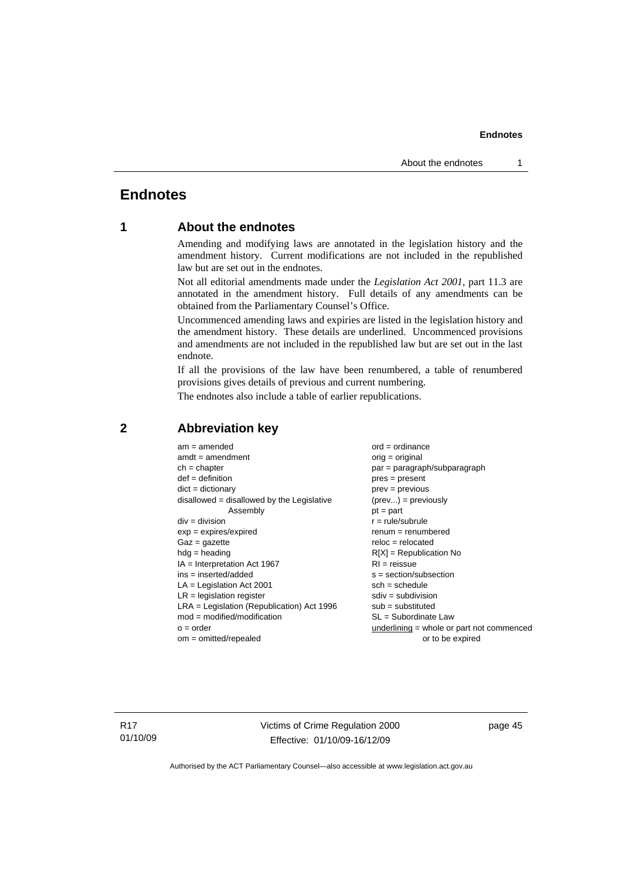# Endnotes

## 1 About the endnotes

Amending and modifying laws are annotated in the legislation history and the amendment history. Current modifications are not included in the republished law but are set out in the endnotes.

Not all editorial amendments made under the *Legislation Act 2001*, part 11.3 are annotated in the amendment history. Full details of any amendments can be obtained from the Parliamentary Counsel's Office.

Uncommenced amending laws and expiries are listed in the legislation history and the amendment history. These details are underlined. Uncommenced provisions and amendments are not included in the republished law but are set out in the last endnote.

If all the provisions of the law have been renumbered, a table of renumbered provisions gives details of previous and current numbering.

The endnotes also include a table of earlier republications.

## 2 Abbreviation key

am = amended
amdt = amendment
ch = chapter
def = definition
dict = dictionary
disallowed = disallowed by the Legislative Assembly
div = division
exp = expires/expired
Gaz = gazette
hdg = heading
IA = Interpretation Act 1967
ins = inserted/added
LA = Legislation Act 2001
LR = legislation register
LRA = Legislation (Republication) Act 1996
mod = modified/modification
o = order
om = omitted/repealed
ord = ordinance
orig = original
par = paragraph/subparagraph
pres = present
prev = previous
(prev...) = previously
pt = part
r = rule/subrule
renum = renumbered
reloc = relocated
R[X] = Republication No
RI = reissue
s = section/subsection
sch = schedule
sdiv = subdivision
sub = substituted
SL = Subordinate Law
<u>underlining</u> = whole or part not commenced or to be expired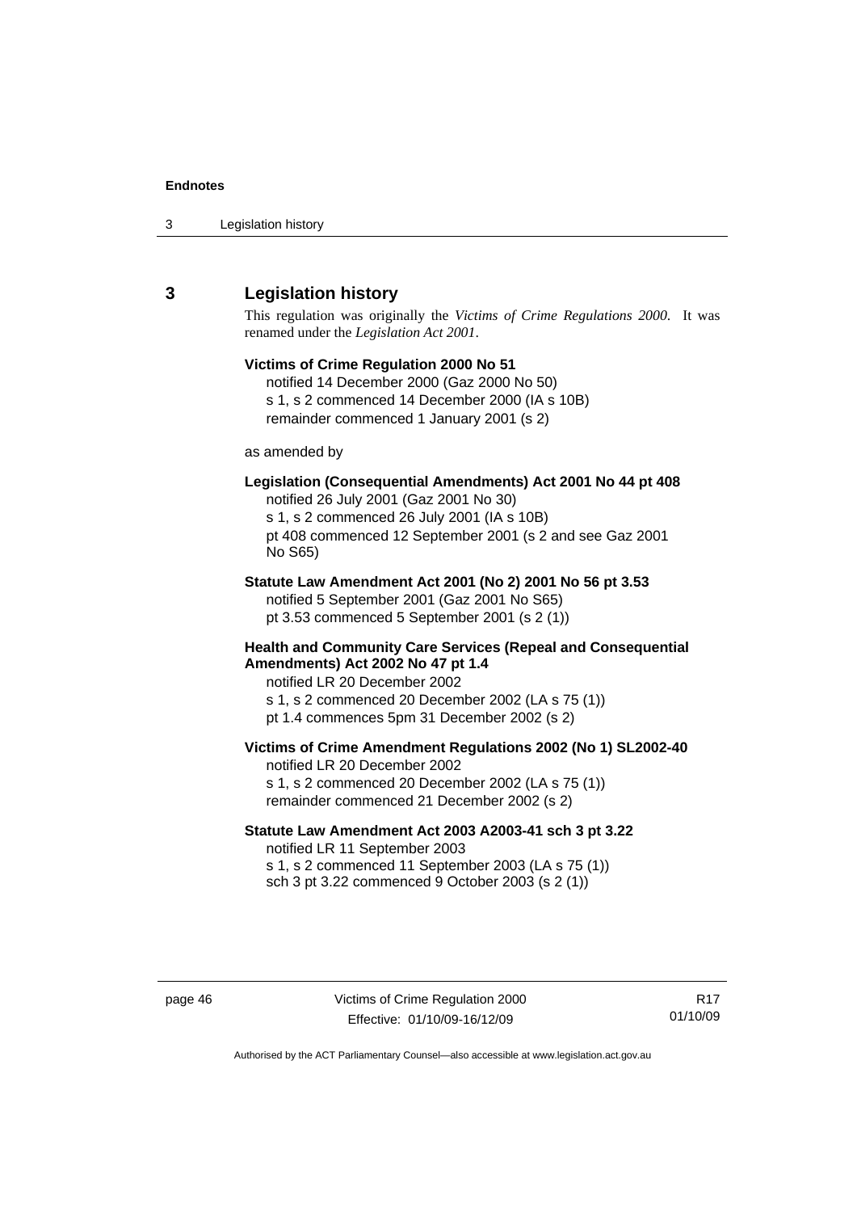## 3 Legislation history

This regulation was originally the *Victims of Crime Regulations 2000*. It was renamed under the *Legislation Act 2001*.

**Victims of Crime Regulation 2000 No 51**
notified 14 December 2000 (Gaz 2000 No 50)
s 1, s 2 commenced 14 December 2000 (IA s 10B)
remainder commenced 1 January 2001 (s 2)

as amended by

**Legislation (Consequential Amendments) Act 2001 No 44 pt 408**
notified 26 July 2001 (Gaz 2001 No 30)
s 1, s 2 commenced 26 July 2001 (IA s 10B)
pt 408 commenced 12 September 2001 (s 2 and see Gaz 2001 No S65)

**Statute Law Amendment Act 2001 (No 2) 2001 No 56 pt 3.53**
notified 5 September 2001 (Gaz 2001 No S65)
pt 3.53 commenced 5 September 2001 (s 2 (1))

**Health and Community Care Services (Repeal and Consequential Amendments) Act 2002 No 47 pt 1.4**
notified LR 20 December 2002
s 1, s 2 commenced 20 December 2002 (LA s 75 (1))
pt 1.4 commences 5pm 31 December 2002 (s 2)

**Victims of Crime Amendment Regulations 2002 (No 1) SL2002-40**
notified LR 20 December 2002
s 1, s 2 commenced 20 December 2002 (LA s 75 (1))
remainder commenced 21 December 2002 (s 2)

**Statute Law Amendment Act 2003 A2003-41 sch 3 pt 3.22**
notified LR 11 September 2003
s 1, s 2 commenced 11 September 2003 (LA s 75 (1))
sch 3 pt 3.22 commenced 9 October 2003 (s 2 (1))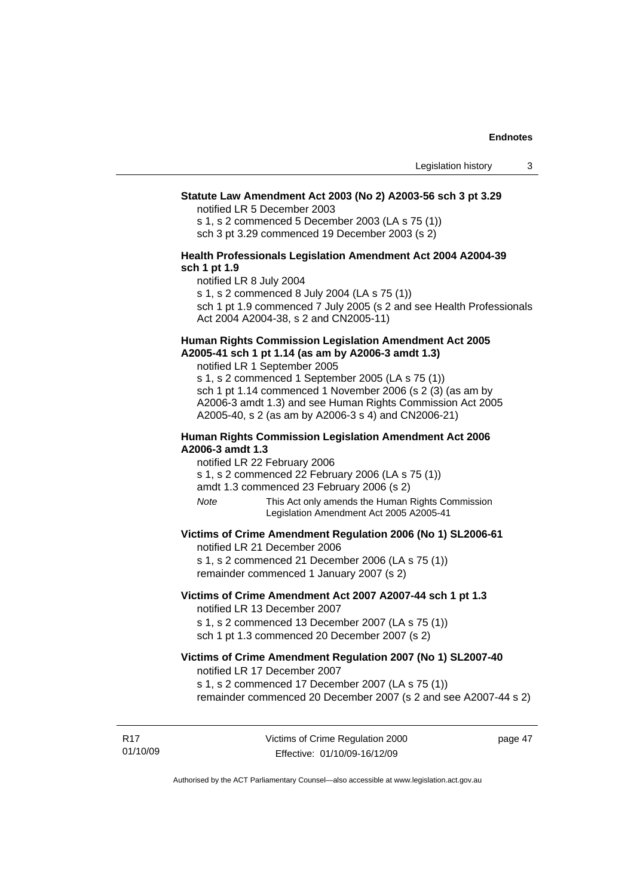**Statute Law Amendment Act 2003 (No 2) A2003-56 sch 3 pt 3.29**

notified LR 5 December 2003

s 1, s 2 commenced 5 December 2003 (LA s 75 (1))

sch 3 pt 3.29 commenced 19 December 2003 (s 2)

**Health Professionals Legislation Amendment Act 2004 A2004-39 sch 1 pt 1.9**

notified LR 8 July 2004

s 1, s 2 commenced 8 July 2004 (LA s 75 (1))

sch 1 pt 1.9 commenced 7 July 2005 (s 2 and see Health Professionals Act 2004 A2004-38, s 2 and CN2005-11)

**Human Rights Commission Legislation Amendment Act 2005 A2005-41 sch 1 pt 1.14 (as am by A2006-3 amdt 1.3)**

notified LR 1 September 2005

s 1, s 2 commenced 1 September 2005 (LA s 75 (1))

sch 1 pt 1.14 commenced 1 November 2006 (s 2 (3) (as am by A2006-3 amdt 1.3) and see Human Rights Commission Act 2005 A2005-40, s 2 (as am by A2006-3 s 4) and CN2006-21)

**Human Rights Commission Legislation Amendment Act 2006 A2006-3 amdt 1.3**

notified LR 22 February 2006

s 1, s 2 commenced 22 February 2006 (LA s 75 (1))

amdt 1.3 commenced 23 February 2006 (s 2)

*Note* This Act only amends the Human Rights Commission Legislation Amendment Act 2005 A2005-41

**Victims of Crime Amendment Regulation 2006 (No 1) SL2006-61**

notified LR 21 December 2006

s 1, s 2 commenced 21 December 2006 (LA s 75 (1))

remainder commenced 1 January 2007 (s 2)

**Victims of Crime Amendment Act 2007 A2007-44 sch 1 pt 1.3**

notified LR 13 December 2007

s 1, s 2 commenced 13 December 2007 (LA s 75 (1))

sch 1 pt 1.3 commenced 20 December 2007 (s 2)

**Victims of Crime Amendment Regulation 2007 (No 1) SL2007-40**

notified LR 17 December 2007

s 1, s 2 commenced 17 December 2007 (LA s 75 (1))

remainder commenced 20 December 2007 (s 2 and see A2007-44 s 2)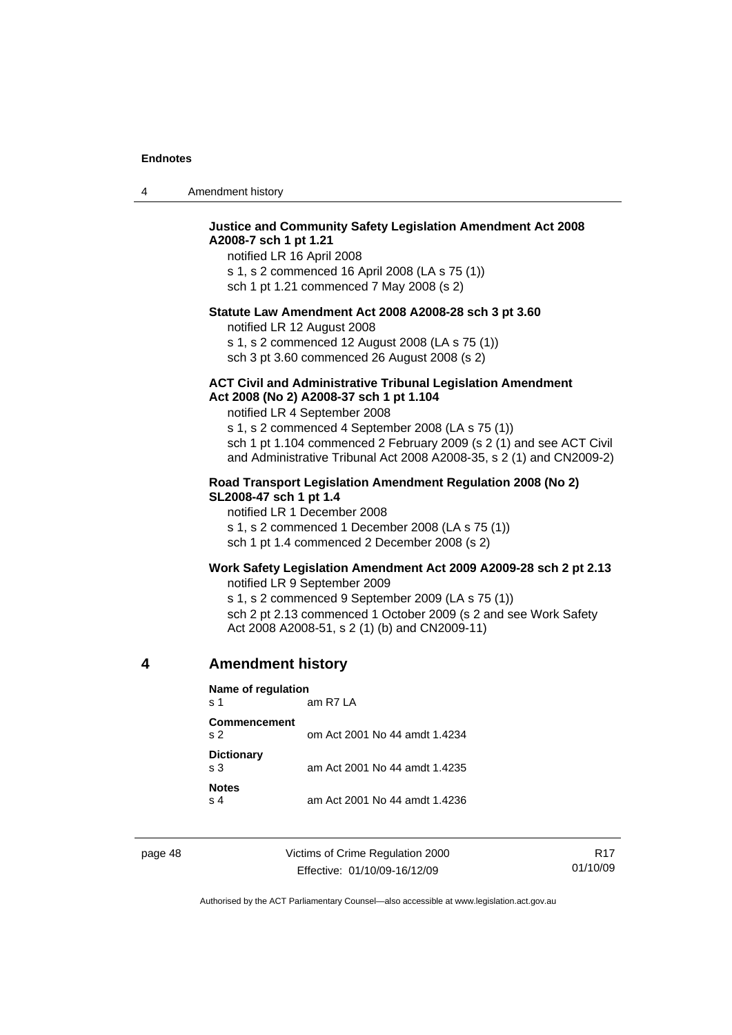**Justice and Community Safety Legislation Amendment Act 2008 A2008-7 sch 1 pt 1.21**

notified LR 16 April 2008

s 1, s 2 commenced 16 April 2008 (LA s 75 (1))

sch 1 pt 1.21 commenced 7 May 2008 (s 2)

**Statute Law Amendment Act 2008 A2008-28 sch 3 pt 3.60**

notified LR 12 August 2008

s 1, s 2 commenced 12 August 2008 (LA s 75 (1))

sch 3 pt 3.60 commenced 26 August 2008 (s 2)

**ACT Civil and Administrative Tribunal Legislation Amendment Act 2008 (No 2) A2008-37 sch 1 pt 1.104**

notified LR 4 September 2008

s 1, s 2 commenced 4 September 2008 (LA s 75 (1))

sch 1 pt 1.104 commenced 2 February 2009 (s 2 (1) and see ACT Civil and Administrative Tribunal Act 2008 A2008-35, s 2 (1) and CN2009-2)

**Road Transport Legislation Amendment Regulation 2008 (No 2) SL2008-47 sch 1 pt 1.4**

notified LR 1 December 2008

s 1, s 2 commenced 1 December 2008 (LA s 75 (1))

sch 1 pt 1.4 commenced 2 December 2008 (s 2)

**Work Safety Legislation Amendment Act 2009 A2009-28 sch 2 pt 2.13**

notified LR 9 September 2009

s 1, s 2 commenced 9 September 2009 (LA s 75 (1))

sch 2 pt 2.13 commenced 1 October 2009 (s 2 and see Work Safety Act 2008 A2008-51, s 2 (1) (b) and CN2009-11)

## 4 Amendment history

**Name of regulation**
s 1 am R7 LA

**Commencement**
s 2 om Act 2001 No 44 amdt 1.4234

**Dictionary**
s 3 am Act 2001 No 44 amdt 1.4235

**Notes**
s 4 am Act 2001 No 44 amdt 1.4236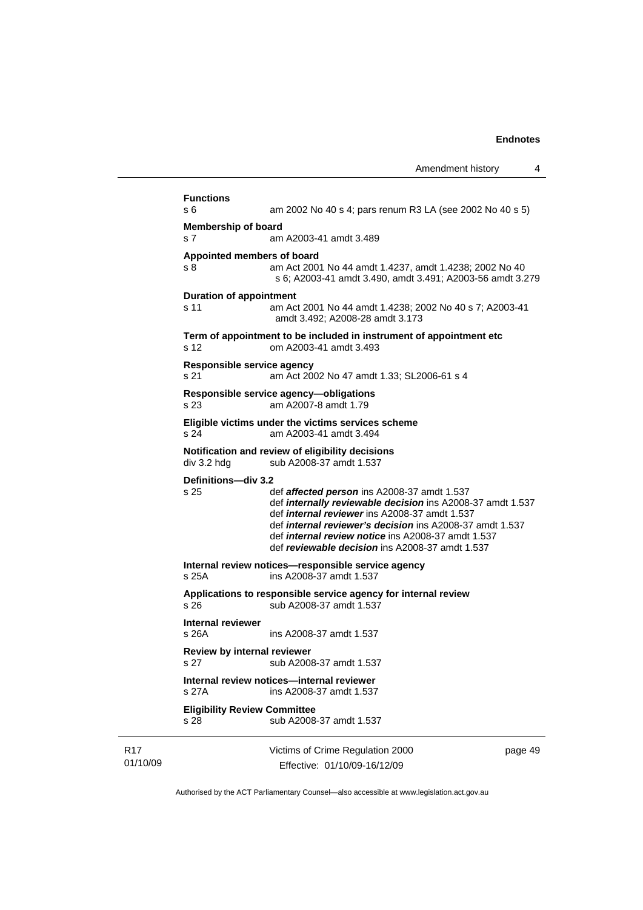**Functions**

s 6 am 2002 No 40 s 4; pars renum R3 LA (see 2002 No 40 s 5)

**Membership of board**

s 7 am A2003-41 amdt 3.489

**Appointed members of board**

s 8 am Act 2001 No 44 amdt 1.4237, amdt 1.4238; 2002 No 40 s 6; A2003-41 amdt 3.490, amdt 3.491; A2003-56 amdt 3.279

**Duration of appointment**

s 11 am Act 2001 No 44 amdt 1.4238; 2002 No 40 s 7; A2003-41 amdt 3.492; A2008-28 amdt 3.173

**Term of appointment to be included in instrument of appointment etc**

s 12 om A2003-41 amdt 3.493

**Responsible service agency**

s 21 am Act 2002 No 47 amdt 1.33; SL2006-61 s 4

**Responsible service agency—obligations**

s 23 am A2007-8 amdt 1.79

**Eligible victims under the victims services scheme**

s 24 am A2003-41 amdt 3.494

**Notification and review of eligibility decisions**

div 3.2 hdg sub A2008-37 amdt 1.537

**Definitions—div 3.2**

s 25 def ***affected person*** ins A2008-37 amdt 1.537
def ***internally reviewable decision*** ins A2008-37 amdt 1.537
def ***internal reviewer*** ins A2008-37 amdt 1.537
def ***internal reviewer's decision*** ins A2008-37 amdt 1.537
def ***internal review notice*** ins A2008-37 amdt 1.537
def ***reviewable decision*** ins A2008-37 amdt 1.537

**Internal review notices—responsible service agency**

s 25A ins A2008-37 amdt 1.537

**Applications to responsible service agency for internal review**

s 26 sub A2008-37 amdt 1.537

**Internal reviewer**

s 26A ins A2008-37 amdt 1.537

**Review by internal reviewer**

s 27 sub A2008-37 amdt 1.537

**Internal review notices—internal reviewer**

s 27A ins A2008-37 amdt 1.537

**Eligibility Review Committee**

s 28 sub A2008-37 amdt 1.537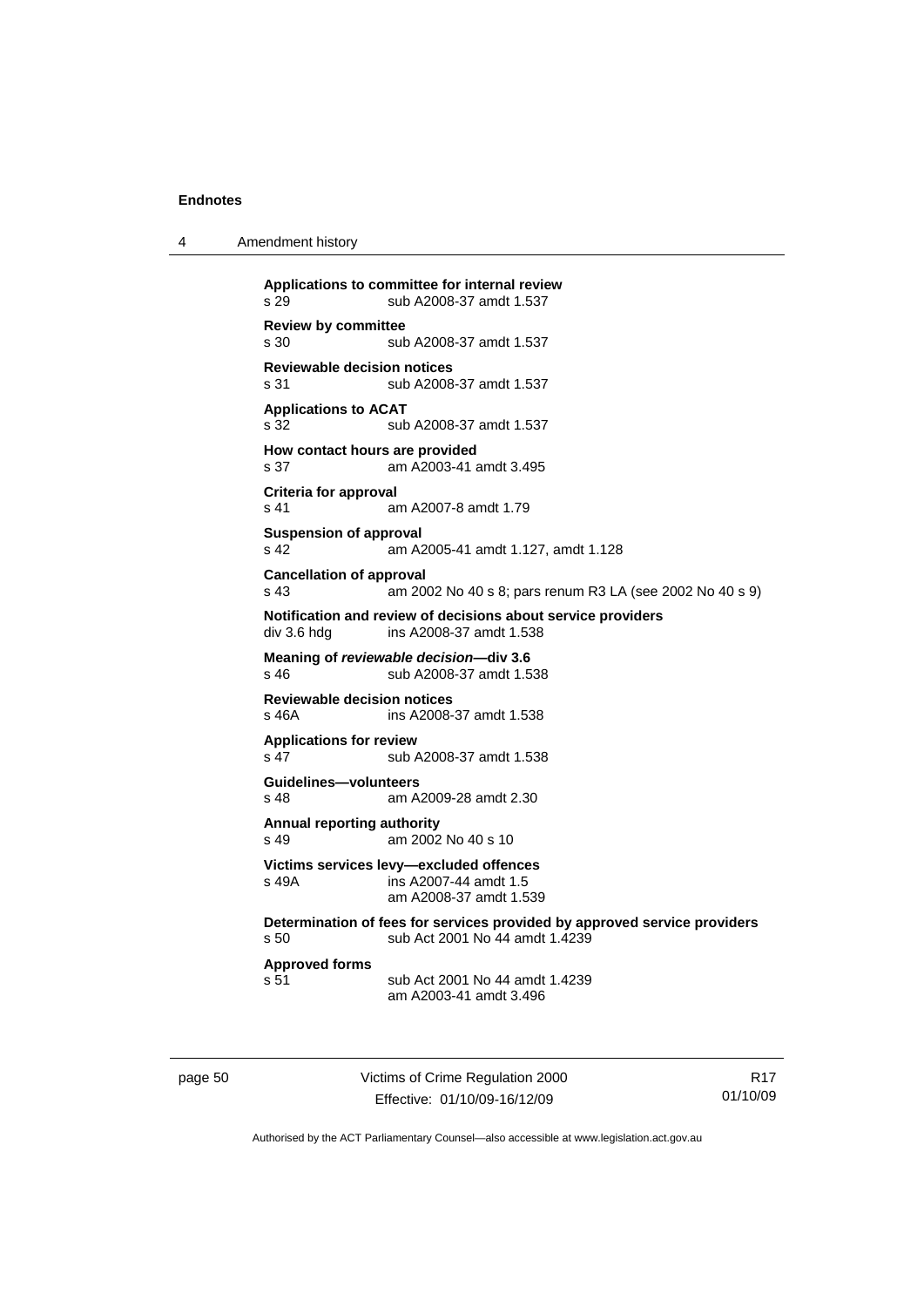**Applications to committee for internal review**
s 29 sub A2008-37 amdt 1.537

**Review by committee**
s 30 sub A2008-37 amdt 1.537

**Reviewable decision notices**
s 31 sub A2008-37 amdt 1.537

**Applications to ACAT**
s 32 sub A2008-37 amdt 1.537

**How contact hours are provided**
s 37 am A2003-41 amdt 3.495

**Criteria for approval**
s 41 am A2007-8 amdt 1.79

**Suspension of approval**
s 42 am A2005-41 amdt 1.127, amdt 1.128

**Cancellation of approval**
s 43 am 2002 No 40 s 8; pars renum R3 LA (see 2002 No 40 s 9)

**Notification and review of decisions about service providers**
div 3.6 hdg ins A2008-37 amdt 1.538

**Meaning of *reviewable decision*—div 3.6**
s 46 sub A2008-37 amdt 1.538

**Reviewable decision notices**
s 46A ins A2008-37 amdt 1.538

**Applications for review**
s 47 sub A2008-37 amdt 1.538

**Guidelines—volunteers**
s 48 am A2009-28 amdt 2.30

**Annual reporting authority**
s 49 am 2002 No 40 s 10

**Victims services levy—excluded offences**
s 49A ins A2007-44 amdt 1.5
am A2008-37 amdt 1.539

**Determination of fees for services provided by approved service providers**
s 50 sub Act 2001 No 44 amdt 1.4239

**Approved forms**
s 51 sub Act 2001 No 44 amdt 1.4239
am A2003-41 amdt 3.496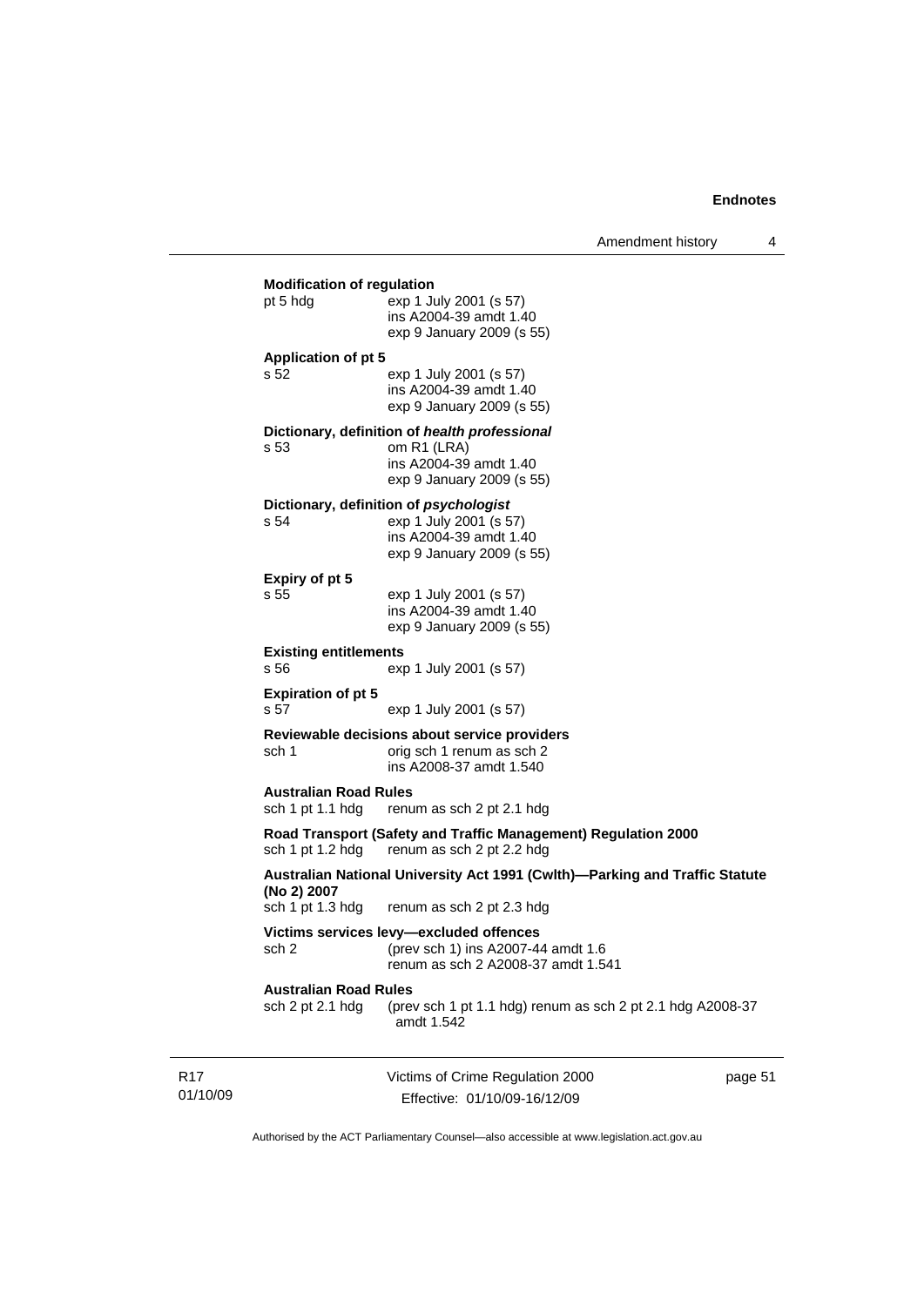**Modification of regulation**

pt 5 hdg exp 1 July 2001 (s 57)
ins A2004-39 amdt 1.40
exp 9 January 2009 (s 55)

**Application of pt 5**

s 52 exp 1 July 2001 (s 57)
ins A2004-39 amdt 1.40
exp 9 January 2009 (s 55)

**Dictionary, definition of *health professional***

s 53 om R1 (LRA)
ins A2004-39 amdt 1.40
exp 9 January 2009 (s 55)

**Dictionary, definition of *psychologist***

s 54 exp 1 July 2001 (s 57)
ins A2004-39 amdt 1.40
exp 9 January 2009 (s 55)

**Expiry of pt 5**

s 55 exp 1 July 2001 (s 57)
ins A2004-39 amdt 1.40
exp 9 January 2009 (s 55)

**Existing entitlements**

s 56 exp 1 July 2001 (s 57)

**Expiration of pt 5**

s 57 exp 1 July 2001 (s 57)

**Reviewable decisions about service providers**

sch 1 orig sch 1 renum as sch 2
ins A2008-37 amdt 1.540

**Australian Road Rules**

sch 1 pt 1.1 hdg renum as sch 2 pt 2.1 hdg

**Road Transport (Safety and Traffic Management) Regulation 2000**

sch 1 pt 1.2 hdg renum as sch 2 pt 2.2 hdg

**Australian National University Act 1991 (Cwlth)—Parking and Traffic Statute (No 2) 2007**

sch 1 pt 1.3 hdg renum as sch 2 pt 2.3 hdg

**Victims services levy—excluded offences**

sch 2 (prev sch 1) ins A2007-44 amdt 1.6
renum as sch 2 A2008-37 amdt 1.541

**Australian Road Rules**

sch 2 pt 2.1 hdg (prev sch 1 pt 1.1 hdg) renum as sch 2 pt 2.1 hdg A2008-37 amdt 1.542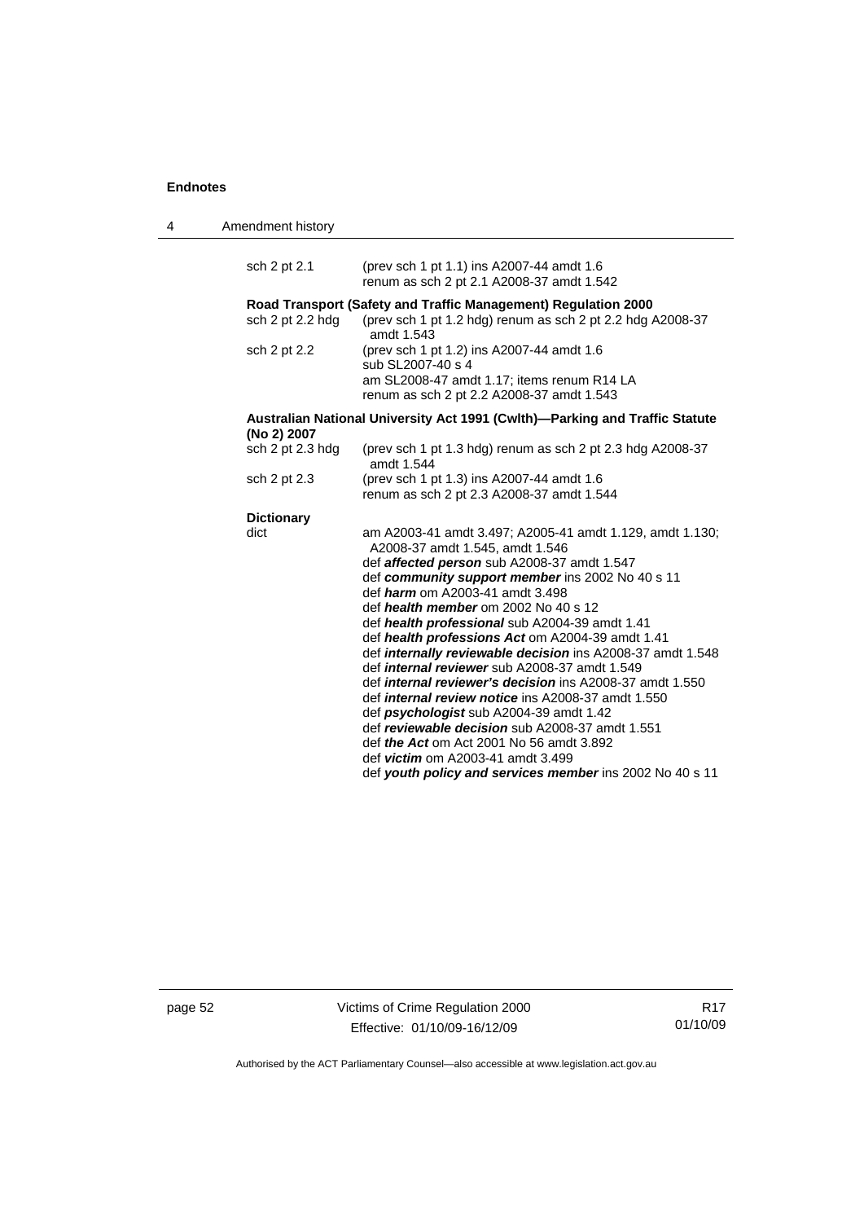| | |
|---|---|
| sch 2 pt 2.1 | (prev sch 1 pt 1.1) ins A2007-44 amdt 1.6<br>renum as sch 2 pt 2.1 A2008-37 amdt 1.542 |

**Road Transport (Safety and Traffic Management) Regulation 2000**

| | |
|---|---|
| sch 2 pt 2.2 hdg | (prev sch 1 pt 1.2 hdg) renum as sch 2 pt 2.2 hdg A2008-37 amdt 1.543 |
| sch 2 pt 2.2 | (prev sch 1 pt 1.2) ins A2007-44 amdt 1.6<br>sub SL2007-40 s 4<br>am SL2008-47 amdt 1.17; items renum R14 LA<br>renum as sch 2 pt 2.2 A2008-37 amdt 1.543 |

**Australian National University Act 1991 (Cwlth)—Parking and Traffic Statute (No 2) 2007**

| | |
|---|---|
| sch 2 pt 2.3 hdg | (prev sch 1 pt 1.3 hdg) renum as sch 2 pt 2.3 hdg A2008-37 amdt 1.544 |
| sch 2 pt 2.3 | (prev sch 1 pt 1.3) ins A2007-44 amdt 1.6<br>renum as sch 2 pt 2.3 A2008-37 amdt 1.544 |

**Dictionary**

| | |
|---|---|
| dict | am A2003-41 amdt 3.497; A2005-41 amdt 1.129, amdt 1.130; A2008-37 amdt 1.545, amdt 1.546<br>def ***affected person*** sub A2008-37 amdt 1.547<br>def ***community support member*** ins 2002 No 40 s 11<br>def ***harm*** om A2003-41 amdt 3.498<br>def ***health member*** om 2002 No 40 s 12<br>def ***health professional*** sub A2004-39 amdt 1.41<br>def ***health professions Act*** om A2004-39 amdt 1.41<br>def ***internally reviewable decision*** ins A2008-37 amdt 1.548<br>def ***internal reviewer*** sub A2008-37 amdt 1.549<br>def ***internal reviewer's decision*** ins A2008-37 amdt 1.550<br>def ***internal review notice*** ins A2008-37 amdt 1.550<br>def ***psychologist*** sub A2004-39 amdt 1.42<br>def ***reviewable decision*** sub A2008-37 amdt 1.551<br>def ***the Act*** om Act 2001 No 56 amdt 3.892<br>def ***victim*** om A2003-41 amdt 3.499<br>def ***youth policy and services member*** ins 2002 No 40 s 11 |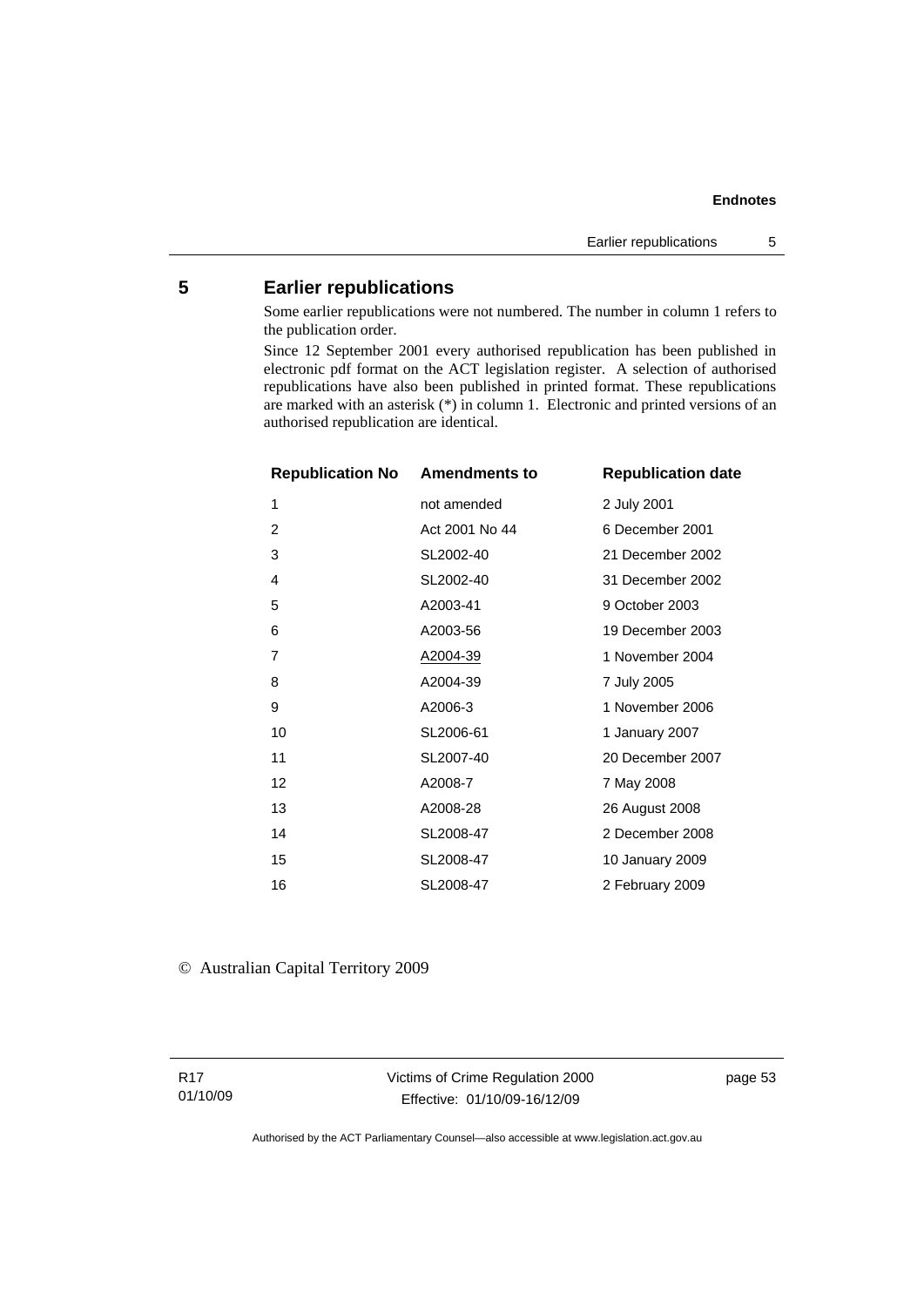## 5 Earlier republications

Some earlier republications were not numbered. The number in column 1 refers to the publication order.

Since 12 September 2001 every authorised republication has been published in electronic pdf format on the ACT legislation register. A selection of authorised republications have also been published in printed format. These republications are marked with an asterisk (*) in column 1. Electronic and printed versions of an authorised republication are identical.

| Republication No | Amendments to | Republication date |
|---|---|---|
| 1 | not amended | 2 July 2001 |
| 2 | Act 2001 No 44 | 6 December 2001 |
| 3 | SL2002-40 | 21 December 2002 |
| 4 | SL2002-40 | 31 December 2002 |
| 5 | A2003-41 | 9 October 2003 |
| 6 | A2003-56 | 19 December 2003 |
| 7 | A2004-39 | 1 November 2004 |
| 8 | A2004-39 | 7 July 2005 |
| 9 | A2006-3 | 1 November 2006 |
| 10 | SL2006-61 | 1 January 2007 |
| 11 | SL2007-40 | 20 December 2007 |
| 12 | A2008-7 | 7 May 2008 |
| 13 | A2008-28 | 26 August 2008 |
| 14 | SL2008-47 | 2 December 2008 |
| 15 | SL2008-47 | 10 January 2009 |
| 16 | SL2008-47 | 2 February 2009 |

© Australian Capital Territory 2009